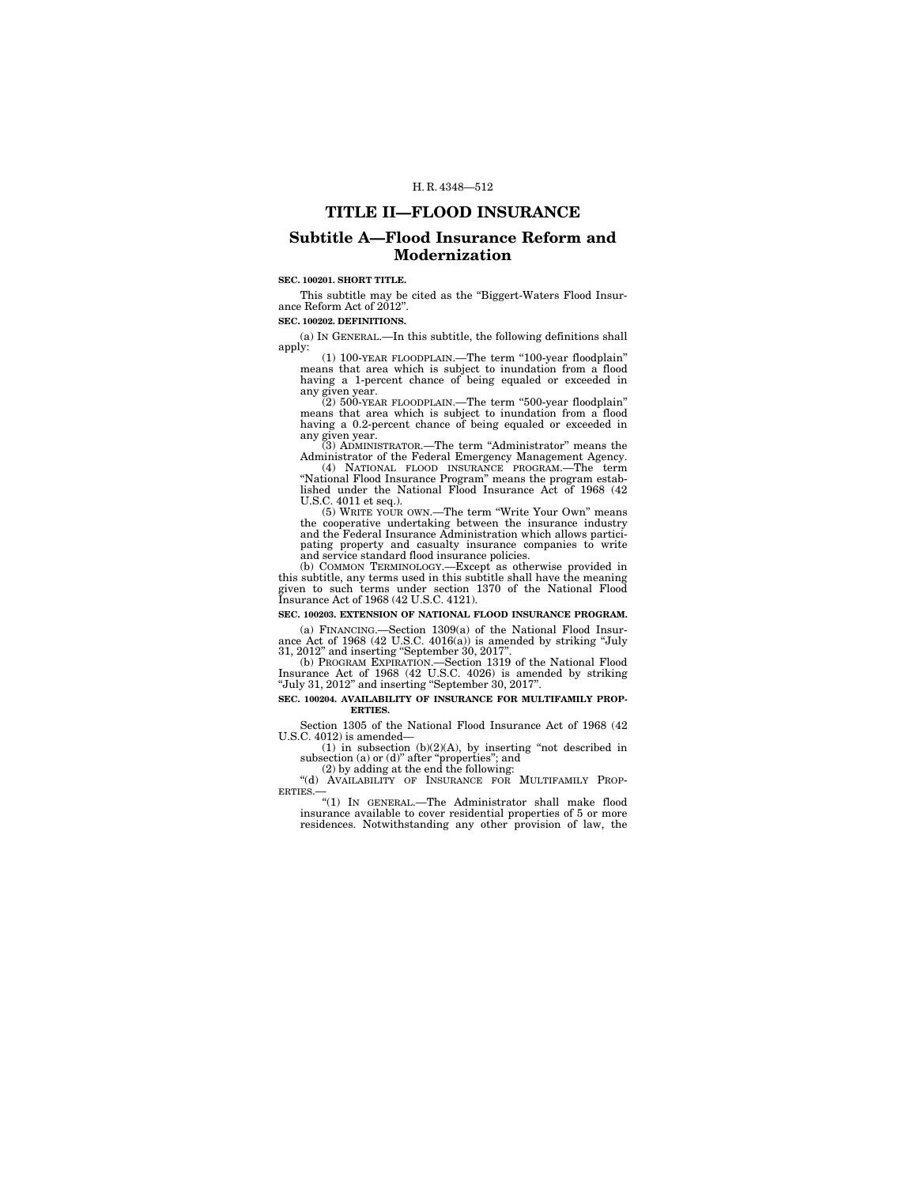# TITLE II—FLOOD INSURANCE

## Subtitle A—Flood Insurance Reform and Modernization

**SEC. 100201. SHORT TITLE.**

This subtitle may be cited as the "Biggert-Waters Flood Insurance Reform Act of 2012".

**SEC. 100202. DEFINITIONS.**

(a) IN GENERAL.—In this subtitle, the following definitions shall apply:

(1) 100-YEAR FLOODPLAIN.—The term "100-year floodplain" means that area which is subject to inundation from a flood having a 1-percent chance of being equaled or exceeded in any given year.

(2) 500-YEAR FLOODPLAIN.—The term "500-year floodplain" means that area which is subject to inundation from a flood having a 0.2-percent chance of being equaled or exceeded in any given year.

(3) ADMINISTRATOR.—The term "Administrator" means the Administrator of the Federal Emergency Management Agency.

(4) NATIONAL FLOOD INSURANCE PROGRAM.—The term "National Flood Insurance Program" means the program established under the National Flood Insurance Act of 1968 (42 U.S.C. 4011 et seq.).

(5) WRITE YOUR OWN.—The term "Write Your Own" means the cooperative undertaking between the insurance industry and the Federal Insurance Administration which allows participating property and casualty insurance companies to write and service standard flood insurance policies.

(b) COMMON TERMINOLOGY.—Except as otherwise provided in this subtitle, any terms used in this subtitle shall have the meaning given to such terms under section 1370 of the National Flood Insurance Act of 1968 (42 U.S.C. 4121).

**SEC. 100203. EXTENSION OF NATIONAL FLOOD INSURANCE PROGRAM.**

(a) FINANCING.—Section 1309(a) of the National Flood Insurance Act of 1968 (42 U.S.C. 4016(a)) is amended by striking "July 31, 2012" and inserting "September 30, 2017".

(b) PROGRAM EXPIRATION.—Section 1319 of the National Flood Insurance Act of 1968 (42 U.S.C. 4026) is amended by striking "July 31, 2012" and inserting "September 30, 2017".

**SEC. 100204. AVAILABILITY OF INSURANCE FOR MULTIFAMILY PROPERTIES.**

Section 1305 of the National Flood Insurance Act of 1968 (42 U.S.C. 4012) is amended—

(1) in subsection (b)(2)(A), by inserting "not described in subsection (a) or (d)" after "properties"; and

(2) by adding at the end the following:

"(d) AVAILABILITY OF INSURANCE FOR MULTIFAMILY PROPERTIES.—

"(1) IN GENERAL.—The Administrator shall make flood insurance available to cover residential properties of 5 or more residences. Notwithstanding any other provision of law, the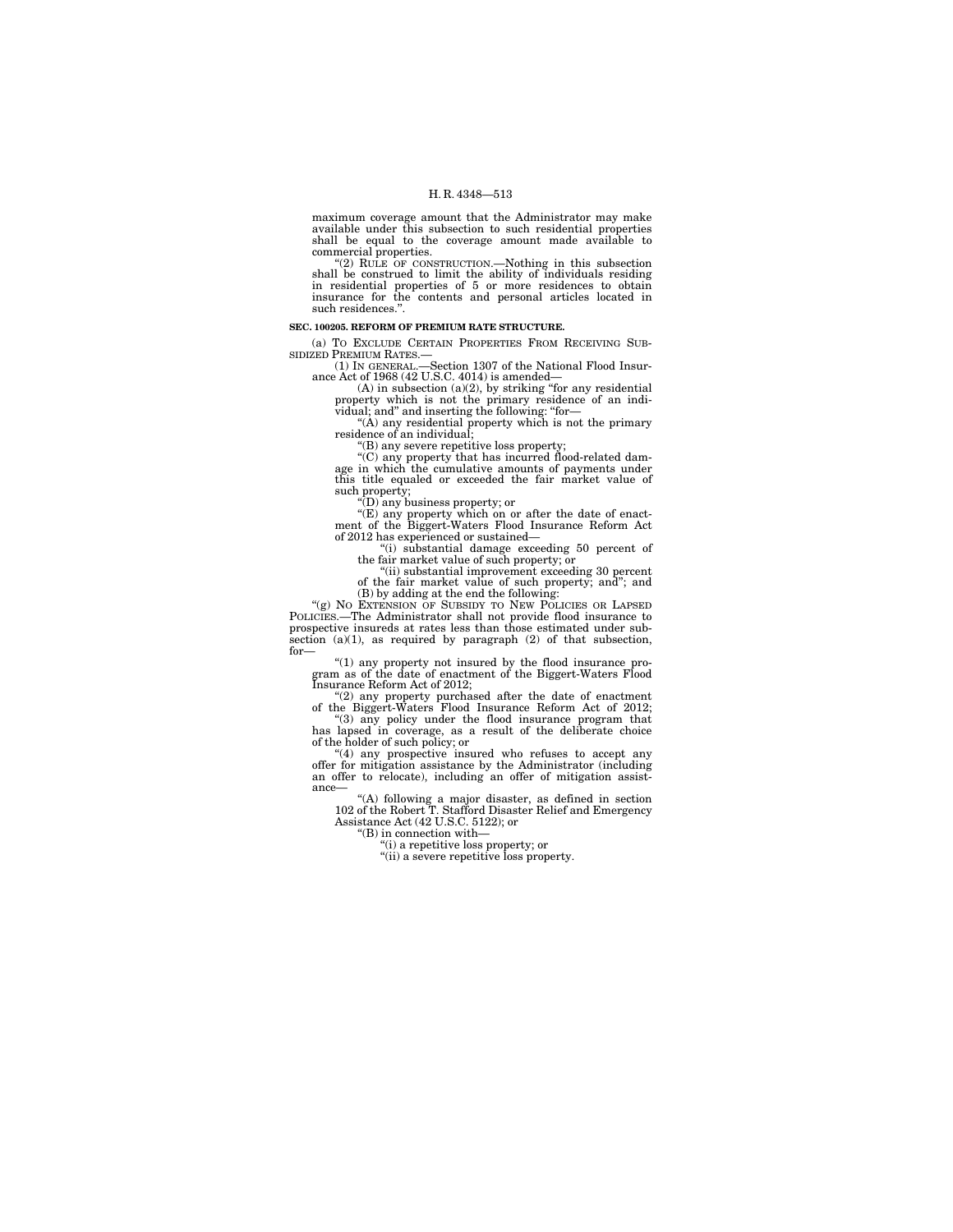maximum coverage amount that the Administrator may make available under this subsection to such residential properties shall be equal to the coverage amount made available to commercial properties.

"(2) RULE OF CONSTRUCTION.—Nothing in this subsection shall be construed to limit the ability of individuals residing in residential properties of 5 or more residences to obtain insurance for the contents and personal articles located in such residences.".

**SEC. 100205. REFORM OF PREMIUM RATE STRUCTURE.**

(a) TO EXCLUDE CERTAIN PROPERTIES FROM RECEIVING SUBSIDIZED PREMIUM RATES.—

(1) IN GENERAL.—Section 1307 of the National Flood Insurance Act of 1968 (42 U.S.C. 4014) is amended—

(A) in subsection (a)(2), by striking "for any residential property which is not the primary residence of an individual; and" and inserting the following: "for—

"(A) any residential property which is not the primary residence of an individual;

"(B) any severe repetitive loss property;

"(C) any property that has incurred flood-related damage in which the cumulative amounts of payments under this title equaled or exceeded the fair market value of such property;

"(D) any business property; or

"(E) any property which on or after the date of enactment of the Biggert-Waters Flood Insurance Reform Act of 2012 has experienced or sustained—

"(i) substantial damage exceeding 50 percent of the fair market value of such property; or

"(ii) substantial improvement exceeding 30 percent of the fair market value of such property; and"; and

(B) by adding at the end the following:

"(g) NO EXTENSION OF SUBSIDY TO NEW POLICIES OR LAPSED POLICIES.—The Administrator shall not provide flood insurance to prospective insureds at rates less than those estimated under subsection (a)(1), as required by paragraph (2) of that subsection, for—

"(1) any property not insured by the flood insurance program as of the date of enactment of the Biggert-Waters Flood Insurance Reform Act of 2012;

"(2) any property purchased after the date of enactment of the Biggert-Waters Flood Insurance Reform Act of 2012;

"(3) any policy under the flood insurance program that has lapsed in coverage, as a result of the deliberate choice of the holder of such policy; or

"(4) any prospective insured who refuses to accept any offer for mitigation assistance by the Administrator (including an offer to relocate), including an offer of mitigation assistance—

"(A) following a major disaster, as defined in section 102 of the Robert T. Stafford Disaster Relief and Emergency Assistance Act (42 U.S.C. 5122); or

"(B) in connection with—

"(i) a repetitive loss property; or

"(ii) a severe repetitive loss property.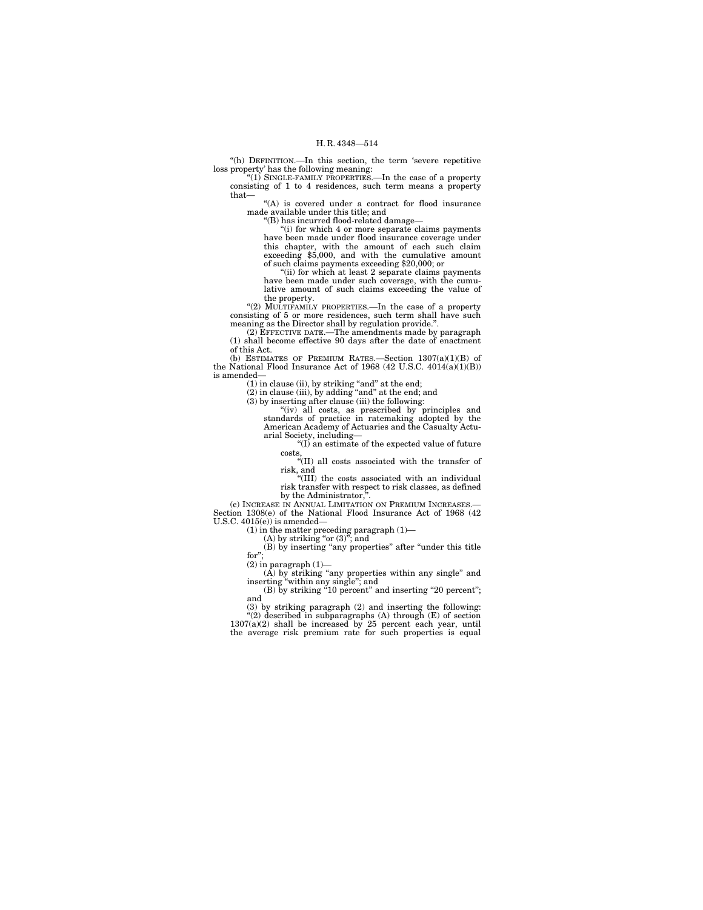"(h) DEFINITION.—In this section, the term 'severe repetitive loss property' has the following meaning:

"(1) SINGLE-FAMILY PROPERTIES.—In the case of a property consisting of 1 to 4 residences, such term means a property that—

"(A) is covered under a contract for flood insurance made available under this title; and

"(B) has incurred flood-related damage—

"(i) for which 4 or more separate claims payments have been made under flood insurance coverage under this chapter, with the amount of each such claim exceeding $5,000, and with the cumulative amount of such claims payments exceeding $20,000; or

"(ii) for which at least 2 separate claims payments have been made under such coverage, with the cumulative amount of such claims exceeding the value of the property.

"(2) MULTIFAMILY PROPERTIES.—In the case of a property consisting of 5 or more residences, such term shall have such meaning as the Director shall by regulation provide.".

(2) EFFECTIVE DATE.—The amendments made by paragraph (1) shall become effective 90 days after the date of enactment of this Act.

(b) ESTIMATES OF PREMIUM RATES.—Section 1307(a)(1)(B) of the National Flood Insurance Act of 1968 (42 U.S.C. 4014(a)(1)(B)) is amended—

(1) in clause (ii), by striking "and" at the end;

(2) in clause (iii), by adding "and" at the end; and

(3) by inserting after clause (iii) the following:

"(iv) all costs, as prescribed by principles and standards of practice in ratemaking adopted by the American Academy of Actuaries and the Casualty Actuarial Society, including—

"(I) an estimate of the expected value of future costs,

"(II) all costs associated with the transfer of risk, and

"(III) the costs associated with an individual risk transfer with respect to risk classes, as defined by the Administrator,".

(c) INCREASE IN ANNUAL LIMITATION ON PREMIUM INCREASES.—Section 1308(e) of the National Flood Insurance Act of 1968 (42 U.S.C. 4015(e)) is amended—

(1) in the matter preceding paragraph (1)—

(A) by striking "or (3)"; and

(B) by inserting "any properties" after "under this title for";

(2) in paragraph (1)—

(A) by striking "any properties within any single" and inserting "within any single"; and

(B) by striking "10 percent" and inserting "20 percent"; and

(3) by striking paragraph (2) and inserting the following:

"(2) described in subparagraphs (A) through (E) of section 1307(a)(2) shall be increased by 25 percent each year, until the average risk premium rate for such properties is equal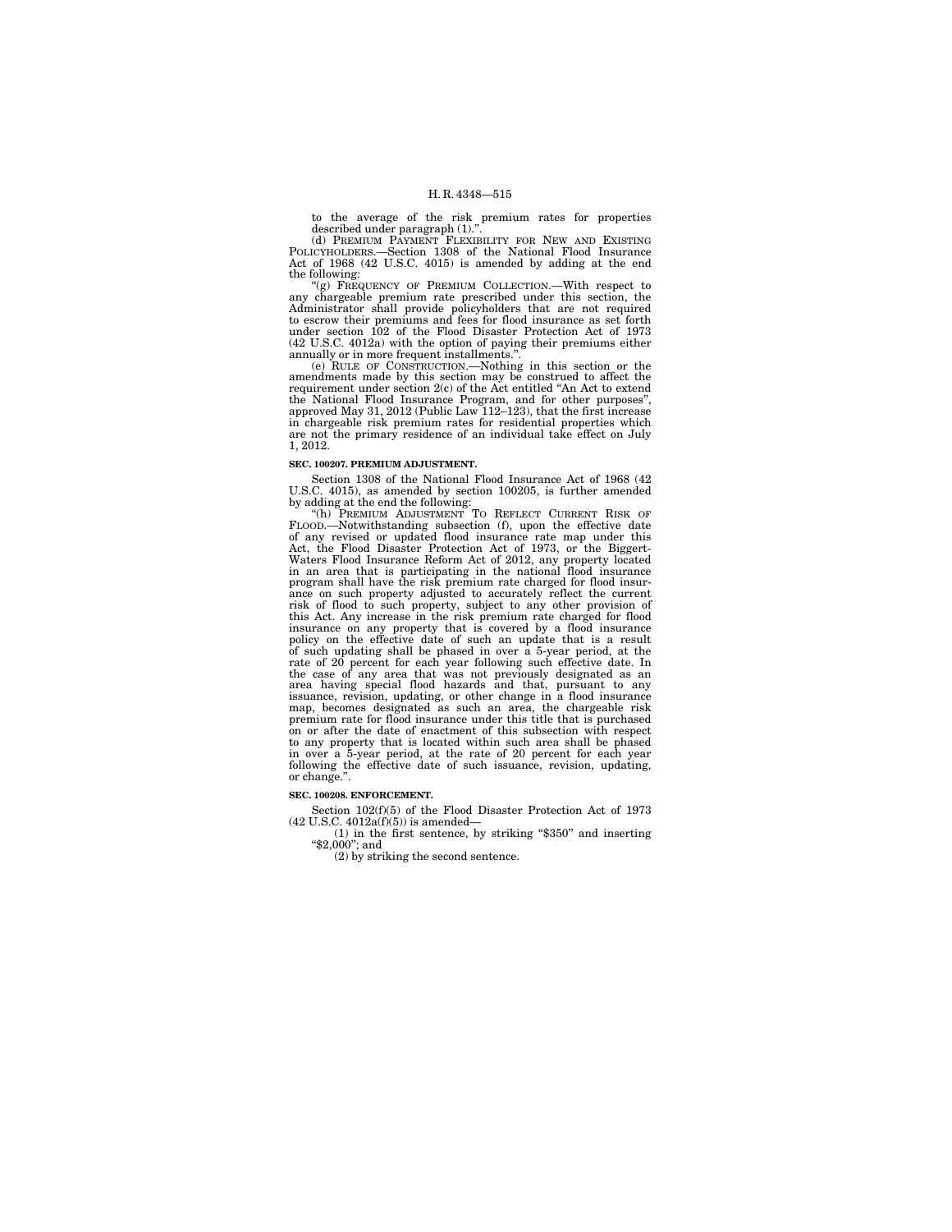to the average of the risk premium rates for properties described under paragraph (1).".

(d) PREMIUM PAYMENT FLEXIBILITY FOR NEW AND EXISTING POLICYHOLDERS.—Section 1308 of the National Flood Insurance Act of 1968 (42 U.S.C. 4015) is amended by adding at the end the following:

"(g) FREQUENCY OF PREMIUM COLLECTION.—With respect to any chargeable premium rate prescribed under this section, the Administrator shall provide policyholders that are not required to escrow their premiums and fees for flood insurance as set forth under section 102 of the Flood Disaster Protection Act of 1973 (42 U.S.C. 4012a) with the option of paying their premiums either annually or in more frequent installments.".

(e) RULE OF CONSTRUCTION.—Nothing in this section or the amendments made by this section may be construed to affect the requirement under section 2(c) of the Act entitled "An Act to extend the National Flood Insurance Program, and for other purposes", approved May 31, 2012 (Public Law 112–123), that the first increase in chargeable risk premium rates for residential properties which are not the primary residence of an individual take effect on July 1, 2012.

**SEC. 100207. PREMIUM ADJUSTMENT.**

Section 1308 of the National Flood Insurance Act of 1968 (42 U.S.C. 4015), as amended by section 100205, is further amended by adding at the end the following:

"(h) PREMIUM ADJUSTMENT TO REFLECT CURRENT RISK OF FLOOD.—Notwithstanding subsection (f), upon the effective date of any revised or updated flood insurance rate map under this Act, the Flood Disaster Protection Act of 1973, or the Biggert-Waters Flood Insurance Reform Act of 2012, any property located in an area that is participating in the national flood insurance program shall have the risk premium rate charged for flood insurance on such property adjusted to accurately reflect the current risk of flood to such property, subject to any other provision of this Act. Any increase in the risk premium rate charged for flood insurance on any property that is covered by a flood insurance policy on the effective date of such an update that is a result of such updating shall be phased in over a 5-year period, at the rate of 20 percent for each year following such effective date. In the case of any area that was not previously designated as an area having special flood hazards and that, pursuant to any issuance, revision, updating, or other change in a flood insurance map, becomes designated as such an area, the chargeable risk premium rate for flood insurance under this title that is purchased on or after the date of enactment of this subsection with respect to any property that is located within such area shall be phased in over a 5-year period, at the rate of 20 percent for each year following the effective date of such issuance, revision, updating, or change.".

**SEC. 100208. ENFORCEMENT.**

Section 102(f)(5) of the Flood Disaster Protection Act of 1973 (42 U.S.C. 4012a(f)(5)) is amended—

(1) in the first sentence, by striking "$350" and inserting "$2,000"; and

(2) by striking the second sentence.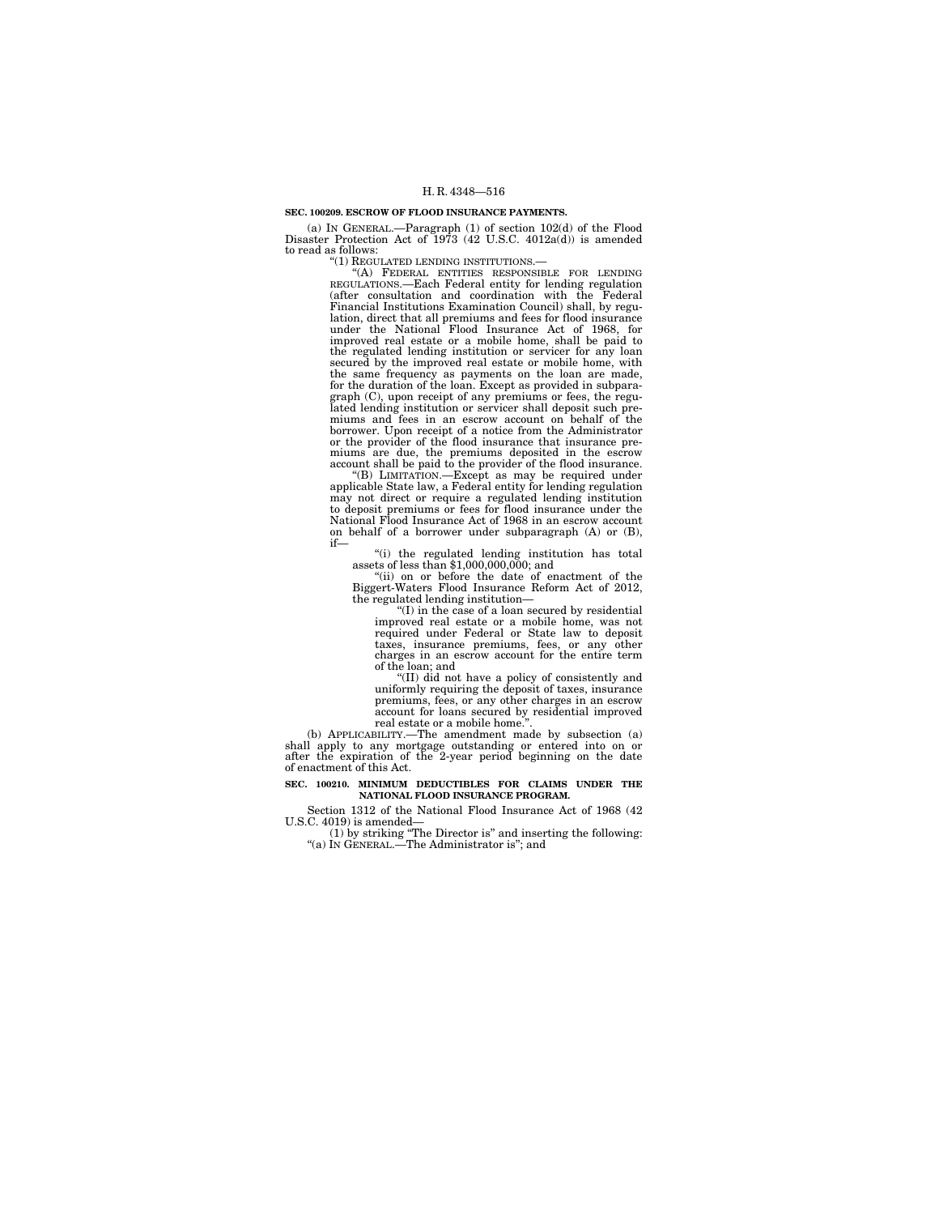**SEC. 100209. ESCROW OF FLOOD INSURANCE PAYMENTS.**

(a) IN GENERAL.—Paragraph (1) of section 102(d) of the Flood Disaster Protection Act of 1973 (42 U.S.C. 4012a(d)) is amended to read as follows:

"(1) REGULATED LENDING INSTITUTIONS.—

"(A) FEDERAL ENTITIES RESPONSIBLE FOR LENDING REGULATIONS.—Each Federal entity for lending regulation (after consultation and coordination with the Federal Financial Institutions Examination Council) shall, by regulation, direct that all premiums and fees for flood insurance under the National Flood Insurance Act of 1968, for improved real estate or a mobile home, shall be paid to the regulated lending institution or servicer for any loan secured by the improved real estate or mobile home, with the same frequency as payments on the loan are made, for the duration of the loan. Except as provided in subparagraph (C), upon receipt of any premiums or fees, the regulated lending institution or servicer shall deposit such premiums and fees in an escrow account on behalf of the borrower. Upon receipt of a notice from the Administrator or the provider of the flood insurance that insurance premiums are due, the premiums deposited in the escrow account shall be paid to the provider of the flood insurance.

"(B) LIMITATION.—Except as may be required under applicable State law, a Federal entity for lending regulation may not direct or require a regulated lending institution to deposit premiums or fees for flood insurance under the National Flood Insurance Act of 1968 in an escrow account on behalf of a borrower under subparagraph (A) or (B), if—

"(i) the regulated lending institution has total assets of less than $1,000,000,000; and

"(ii) on or before the date of enactment of the Biggert-Waters Flood Insurance Reform Act of 2012, the regulated lending institution—

"(I) in the case of a loan secured by residential improved real estate or a mobile home, was not required under Federal or State law to deposit taxes, insurance premiums, fees, or any other charges in an escrow account for the entire term of the loan; and

"(II) did not have a policy of consistently and uniformly requiring the deposit of taxes, insurance premiums, fees, or any other charges in an escrow account for loans secured by residential improved real estate or a mobile home.".

(b) APPLICABILITY.—The amendment made by subsection (a) shall apply to any mortgage outstanding or entered into on or after the expiration of the 2-year period beginning on the date of enactment of this Act.

**SEC. 100210. MINIMUM DEDUCTIBLES FOR CLAIMS UNDER THE NATIONAL FLOOD INSURANCE PROGRAM.**

Section 1312 of the National Flood Insurance Act of 1968 (42 U.S.C. 4019) is amended—

(1) by striking "The Director is" and inserting the following:

"(a) IN GENERAL.—The Administrator is"; and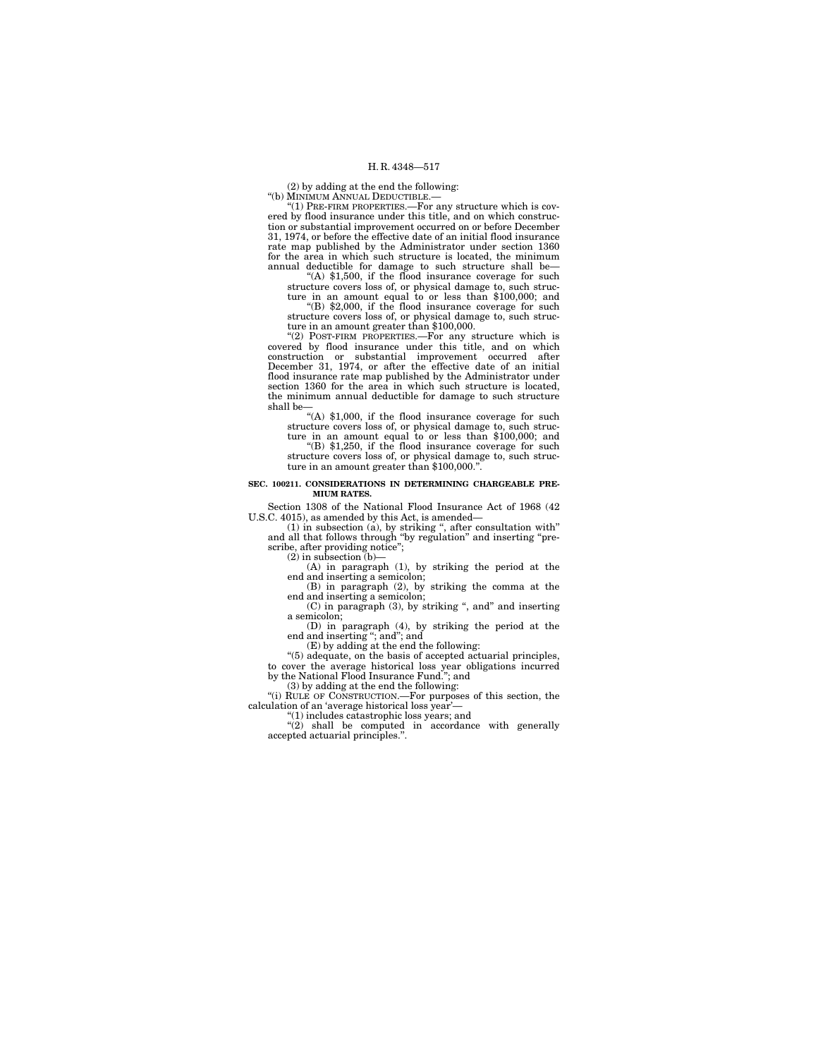(2) by adding at the end the following:

"(b) MINIMUM ANNUAL DEDUCTIBLE.—

"(1) PRE-FIRM PROPERTIES.—For any structure which is covered by flood insurance under this title, and on which construction or substantial improvement occurred on or before December 31, 1974, or before the effective date of an initial flood insurance rate map published by the Administrator under section 1360 for the area in which such structure is located, the minimum annual deductible for damage to such structure shall be—

"(A) $1,500, if the flood insurance coverage for such structure covers loss of, or physical damage to, such structure in an amount equal to or less than $100,000; and

"(B) $2,000, if the flood insurance coverage for such structure covers loss of, or physical damage to, such structure in an amount greater than $100,000.

"(2) POST-FIRM PROPERTIES.—For any structure which is covered by flood insurance under this title, and on which construction or substantial improvement occurred after December 31, 1974, or after the effective date of an initial flood insurance rate map published by the Administrator under section 1360 for the area in which such structure is located, the minimum annual deductible for damage to such structure shall be—

"(A) $1,000, if the flood insurance coverage for such structure covers loss of, or physical damage to, such structure in an amount equal to or less than $100,000; and

"(B) $1,250, if the flood insurance coverage for such structure covers loss of, or physical damage to, such structure in an amount greater than $100,000.".

**SEC. 100211. CONSIDERATIONS IN DETERMINING CHARGEABLE PREMIUM RATES.**

Section 1308 of the National Flood Insurance Act of 1968 (42 U.S.C. 4015), as amended by this Act, is amended—

(1) in subsection (a), by striking ", after consultation with" and all that follows through "by regulation" and inserting "prescribe, after providing notice";

(2) in subsection (b)—

(A) in paragraph (1), by striking the period at the end and inserting a semicolon;

(B) in paragraph (2), by striking the comma at the end and inserting a semicolon;

(C) in paragraph (3), by striking ", and" and inserting a semicolon;

(D) in paragraph (4), by striking the period at the end and inserting "; and"; and

(E) by adding at the end the following:

"(5) adequate, on the basis of accepted actuarial principles, to cover the average historical loss year obligations incurred by the National Flood Insurance Fund."; and

(3) by adding at the end the following:

"(i) RULE OF CONSTRUCTION.—For purposes of this section, the calculation of an 'average historical loss year'—

"(1) includes catastrophic loss years; and

"(2) shall be computed in accordance with generally accepted actuarial principles.".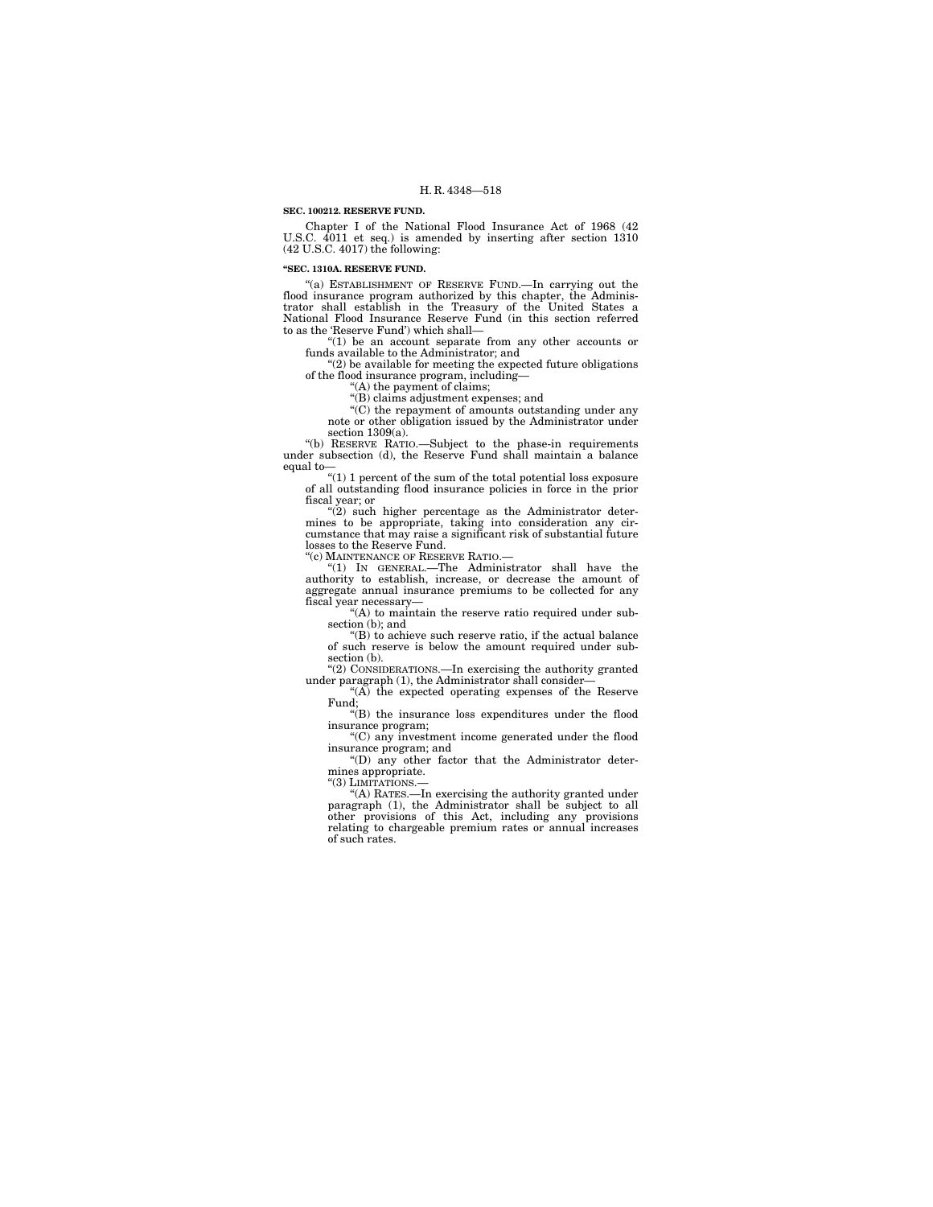**SEC. 100212. RESERVE FUND.**

Chapter I of the National Flood Insurance Act of 1968 (42 U.S.C. 4011 et seq.) is amended by inserting after section 1310 (42 U.S.C. 4017) the following:

**"SEC. 1310A. RESERVE FUND.**

"(a) ESTABLISHMENT OF RESERVE FUND.—In carrying out the flood insurance program authorized by this chapter, the Administrator shall establish in the Treasury of the United States a National Flood Insurance Reserve Fund (in this section referred to as the 'Reserve Fund') which shall—

"(1) be an account separate from any other accounts or funds available to the Administrator; and

"(2) be available for meeting the expected future obligations of the flood insurance program, including—

"(A) the payment of claims;

"(B) claims adjustment expenses; and

"(C) the repayment of amounts outstanding under any note or other obligation issued by the Administrator under section 1309(a).

"(b) RESERVE RATIO.—Subject to the phase-in requirements under subsection (d), the Reserve Fund shall maintain a balance equal to—

"(1) 1 percent of the sum of the total potential loss exposure of all outstanding flood insurance policies in force in the prior fiscal year; or

"(2) such higher percentage as the Administrator determines to be appropriate, taking into consideration any circumstance that may raise a significant risk of substantial future losses to the Reserve Fund.

"(c) MAINTENANCE OF RESERVE RATIO.—

"(1) IN GENERAL.—The Administrator shall have the authority to establish, increase, or decrease the amount of aggregate annual insurance premiums to be collected for any fiscal year necessary—

"(A) to maintain the reserve ratio required under subsection (b); and

"(B) to achieve such reserve ratio, if the actual balance of such reserve is below the amount required under subsection (b).

"(2) CONSIDERATIONS.—In exercising the authority granted under paragraph (1), the Administrator shall consider—

"(A) the expected operating expenses of the Reserve Fund;

"(B) the insurance loss expenditures under the flood insurance program;

"(C) any investment income generated under the flood insurance program; and

"(D) any other factor that the Administrator determines appropriate.

"(3) LIMITATIONS.—

"(A) RATES.—In exercising the authority granted under paragraph (1), the Administrator shall be subject to all other provisions of this Act, including any provisions relating to chargeable premium rates or annual increases of such rates.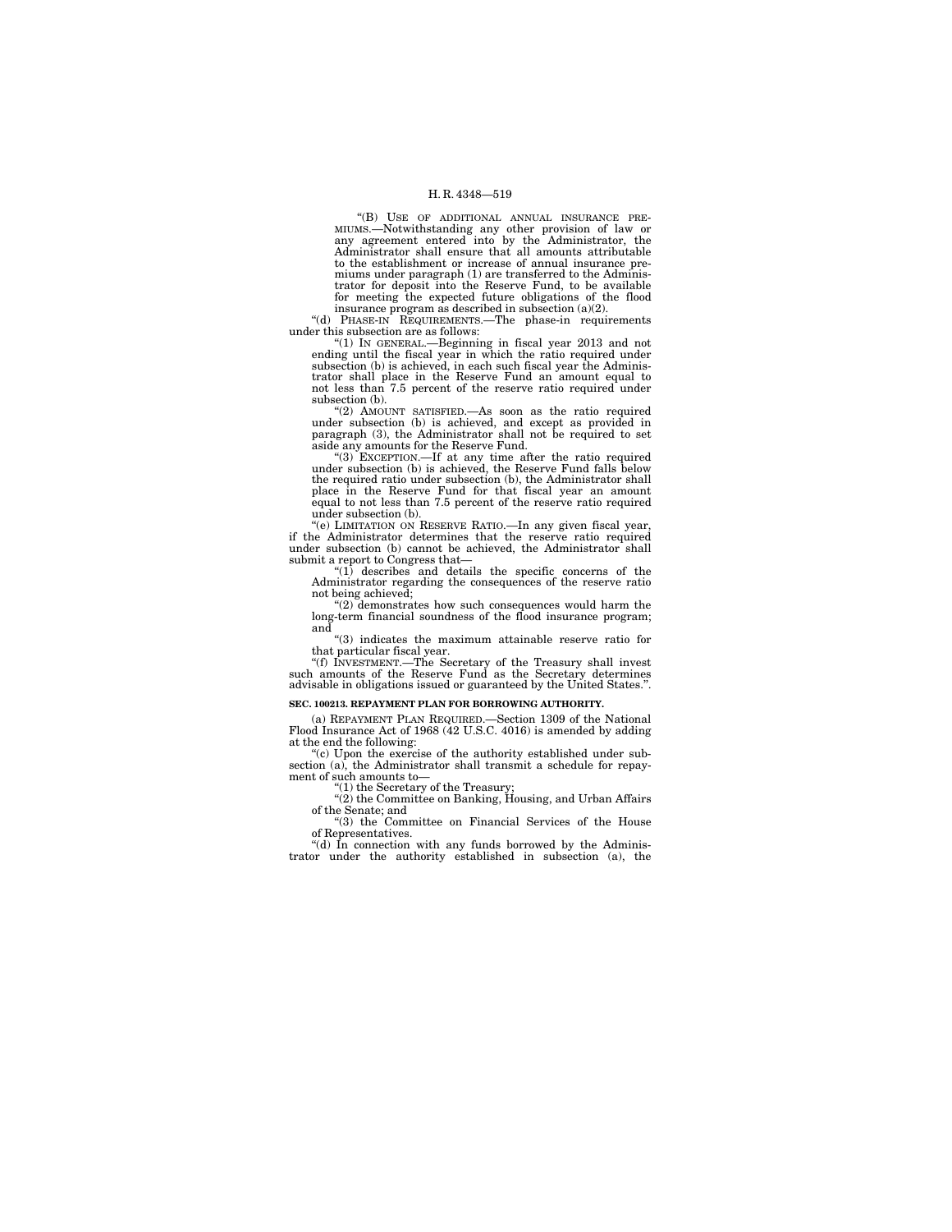"(B) USE OF ADDITIONAL ANNUAL INSURANCE PREMIUMS.—Notwithstanding any other provision of law or any agreement entered into by the Administrator, the Administrator shall ensure that all amounts attributable to the establishment or increase of annual insurance premiums under paragraph (1) are transferred to the Administrator for deposit into the Reserve Fund, to be available for meeting the expected future obligations of the flood insurance program as described in subsection (a)(2).

"(d) PHASE-IN REQUIREMENTS.—The phase-in requirements under this subsection are as follows:

"(1) IN GENERAL.—Beginning in fiscal year 2013 and not ending until the fiscal year in which the ratio required under subsection (b) is achieved, in each such fiscal year the Administrator shall place in the Reserve Fund an amount equal to not less than 7.5 percent of the reserve ratio required under subsection (b).

"(2) AMOUNT SATISFIED.—As soon as the ratio required under subsection (b) is achieved, and except as provided in paragraph (3), the Administrator shall not be required to set aside any amounts for the Reserve Fund.

"(3) EXCEPTION.—If at any time after the ratio required under subsection (b) is achieved, the Reserve Fund falls below the required ratio under subsection (b), the Administrator shall place in the Reserve Fund for that fiscal year an amount equal to not less than 7.5 percent of the reserve ratio required under subsection (b).

"(e) LIMITATION ON RESERVE RATIO.—In any given fiscal year, if the Administrator determines that the reserve ratio required under subsection (b) cannot be achieved, the Administrator shall submit a report to Congress that—

"(1) describes and details the specific concerns of the Administrator regarding the consequences of the reserve ratio not being achieved;

"(2) demonstrates how such consequences would harm the long-term financial soundness of the flood insurance program; and

"(3) indicates the maximum attainable reserve ratio for that particular fiscal year.

"(f) INVESTMENT.—The Secretary of the Treasury shall invest such amounts of the Reserve Fund as the Secretary determines advisable in obligations issued or guaranteed by the United States.".

**SEC. 100213. REPAYMENT PLAN FOR BORROWING AUTHORITY.**

(a) REPAYMENT PLAN REQUIRED.—Section 1309 of the National Flood Insurance Act of 1968 (42 U.S.C. 4016) is amended by adding at the end the following:

"(c) Upon the exercise of the authority established under subsection (a), the Administrator shall transmit a schedule for repayment of such amounts to—

"(1) the Secretary of the Treasury;

"(2) the Committee on Banking, Housing, and Urban Affairs of the Senate; and

"(3) the Committee on Financial Services of the House of Representatives.

"(d) In connection with any funds borrowed by the Administrator under the authority established in subsection (a), the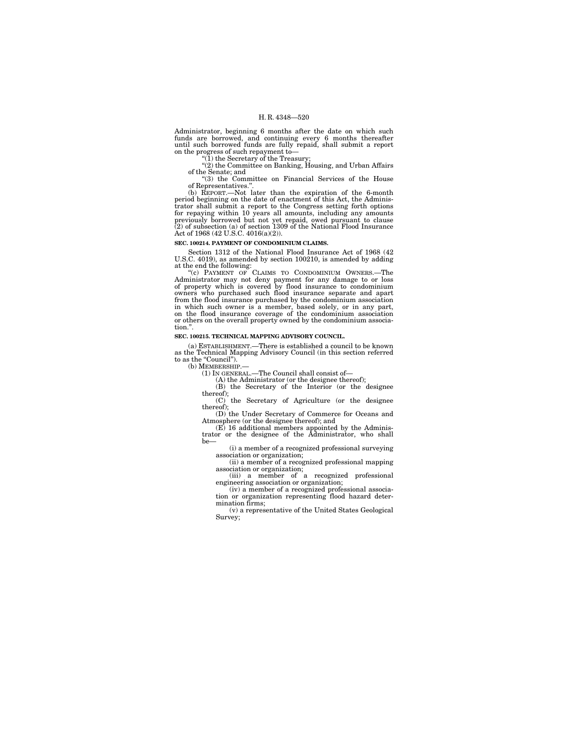Administrator, beginning 6 months after the date on which such funds are borrowed, and continuing every 6 months thereafter until such borrowed funds are fully repaid, shall submit a report on the progress of such repayment to—

"(1) the Secretary of the Treasury;

"(2) the Committee on Banking, Housing, and Urban Affairs of the Senate; and

"(3) the Committee on Financial Services of the House of Representatives.".

(b) REPORT.—Not later than the expiration of the 6-month period beginning on the date of enactment of this Act, the Administrator shall submit a report to the Congress setting forth options for repaying within 10 years all amounts, including any amounts previously borrowed but not yet repaid, owed pursuant to clause (2) of subsection (a) of section 1309 of the National Flood Insurance Act of 1968 (42 U.S.C. 4016(a)(2)).

**SEC. 100214. PAYMENT OF CONDOMINIUM CLAIMS.**

Section 1312 of the National Flood Insurance Act of 1968 (42 U.S.C. 4019), as amended by section 100210, is amended by adding at the end the following:

"(c) PAYMENT OF CLAIMS TO CONDOMINIUM OWNERS.—The Administrator may not deny payment for any damage to or loss of property which is covered by flood insurance to condominium owners who purchased such flood insurance separate and apart from the flood insurance purchased by the condominium association in which such owner is a member, based solely, or in any part, on the flood insurance coverage of the condominium association or others on the overall property owned by the condominium association.".

**SEC. 100215. TECHNICAL MAPPING ADVISORY COUNCIL.**

(a) ESTABLISHMENT.—There is established a council to be known as the Technical Mapping Advisory Council (in this section referred to as the "Council").

(b) MEMBERSHIP.—

(1) IN GENERAL.—The Council shall consist of—

(A) the Administrator (or the designee thereof);

(B) the Secretary of the Interior (or the designee thereof);

(C) the Secretary of Agriculture (or the designee thereof);

(D) the Under Secretary of Commerce for Oceans and Atmosphere (or the designee thereof); and

(E) 16 additional members appointed by the Administrator or the designee of the Administrator, who shall be—

(i) a member of a recognized professional surveying association or organization;

(ii) a member of a recognized professional mapping association or organization;

(iii) a member of a recognized professional engineering association or organization;

(iv) a member of a recognized professional association or organization representing flood hazard determination firms;

(v) a representative of the United States Geological Survey;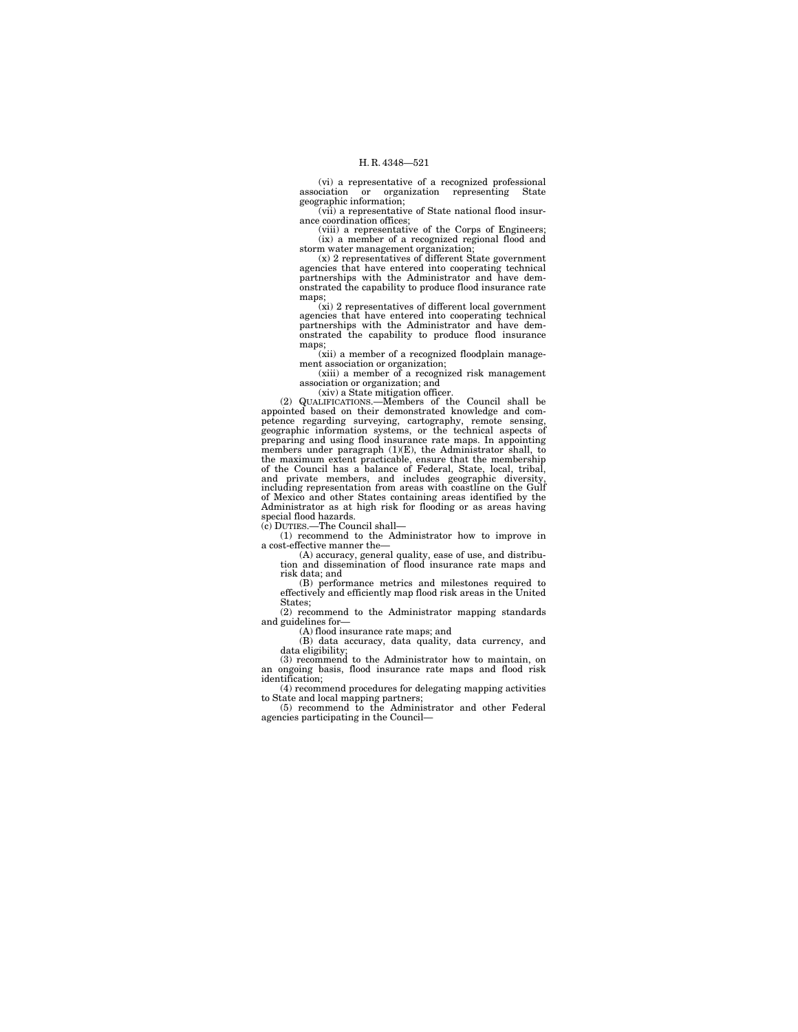(vi) a representative of a recognized professional association or organization representing State geographic information;

(vii) a representative of State national flood insurance coordination offices;

(viii) a representative of the Corps of Engineers;

(ix) a member of a recognized regional flood and storm water management organization;

(x) 2 representatives of different State government agencies that have entered into cooperating technical partnerships with the Administrator and have demonstrated the capability to produce flood insurance rate maps;

(xi) 2 representatives of different local government agencies that have entered into cooperating technical partnerships with the Administrator and have demonstrated the capability to produce flood insurance maps;

(xii) a member of a recognized floodplain management association or organization;

(xiii) a member of a recognized risk management association or organization; and

(xiv) a State mitigation officer.

(2) QUALIFICATIONS.—Members of the Council shall be appointed based on their demonstrated knowledge and competence regarding surveying, cartography, remote sensing, geographic information systems, or the technical aspects of preparing and using flood insurance rate maps. In appointing members under paragraph (1)(E), the Administrator shall, to the maximum extent practicable, ensure that the membership of the Council has a balance of Federal, State, local, tribal, and private members, and includes geographic diversity, including representation from areas with coastline on the Gulf of Mexico and other States containing areas identified by the Administrator as at high risk for flooding or as areas having special flood hazards.

(c) DUTIES.—The Council shall—

(1) recommend to the Administrator how to improve in a cost-effective manner the—

(A) accuracy, general quality, ease of use, and distribution and dissemination of flood insurance rate maps and risk data; and

(B) performance metrics and milestones required to effectively and efficiently map flood risk areas in the United States;

(2) recommend to the Administrator mapping standards and guidelines for—

(A) flood insurance rate maps; and

(B) data accuracy, data quality, data currency, and data eligibility;

(3) recommend to the Administrator how to maintain, on an ongoing basis, flood insurance rate maps and flood risk identification;

(4) recommend procedures for delegating mapping activities to State and local mapping partners;

(5) recommend to the Administrator and other Federal agencies participating in the Council—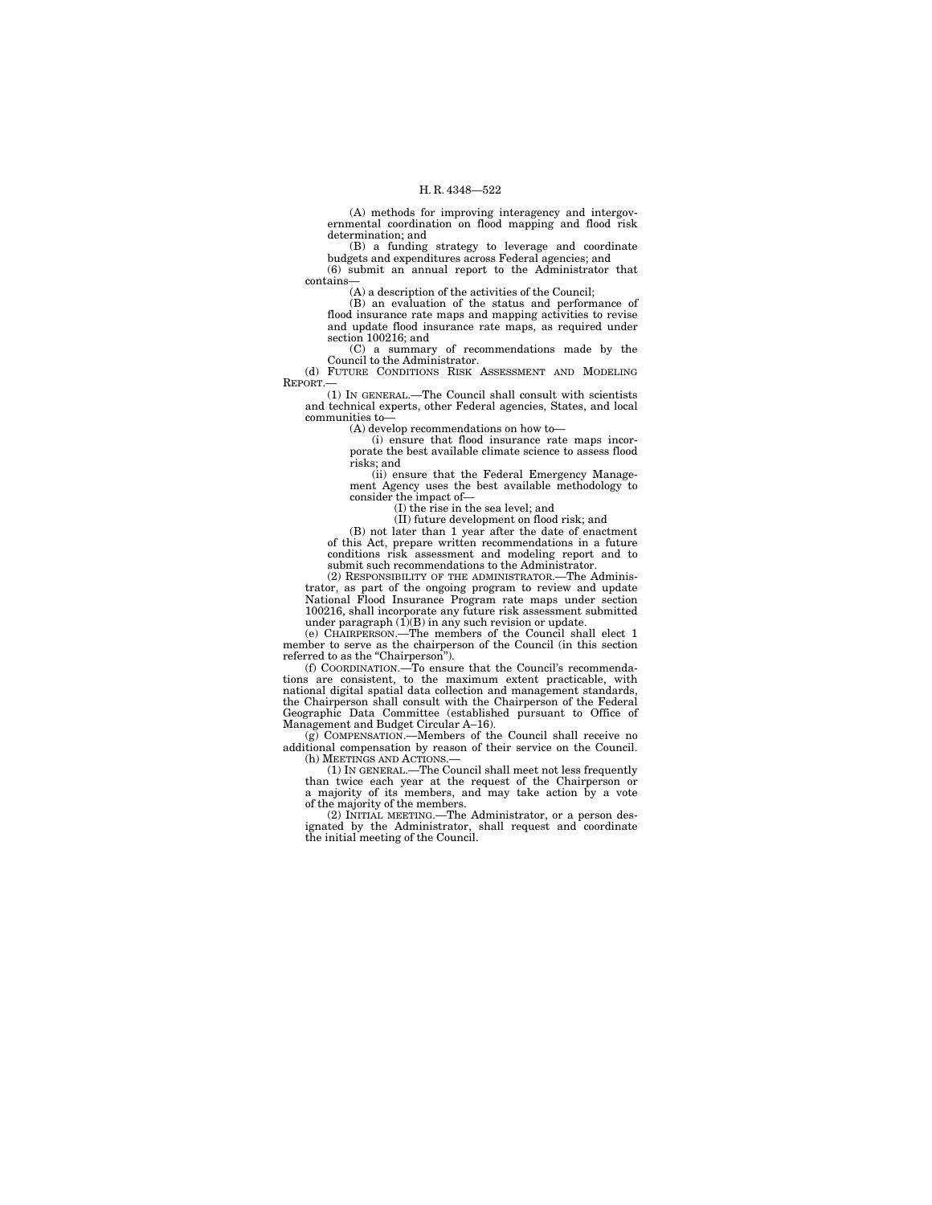(A) methods for improving interagency and intergovernmental coordination on flood mapping and flood risk determination; and

(B) a funding strategy to leverage and coordinate budgets and expenditures across Federal agencies; and

(6) submit an annual report to the Administrator that contains—

(A) a description of the activities of the Council;

(B) an evaluation of the status and performance of flood insurance rate maps and mapping activities to revise and update flood insurance rate maps, as required under section 100216; and

(C) a summary of recommendations made by the Council to the Administrator.

(d) FUTURE CONDITIONS RISK ASSESSMENT AND MODELING REPORT.—

(1) IN GENERAL.—The Council shall consult with scientists and technical experts, other Federal agencies, States, and local communities to—

(A) develop recommendations on how to—

(i) ensure that flood insurance rate maps incorporate the best available climate science to assess flood risks; and

(ii) ensure that the Federal Emergency Management Agency uses the best available methodology to consider the impact of—

(I) the rise in the sea level; and

(II) future development on flood risk; and

(B) not later than 1 year after the date of enactment of this Act, prepare written recommendations in a future conditions risk assessment and modeling report and to submit such recommendations to the Administrator.

(2) RESPONSIBILITY OF THE ADMINISTRATOR.—The Administrator, as part of the ongoing program to review and update National Flood Insurance Program rate maps under section 100216, shall incorporate any future risk assessment submitted under paragraph (1)(B) in any such revision or update.

(e) CHAIRPERSON.—The members of the Council shall elect 1 member to serve as the chairperson of the Council (in this section referred to as the "Chairperson").

(f) COORDINATION.—To ensure that the Council's recommendations are consistent, to the maximum extent practicable, with national digital spatial data collection and management standards, the Chairperson shall consult with the Chairperson of the Federal Geographic Data Committee (established pursuant to Office of Management and Budget Circular A–16).

(g) COMPENSATION.—Members of the Council shall receive no additional compensation by reason of their service on the Council.

(h) MEETINGS AND ACTIONS.—

(1) IN GENERAL.—The Council shall meet not less frequently than twice each year at the request of the Chairperson or a majority of its members, and may take action by a vote of the majority of the members.

(2) INITIAL MEETING.—The Administrator, or a person designated by the Administrator, shall request and coordinate the initial meeting of the Council.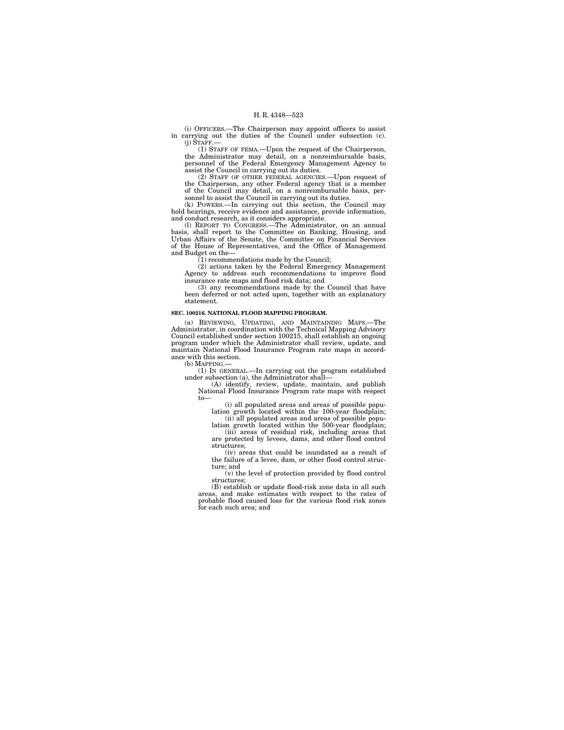(i) OFFICERS.—The Chairperson may appoint officers to assist in carrying out the duties of the Council under subsection (c).

(j) STAFF.—

(1) STAFF OF FEMA.—Upon the request of the Chairperson, the Administrator may detail, on a nonreimbursable basis, personnel of the Federal Emergency Management Agency to assist the Council in carrying out its duties.

(2) STAFF OF OTHER FEDERAL AGENCIES.—Upon request of the Chairperson, any other Federal agency that is a member of the Council may detail, on a nonreimbursable basis, personnel to assist the Council in carrying out its duties.

(k) POWERS.—In carrying out this section, the Council may hold hearings, receive evidence and assistance, provide information, and conduct research, as it considers appropriate.

(l) REPORT TO CONGRESS.—The Administrator, on an annual basis, shall report to the Committee on Banking, Housing, and Urban Affairs of the Senate, the Committee on Financial Services of the House of Representatives, and the Office of Management and Budget on the—

(1) recommendations made by the Council;

(2) actions taken by the Federal Emergency Management Agency to address such recommendations to improve flood insurance rate maps and flood risk data; and

(3) any recommendations made by the Council that have been deferred or not acted upon, together with an explanatory statement.

**SEC. 100216. NATIONAL FLOOD MAPPING PROGRAM.**

(a) REVIEWING, UPDATING, AND MAINTAINING MAPS.—The Administrator, in coordination with the Technical Mapping Advisory Council established under section 100215, shall establish an ongoing program under which the Administrator shall review, update, and maintain National Flood Insurance Program rate maps in accordance with this section.

(b) MAPPING.—

(1) IN GENERAL.—In carrying out the program established under subsection (a), the Administrator shall—

(A) identify, review, update, maintain, and publish National Flood Insurance Program rate maps with respect to—

(i) all populated areas and areas of possible population growth located within the 100-year floodplain;

(ii) all populated areas and areas of possible population growth located within the 500-year floodplain;

(iii) areas of residual risk, including areas that are protected by levees, dams, and other flood control structures;

(iv) areas that could be inundated as a result of the failure of a levee, dam, or other flood control structure; and

(v) the level of protection provided by flood control structures;

(B) establish or update flood-risk zone data in all such areas, and make estimates with respect to the rates of probable flood caused loss for the various flood risk zones for each such area; and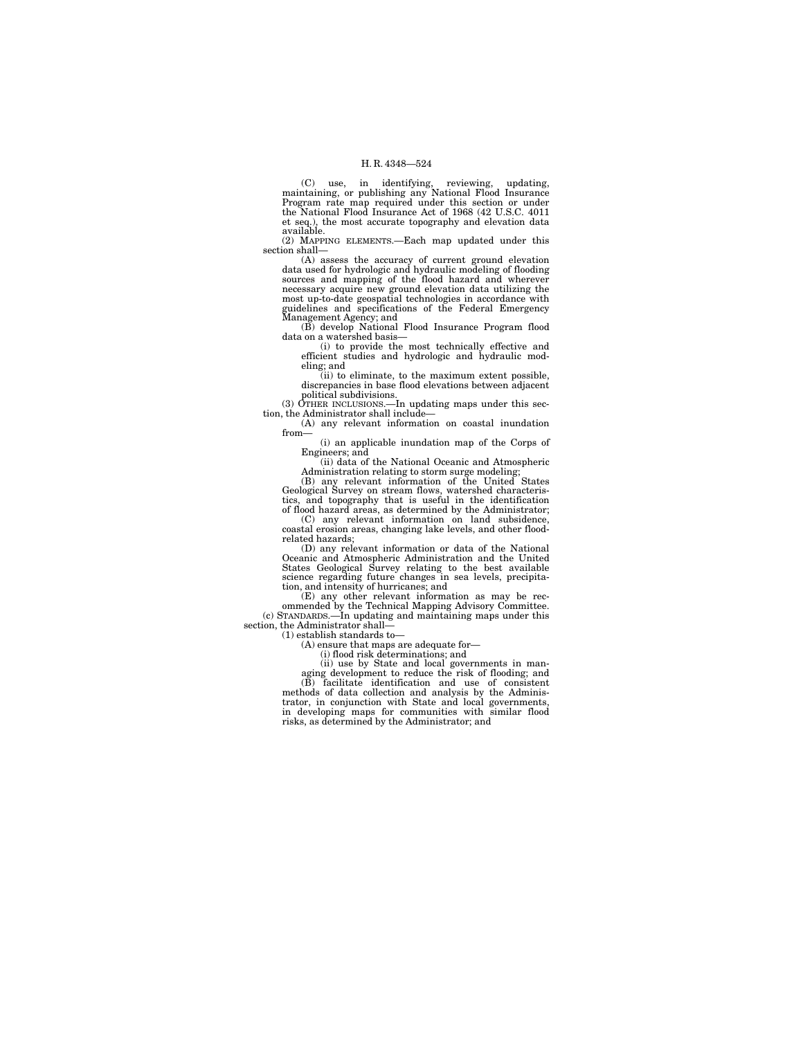(C) use, in identifying, reviewing, updating, maintaining, or publishing any National Flood Insurance Program rate map required under this section or under the National Flood Insurance Act of 1968 (42 U.S.C. 4011 et seq.), the most accurate topography and elevation data available.

(2) MAPPING ELEMENTS.—Each map updated under this section shall—

(A) assess the accuracy of current ground elevation data used for hydrologic and hydraulic modeling of flooding sources and mapping of the flood hazard and wherever necessary acquire new ground elevation data utilizing the most up-to-date geospatial technologies in accordance with guidelines and specifications of the Federal Emergency Management Agency; and

(B) develop National Flood Insurance Program flood data on a watershed basis—

(i) to provide the most technically effective and efficient studies and hydrologic and hydraulic modeling; and

(ii) to eliminate, to the maximum extent possible, discrepancies in base flood elevations between adjacent political subdivisions.

(3) OTHER INCLUSIONS.—In updating maps under this section, the Administrator shall include—

(A) any relevant information on coastal inundation from—

(i) an applicable inundation map of the Corps of Engineers; and

(ii) data of the National Oceanic and Atmospheric Administration relating to storm surge modeling;

(B) any relevant information of the United States Geological Survey on stream flows, watershed characteristics, and topography that is useful in the identification of flood hazard areas, as determined by the Administrator;

(C) any relevant information on land subsidence, coastal erosion areas, changing lake levels, and other flood-related hazards;

(D) any relevant information or data of the National Oceanic and Atmospheric Administration and the United States Geological Survey relating to the best available science regarding future changes in sea levels, precipitation, and intensity of hurricanes; and

(E) any other relevant information as may be recommended by the Technical Mapping Advisory Committee.

(c) STANDARDS.—In updating and maintaining maps under this section, the Administrator shall—

(1) establish standards to—

(A) ensure that maps are adequate for—

(i) flood risk determinations; and

(ii) use by State and local governments in managing development to reduce the risk of flooding; and

(B) facilitate identification and use of consistent methods of data collection and analysis by the Administrator, in conjunction with State and local governments, in developing maps for communities with similar flood risks, as determined by the Administrator; and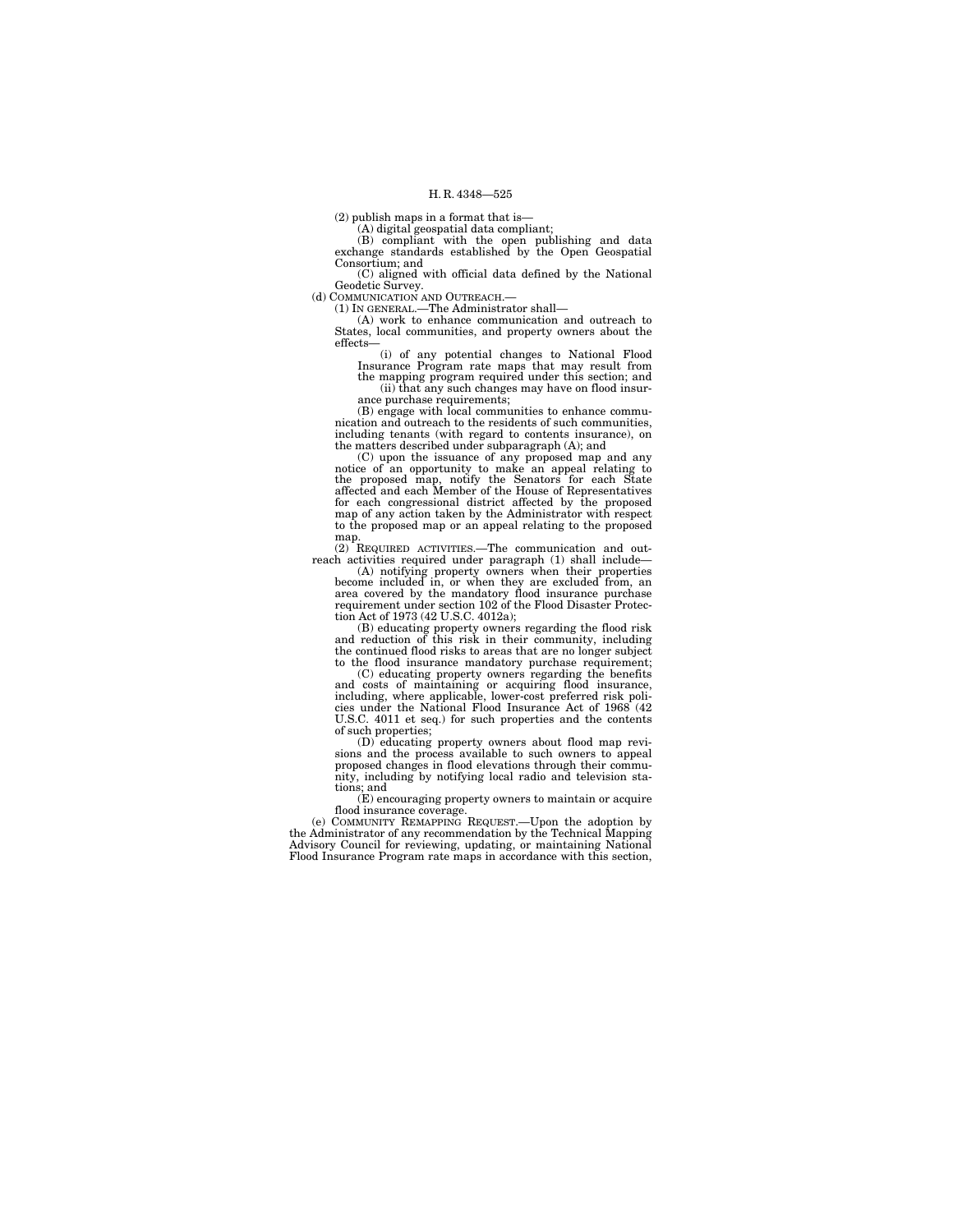(2) publish maps in a format that is—

(A) digital geospatial data compliant;

(B) compliant with the open publishing and data exchange standards established by the Open Geospatial Consortium; and

(C) aligned with official data defined by the National Geodetic Survey.

(d) COMMUNICATION AND OUTREACH.—

(1) IN GENERAL.—The Administrator shall—

(A) work to enhance communication and outreach to States, local communities, and property owners about the effects—

(i) of any potential changes to National Flood Insurance Program rate maps that may result from the mapping program required under this section; and

(ii) that any such changes may have on flood insurance purchase requirements;

(B) engage with local communities to enhance communication and outreach to the residents of such communities, including tenants (with regard to contents insurance), on the matters described under subparagraph (A); and

(C) upon the issuance of any proposed map and any notice of an opportunity to make an appeal relating to the proposed map, notify the Senators for each State affected and each Member of the House of Representatives for each congressional district affected by the proposed map of any action taken by the Administrator with respect to the proposed map or an appeal relating to the proposed map.

(2) REQUIRED ACTIVITIES.—The communication and outreach activities required under paragraph (1) shall include—

(A) notifying property owners when their properties become included in, or when they are excluded from, an area covered by the mandatory flood insurance purchase requirement under section 102 of the Flood Disaster Protection Act of 1973 (42 U.S.C. 4012a);

(B) educating property owners regarding the flood risk and reduction of this risk in their community, including the continued flood risks to areas that are no longer subject to the flood insurance mandatory purchase requirement;

(C) educating property owners regarding the benefits and costs of maintaining or acquiring flood insurance, including, where applicable, lower-cost preferred risk policies under the National Flood Insurance Act of 1968 (42 U.S.C. 4011 et seq.) for such properties and the contents of such properties;

(D) educating property owners about flood map revisions and the process available to such owners to appeal proposed changes in flood elevations through their community, including by notifying local radio and television stations; and

(E) encouraging property owners to maintain or acquire flood insurance coverage.

(e) COMMUNITY REMAPPING REQUEST.—Upon the adoption by the Administrator of any recommendation by the Technical Mapping Advisory Council for reviewing, updating, or maintaining National Flood Insurance Program rate maps in accordance with this section,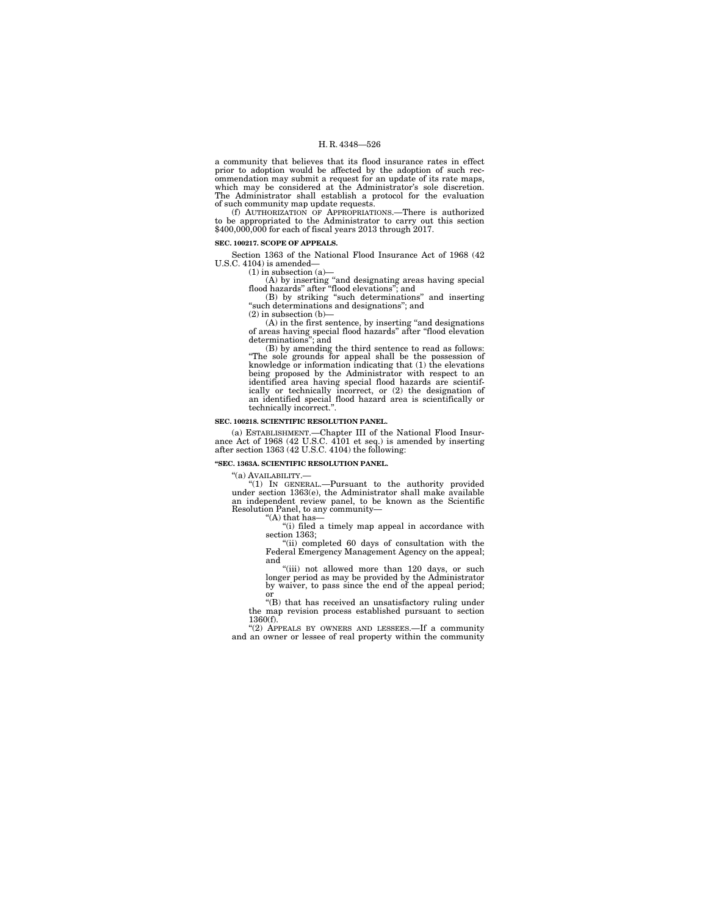a community that believes that its flood insurance rates in effect prior to adoption would be affected by the adoption of such recommendation may submit a request for an update of its rate maps, which may be considered at the Administrator's sole discretion. The Administrator shall establish a protocol for the evaluation of such community map update requests.

(f) AUTHORIZATION OF APPROPRIATIONS.—There is authorized to be appropriated to the Administrator to carry out this section $400,000,000 for each of fiscal years 2013 through 2017.

**SEC. 100217. SCOPE OF APPEALS.**

Section 1363 of the National Flood Insurance Act of 1968 (42 U.S.C. 4104) is amended—

(1) in subsection (a)—

(A) by inserting "and designating areas having special flood hazards" after "flood elevations"; and

(B) by striking "such determinations" and inserting "such determinations and designations"; and

(2) in subsection (b)—

(A) in the first sentence, by inserting "and designations of areas having special flood hazards" after "flood elevation determinations"; and

(B) by amending the third sentence to read as follows: "The sole grounds for appeal shall be the possession of knowledge or information indicating that (1) the elevations being proposed by the Administrator with respect to an identified area having special flood hazards are scientifically or technically incorrect, or (2) the designation of an identified special flood hazard area is scientifically or technically incorrect.".

**SEC. 100218. SCIENTIFIC RESOLUTION PANEL.**

(a) ESTABLISHMENT.—Chapter III of the National Flood Insurance Act of 1968 (42 U.S.C. 4101 et seq.) is amended by inserting after section 1363 (42 U.S.C. 4104) the following:

**"SEC. 1363A. SCIENTIFIC RESOLUTION PANEL.**

"(a) AVAILABILITY.—

"(1) IN GENERAL.—Pursuant to the authority provided under section 1363(e), the Administrator shall make available an independent review panel, to be known as the Scientific Resolution Panel, to any community—

"(A) that has—

"(i) filed a timely map appeal in accordance with section 1363;

"(ii) completed 60 days of consultation with the Federal Emergency Management Agency on the appeal; and

"(iii) not allowed more than 120 days, or such longer period as may be provided by the Administrator by waiver, to pass since the end of the appeal period; or

"(B) that has received an unsatisfactory ruling under the map revision process established pursuant to section 1360(f).

"(2) APPEALS BY OWNERS AND LESSEES.—If a community and an owner or lessee of real property within the community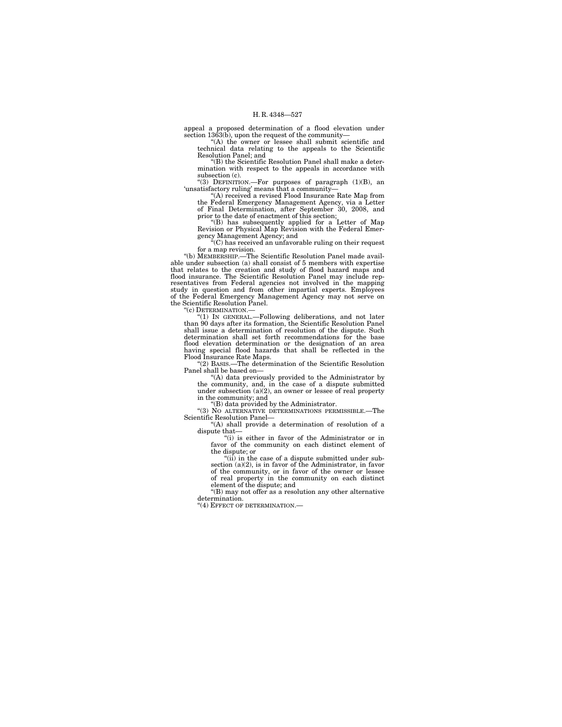appeal a proposed determination of a flood elevation under section 1363(b), upon the request of the community—

"(A) the owner or lessee shall submit scientific and technical data relating to the appeals to the Scientific Resolution Panel; and

"(B) the Scientific Resolution Panel shall make a determination with respect to the appeals in accordance with subsection (c).

"(3) DEFINITION.—For purposes of paragraph (1)(B), an 'unsatisfactory ruling' means that a community—

"(A) received a revised Flood Insurance Rate Map from the Federal Emergency Management Agency, via a Letter of Final Determination, after September 30, 2008, and prior to the date of enactment of this section;

"(B) has subsequently applied for a Letter of Map Revision or Physical Map Revision with the Federal Emergency Management Agency; and

"(C) has received an unfavorable ruling on their request for a map revision.

"(b) MEMBERSHIP.—The Scientific Resolution Panel made available under subsection (a) shall consist of 5 members with expertise that relates to the creation and study of flood hazard maps and flood insurance. The Scientific Resolution Panel may include representatives from Federal agencies not involved in the mapping study in question and from other impartial experts. Employees of the Federal Emergency Management Agency may not serve on the Scientific Resolution Panel.

"(c) DETERMINATION.—

"(1) IN GENERAL.—Following deliberations, and not later than 90 days after its formation, the Scientific Resolution Panel shall issue a determination of resolution of the dispute. Such determination shall set forth recommendations for the base flood elevation determination or the designation of an area having special flood hazards that shall be reflected in the Flood Insurance Rate Maps.

"(2) BASIS.—The determination of the Scientific Resolution Panel shall be based on—

"(A) data previously provided to the Administrator by the community, and, in the case of a dispute submitted under subsection (a)(2), an owner or lessee of real property in the community; and

"(B) data provided by the Administrator.

"(3) NO ALTERNATIVE DETERMINATIONS PERMISSIBLE.—The Scientific Resolution Panel—

"(A) shall provide a determination of resolution of a dispute that—

"(i) is either in favor of the Administrator or in favor of the community on each distinct element of the dispute; or

"(ii) in the case of a dispute submitted under subsection (a)(2), is in favor of the Administrator, in favor of the community, or in favor of the owner or lessee of real property in the community on each distinct element of the dispute; and

"(B) may not offer as a resolution any other alternative determination.

"(4) EFFECT OF DETERMINATION.—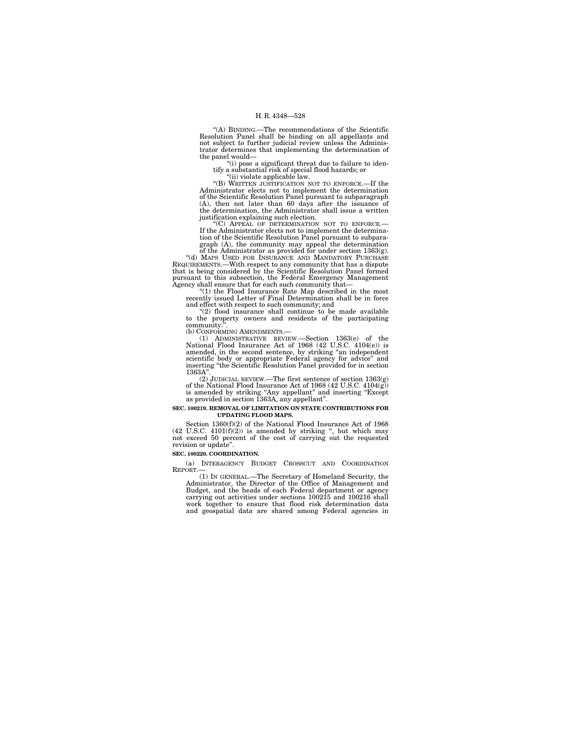"(A) BINDING.—The recommendations of the Scientific Resolution Panel shall be binding on all appellants and not subject to further judicial review unless the Administrator determines that implementing the determination of the panel would—

"(i) pose a significant threat due to failure to identify a substantial risk of special flood hazards; or

"(ii) violate applicable law.

"(B) WRITTEN JUSTIFICATION NOT TO ENFORCE.—If the Administrator elects not to implement the determination of the Scientific Resolution Panel pursuant to subparagraph (A), then not later than 60 days after the issuance of the determination, the Administrator shall issue a written justification explaining such election.

"(C) APPEAL OF DETERMINATION NOT TO ENFORCE.—If the Administrator elects not to implement the determination of the Scientific Resolution Panel pursuant to subparagraph (A), the community may appeal the determination of the Administrator as provided for under section 1363(g).

"(d) MAPS USED FOR INSURANCE AND MANDATORY PURCHASE REQUIREMENTS.—With respect to any community that has a dispute that is being considered by the Scientific Resolution Panel formed pursuant to this subsection, the Federal Emergency Management Agency shall ensure that for each such community that—

"(1) the Flood Insurance Rate Map described in the most recently issued Letter of Final Determination shall be in force and effect with respect to such community; and

"(2) flood insurance shall continue to be made available to the property owners and residents of the participating community.".

(b) CONFORMING AMENDMENTS.—

(1) ADMINISTRATIVE REVIEW.—Section 1363(e) of the National Flood Insurance Act of 1968 (42 U.S.C. 4104(e)) is amended, in the second sentence, by striking "an independent scientific body or appropriate Federal agency for advice" and inserting "the Scientific Resolution Panel provided for in section 1363A".

(2) JUDICIAL REVIEW.—The first sentence of section 1363(g) of the National Flood Insurance Act of 1968 (42 U.S.C. 4104(g)) is amended by striking "Any appellant" and inserting "Except as provided in section 1363A, any appellant".

**SEC. 100219. REMOVAL OF LIMITATION ON STATE CONTRIBUTIONS FOR UPDATING FLOOD MAPS.**

Section 1360(f)(2) of the National Flood Insurance Act of 1968 (42 U.S.C. 4101(f)(2)) is amended by striking ", but which may not exceed 50 percent of the cost of carrying out the requested revision or update".

**SEC. 100220. COORDINATION.**

(a) INTERAGENCY BUDGET CROSSCUT AND COORDINATION REPORT.—

(1) IN GENERAL.—The Secretary of Homeland Security, the Administrator, the Director of the Office of Management and Budget, and the heads of each Federal department or agency carrying out activities under sections 100215 and 100216 shall work together to ensure that flood risk determination data and geospatial data are shared among Federal agencies in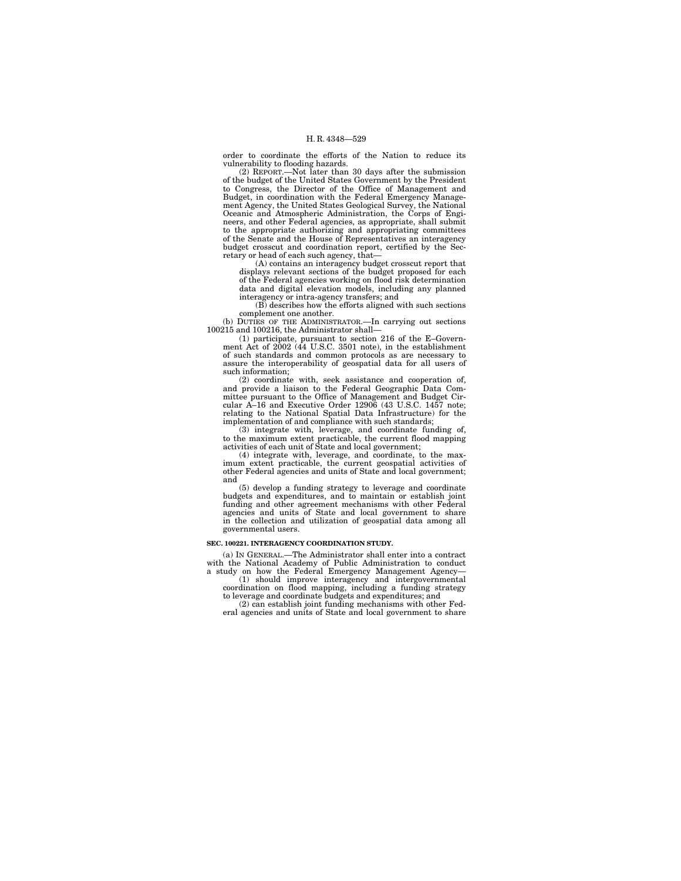order to coordinate the efforts of the Nation to reduce its vulnerability to flooding hazards.

(2) REPORT.—Not later than 30 days after the submission of the budget of the United States Government by the President to Congress, the Director of the Office of Management and Budget, in coordination with the Federal Emergency Management Agency, the United States Geological Survey, the National Oceanic and Atmospheric Administration, the Corps of Engineers, and other Federal agencies, as appropriate, shall submit to the appropriate authorizing and appropriating committees of the Senate and the House of Representatives an interagency budget crosscut and coordination report, certified by the Secretary or head of each such agency, that—

(A) contains an interagency budget crosscut report that displays relevant sections of the budget proposed for each of the Federal agencies working on flood risk determination data and digital elevation models, including any planned interagency or intra-agency transfers; and

(B) describes how the efforts aligned with such sections complement one another.

(b) DUTIES OF THE ADMINISTRATOR.—In carrying out sections 100215 and 100216, the Administrator shall—

(1) participate, pursuant to section 216 of the E–Government Act of 2002 (44 U.S.C. 3501 note), in the establishment of such standards and common protocols as are necessary to assure the interoperability of geospatial data for all users of such information;

(2) coordinate with, seek assistance and cooperation of, and provide a liaison to the Federal Geographic Data Committee pursuant to the Office of Management and Budget Circular A–16 and Executive Order 12906 (43 U.S.C. 1457 note; relating to the National Spatial Data Infrastructure) for the implementation of and compliance with such standards;

(3) integrate with, leverage, and coordinate funding of, to the maximum extent practicable, the current flood mapping activities of each unit of State and local government;

(4) integrate with, leverage, and coordinate, to the maximum extent practicable, the current geospatial activities of other Federal agencies and units of State and local government; and

(5) develop a funding strategy to leverage and coordinate budgets and expenditures, and to maintain or establish joint funding and other agreement mechanisms with other Federal agencies and units of State and local government to share in the collection and utilization of geospatial data among all governmental users.

**SEC. 100221. INTERAGENCY COORDINATION STUDY.**

(a) IN GENERAL.—The Administrator shall enter into a contract with the National Academy of Public Administration to conduct a study on how the Federal Emergency Management Agency—

(1) should improve interagency and intergovernmental coordination on flood mapping, including a funding strategy to leverage and coordinate budgets and expenditures; and

(2) can establish joint funding mechanisms with other Federal agencies and units of State and local government to share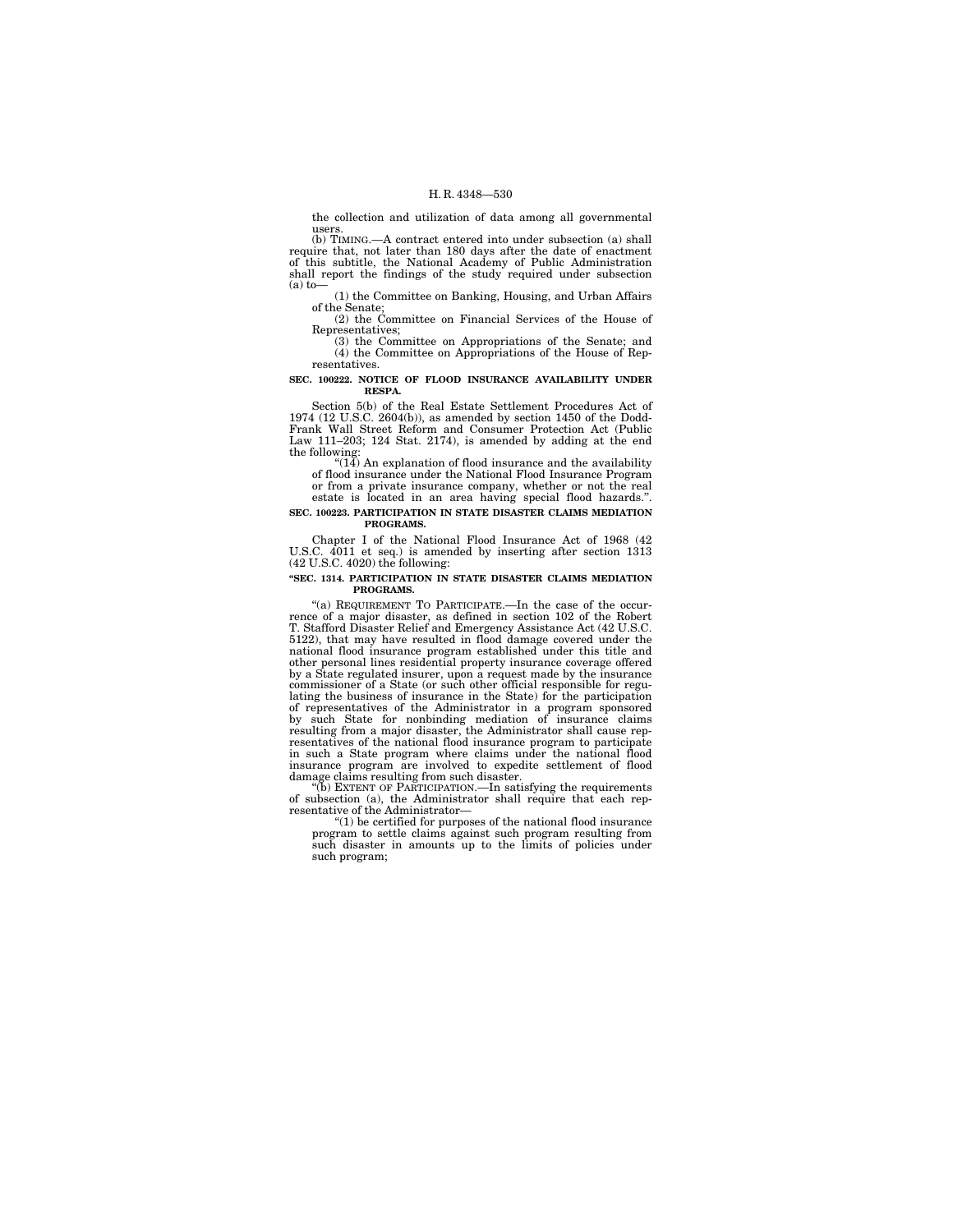the collection and utilization of data among all governmental users.

(b) TIMING.—A contract entered into under subsection (a) shall require that, not later than 180 days after the date of enactment of this subtitle, the National Academy of Public Administration shall report the findings of the study required under subsection (a) to—

(1) the Committee on Banking, Housing, and Urban Affairs of the Senate;

(2) the Committee on Financial Services of the House of Representatives;

(3) the Committee on Appropriations of the Senate; and

(4) the Committee on Appropriations of the House of Representatives.

**SEC. 100222. NOTICE OF FLOOD INSURANCE AVAILABILITY UNDER RESPA.**

Section 5(b) of the Real Estate Settlement Procedures Act of 1974 (12 U.S.C. 2604(b)), as amended by section 1450 of the Dodd-Frank Wall Street Reform and Consumer Protection Act (Public Law 111–203; 124 Stat. 2174), is amended by adding at the end the following:

"(14) An explanation of flood insurance and the availability of flood insurance under the National Flood Insurance Program or from a private insurance company, whether or not the real estate is located in an area having special flood hazards.".

**SEC. 100223. PARTICIPATION IN STATE DISASTER CLAIMS MEDIATION PROGRAMS.**

Chapter I of the National Flood Insurance Act of 1968 (42 U.S.C. 4011 et seq.) is amended by inserting after section 1313 (42 U.S.C. 4020) the following:

**"SEC. 1314. PARTICIPATION IN STATE DISASTER CLAIMS MEDIATION PROGRAMS.**

"(a) REQUIREMENT TO PARTICIPATE.—In the case of the occurrence of a major disaster, as defined in section 102 of the Robert T. Stafford Disaster Relief and Emergency Assistance Act (42 U.S.C. 5122), that may have resulted in flood damage covered under the national flood insurance program established under this title and other personal lines residential property insurance coverage offered by a State regulated insurer, upon a request made by the insurance commissioner of a State (or such other official responsible for regulating the business of insurance in the State) for the participation of representatives of the Administrator in a program sponsored by such State for nonbinding mediation of insurance claims resulting from a major disaster, the Administrator shall cause representatives of the national flood insurance program to participate in such a State program where claims under the national flood insurance program are involved to expedite settlement of flood damage claims resulting from such disaster.

"(b) EXTENT OF PARTICIPATION.—In satisfying the requirements of subsection (a), the Administrator shall require that each representative of the Administrator—

"(1) be certified for purposes of the national flood insurance program to settle claims against such program resulting from such disaster in amounts up to the limits of policies under such program;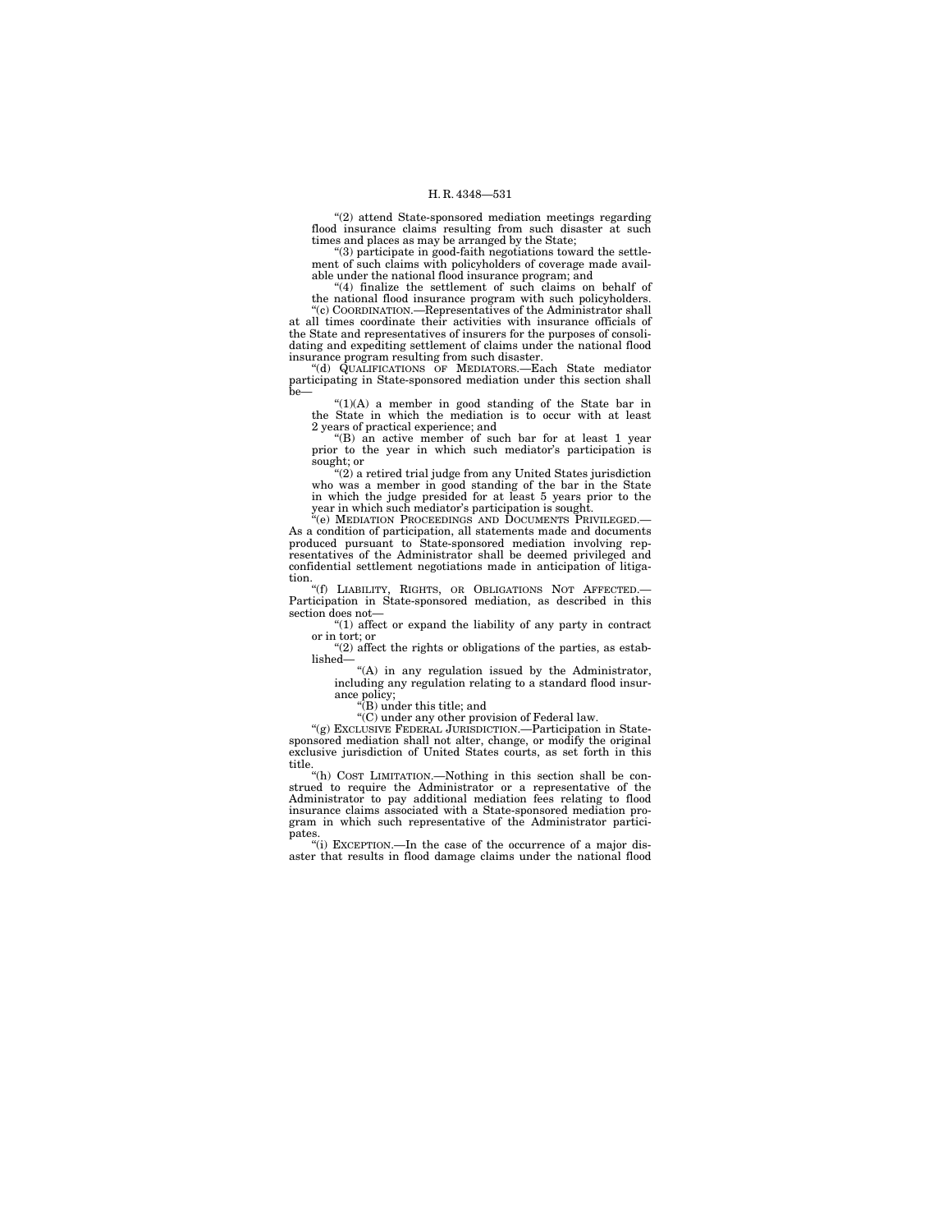"(2) attend State-sponsored mediation meetings regarding flood insurance claims resulting from such disaster at such times and places as may be arranged by the State;

"(3) participate in good-faith negotiations toward the settlement of such claims with policyholders of coverage made available under the national flood insurance program; and

"(4) finalize the settlement of such claims on behalf of the national flood insurance program with such policyholders.

"(c) COORDINATION.—Representatives of the Administrator shall at all times coordinate their activities with insurance officials of the State and representatives of insurers for the purposes of consolidating and expediting settlement of claims under the national flood insurance program resulting from such disaster.

"(d) QUALIFICATIONS OF MEDIATORS.—Each State mediator participating in State-sponsored mediation under this section shall be—

"(1)(A) a member in good standing of the State bar in the State in which the mediation is to occur with at least 2 years of practical experience; and

"(B) an active member of such bar for at least 1 year prior to the year in which such mediator's participation is sought; or

"(2) a retired trial judge from any United States jurisdiction who was a member in good standing of the bar in the State in which the judge presided for at least 5 years prior to the year in which such mediator's participation is sought.

"(e) MEDIATION PROCEEDINGS AND DOCUMENTS PRIVILEGED.—As a condition of participation, all statements made and documents produced pursuant to State-sponsored mediation involving representatives of the Administrator shall be deemed privileged and confidential settlement negotiations made in anticipation of litigation.

"(f) LIABILITY, RIGHTS, OR OBLIGATIONS NOT AFFECTED.—Participation in State-sponsored mediation, as described in this section does not—

"(1) affect or expand the liability of any party in contract or in tort; or

"(2) affect the rights or obligations of the parties, as established—

"(A) in any regulation issued by the Administrator, including any regulation relating to a standard flood insurance policy;

"(B) under this title; and

"(C) under any other provision of Federal law.

"(g) EXCLUSIVE FEDERAL JURISDICTION.—Participation in State-sponsored mediation shall not alter, change, or modify the original exclusive jurisdiction of United States courts, as set forth in this title.

"(h) COST LIMITATION.—Nothing in this section shall be construed to require the Administrator or a representative of the Administrator to pay additional mediation fees relating to flood insurance claims associated with a State-sponsored mediation program in which such representative of the Administrator participates.

"(i) EXCEPTION.—In the case of the occurrence of a major disaster that results in flood damage claims under the national flood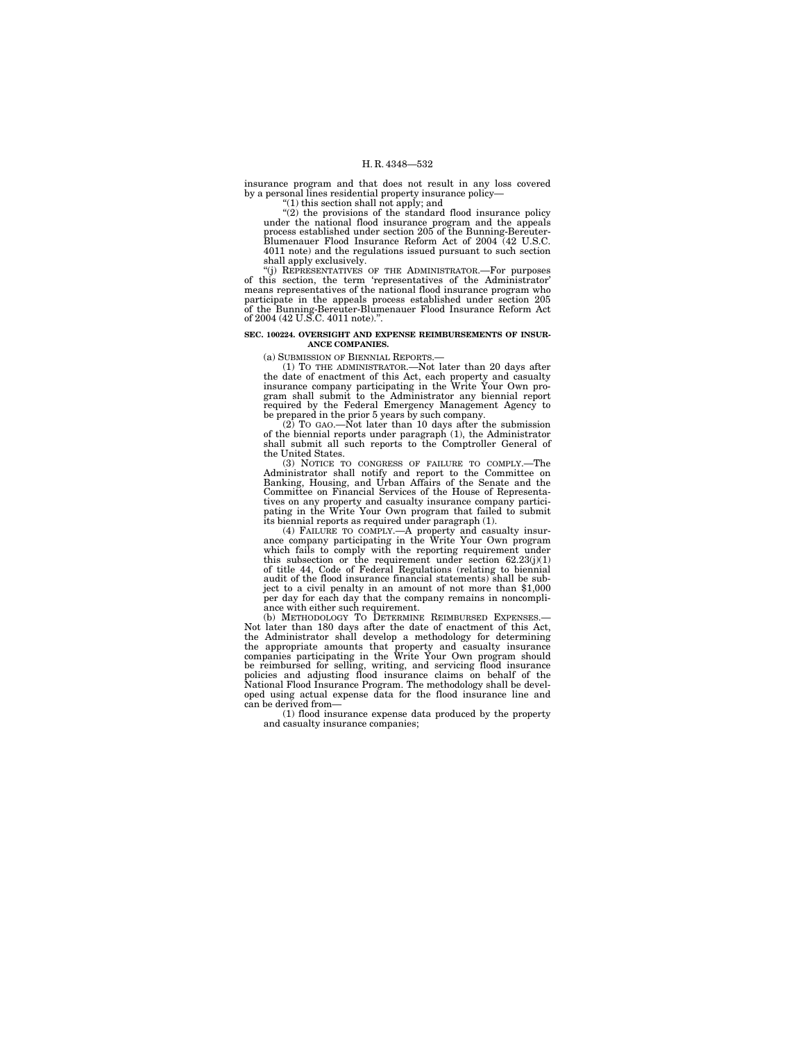insurance program and that does not result in any loss covered by a personal lines residential property insurance policy—

"(1) this section shall not apply; and

"(2) the provisions of the standard flood insurance policy under the national flood insurance program and the appeals process established under section 205 of the Bunning-Bereuter-Blumenauer Flood Insurance Reform Act of 2004 (42 U.S.C. 4011 note) and the regulations issued pursuant to such section shall apply exclusively.

"(j) REPRESENTATIVES OF THE ADMINISTRATOR.—For purposes of this section, the term 'representatives of the Administrator' means representatives of the national flood insurance program who participate in the appeals process established under section 205 of the Bunning-Bereuter-Blumenauer Flood Insurance Reform Act of 2004 (42 U.S.C. 4011 note).".

**SEC. 100224. OVERSIGHT AND EXPENSE REIMBURSEMENTS OF INSURANCE COMPANIES.**

(a) SUBMISSION OF BIENNIAL REPORTS.—

(1) TO THE ADMINISTRATOR.—Not later than 20 days after the date of enactment of this Act, each property and casualty insurance company participating in the Write Your Own program shall submit to the Administrator any biennial report required by the Federal Emergency Management Agency to be prepared in the prior 5 years by such company.

(2) TO GAO.—Not later than 10 days after the submission of the biennial reports under paragraph (1), the Administrator shall submit all such reports to the Comptroller General of the United States.

(3) NOTICE TO CONGRESS OF FAILURE TO COMPLY.—The Administrator shall notify and report to the Committee on Banking, Housing, and Urban Affairs of the Senate and the Committee on Financial Services of the House of Representatives on any property and casualty insurance company participating in the Write Your Own program that failed to submit its biennial reports as required under paragraph (1).

(4) FAILURE TO COMPLY.—A property and casualty insurance company participating in the Write Your Own program which fails to comply with the reporting requirement under this subsection or the requirement under section 62.23(j)(1) of title 44, Code of Federal Regulations (relating to biennial audit of the flood insurance financial statements) shall be subject to a civil penalty in an amount of not more than $1,000 per day for each day that the company remains in noncompliance with either such requirement.

(b) METHODOLOGY TO DETERMINE REIMBURSED EXPENSES.—Not later than 180 days after the date of enactment of this Act, the Administrator shall develop a methodology for determining the appropriate amounts that property and casualty insurance companies participating in the Write Your Own program should be reimbursed for selling, writing, and servicing flood insurance policies and adjusting flood insurance claims on behalf of the National Flood Insurance Program. The methodology shall be developed using actual expense data for the flood insurance line and can be derived from—

(1) flood insurance expense data produced by the property and casualty insurance companies;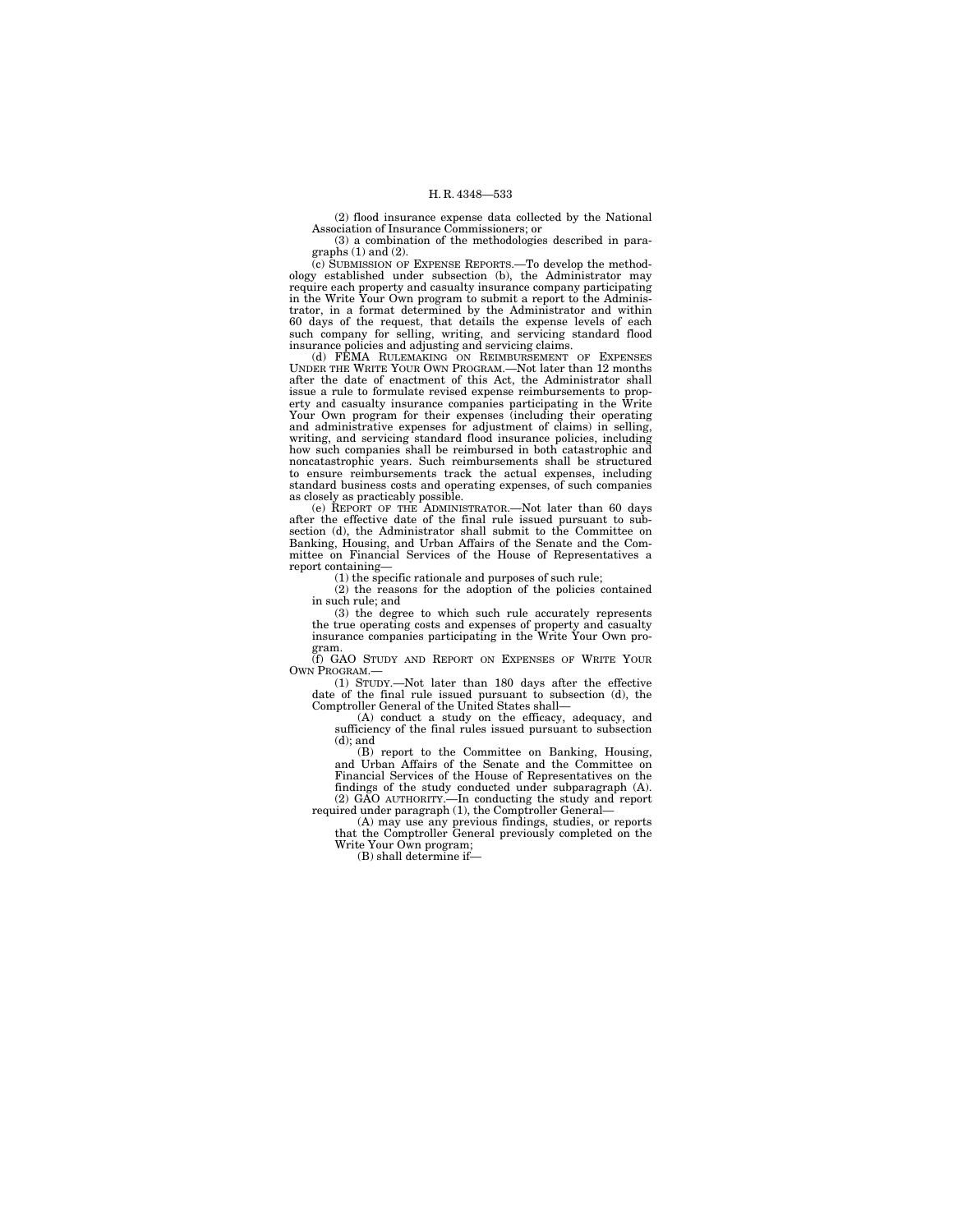(2) flood insurance expense data collected by the National Association of Insurance Commissioners; or

(3) a combination of the methodologies described in paragraphs (1) and (2).

(c) SUBMISSION OF EXPENSE REPORTS.—To develop the methodology established under subsection (b), the Administrator may require each property and casualty insurance company participating in the Write Your Own program to submit a report to the Administrator, in a format determined by the Administrator and within 60 days of the request, that details the expense levels of each such company for selling, writing, and servicing standard flood insurance policies and adjusting and servicing claims.

(d) FEMA RULEMAKING ON REIMBURSEMENT OF EXPENSES UNDER THE WRITE YOUR OWN PROGRAM.—Not later than 12 months after the date of enactment of this Act, the Administrator shall issue a rule to formulate revised expense reimbursements to property and casualty insurance companies participating in the Write Your Own program for their expenses (including their operating and administrative expenses for adjustment of claims) in selling, writing, and servicing standard flood insurance policies, including how such companies shall be reimbursed in both catastrophic and noncatastrophic years. Such reimbursements shall be structured to ensure reimbursements track the actual expenses, including standard business costs and operating expenses, of such companies as closely as practicably possible.

(e) REPORT OF THE ADMINISTRATOR.—Not later than 60 days after the effective date of the final rule issued pursuant to subsection (d), the Administrator shall submit to the Committee on Banking, Housing, and Urban Affairs of the Senate and the Committee on Financial Services of the House of Representatives a report containing—

(1) the specific rationale and purposes of such rule;

(2) the reasons for the adoption of the policies contained in such rule; and

(3) the degree to which such rule accurately represents the true operating costs and expenses of property and casualty insurance companies participating in the Write Your Own program.

(f) GAO STUDY AND REPORT ON EXPENSES OF WRITE YOUR OWN PROGRAM.—

(1) STUDY.—Not later than 180 days after the effective date of the final rule issued pursuant to subsection (d), the Comptroller General of the United States shall—

(A) conduct a study on the efficacy, adequacy, and sufficiency of the final rules issued pursuant to subsection (d); and

(B) report to the Committee on Banking, Housing, and Urban Affairs of the Senate and the Committee on Financial Services of the House of Representatives on the findings of the study conducted under subparagraph (A).

(2) GAO AUTHORITY.—In conducting the study and report required under paragraph (1), the Comptroller General—

(A) may use any previous findings, studies, or reports that the Comptroller General previously completed on the Write Your Own program;

(B) shall determine if—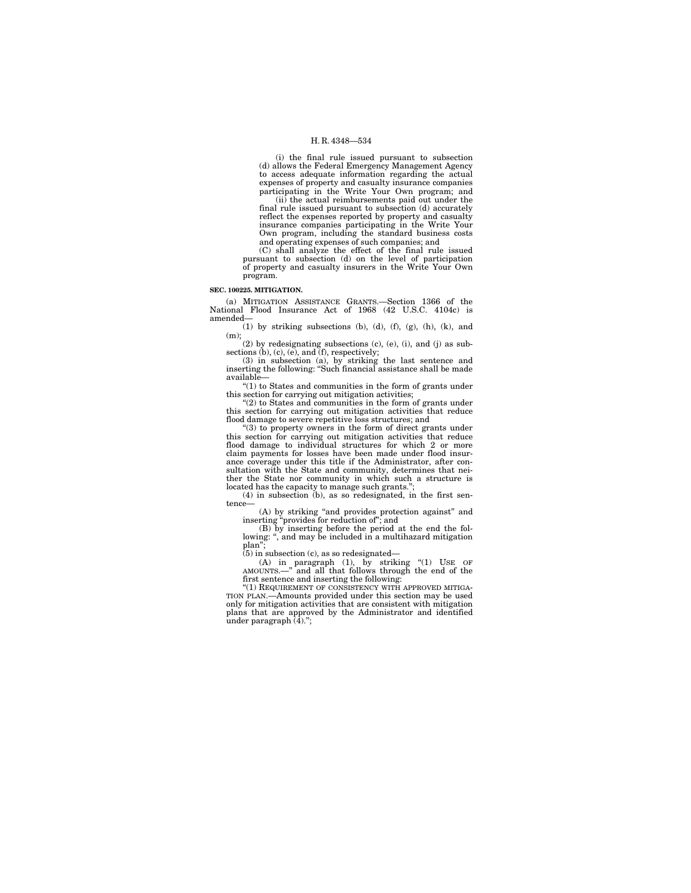(i) the final rule issued pursuant to subsection (d) allows the Federal Emergency Management Agency to access adequate information regarding the actual expenses of property and casualty insurance companies participating in the Write Your Own program; and

(ii) the actual reimbursements paid out under the final rule issued pursuant to subsection (d) accurately reflect the expenses reported by property and casualty insurance companies participating in the Write Your Own program, including the standard business costs and operating expenses of such companies; and

(C) shall analyze the effect of the final rule issued pursuant to subsection (d) on the level of participation of property and casualty insurers in the Write Your Own program.

**SEC. 100225. MITIGATION.**

(a) MITIGATION ASSISTANCE GRANTS.—Section 1366 of the National Flood Insurance Act of 1968 (42 U.S.C. 4104c) is amended—

(1) by striking subsections (b), (d), (f), (g), (h), (k), and (m);

(2) by redesignating subsections (c), (e), (i), and (j) as subsections (b), (c), (e), and (f), respectively;

(3) in subsection (a), by striking the last sentence and inserting the following: "Such financial assistance shall be made available—

"(1) to States and communities in the form of grants under this section for carrying out mitigation activities;

"(2) to States and communities in the form of grants under this section for carrying out mitigation activities that reduce flood damage to severe repetitive loss structures; and

"(3) to property owners in the form of direct grants under this section for carrying out mitigation activities that reduce flood damage to individual structures for which 2 or more claim payments for losses have been made under flood insurance coverage under this title if the Administrator, after consultation with the State and community, determines that neither the State nor community in which such a structure is located has the capacity to manage such grants.";

(4) in subsection (b), as so redesignated, in the first sentence—

(A) by striking "and provides protection against" and inserting "provides for reduction of"; and

(B) by inserting before the period at the end the following: ", and may be included in a multihazard mitigation plan";

(5) in subsection (c), as so redesignated—

(A) in paragraph (1), by striking "(1) USE OF AMOUNTS.—" and all that follows through the end of the first sentence and inserting the following:

"(1) REQUIREMENT OF CONSISTENCY WITH APPROVED MITIGATION PLAN.—Amounts provided under this section may be used only for mitigation activities that are consistent with mitigation plans that are approved by the Administrator and identified under paragraph (4).";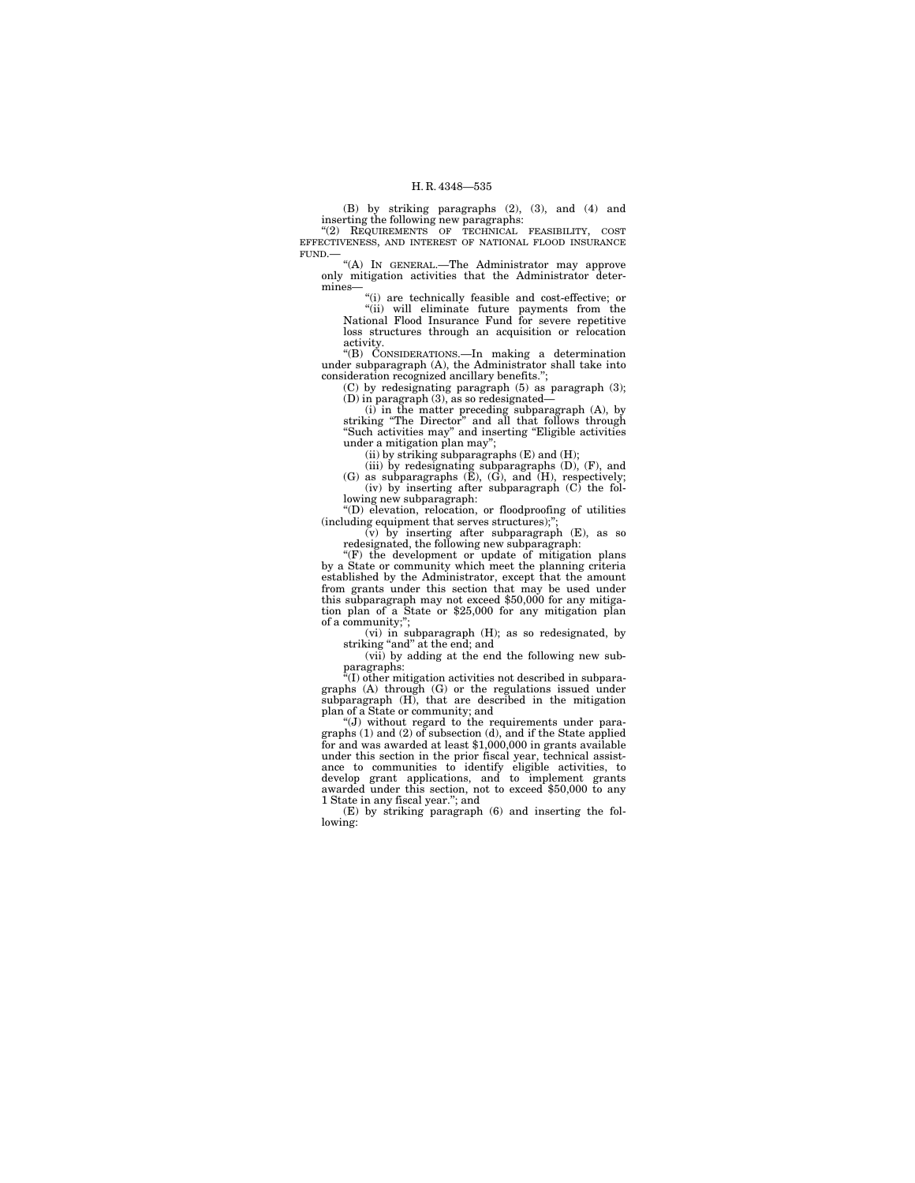(B) by striking paragraphs (2), (3), and (4) and inserting the following new paragraphs:

"(2) REQUIREMENTS OF TECHNICAL FEASIBILITY, COST EFFECTIVENESS, AND INTEREST OF NATIONAL FLOOD INSURANCE FUND.—

"(A) IN GENERAL.—The Administrator may approve only mitigation activities that the Administrator determines—

"(i) are technically feasible and cost-effective; or

"(ii) will eliminate future payments from the National Flood Insurance Fund for severe repetitive loss structures through an acquisition or relocation activity.

"(B) CONSIDERATIONS.—In making a determination under subparagraph (A), the Administrator shall take into consideration recognized ancillary benefits.";

(C) by redesignating paragraph (5) as paragraph (3);

(D) in paragraph (3), as so redesignated—

(i) in the matter preceding subparagraph (A), by striking "The Director" and all that follows through "Such activities may" and inserting "Eligible activities under a mitigation plan may";

(ii) by striking subparagraphs (E) and (H);

(iii) by redesignating subparagraphs (D), (F), and (G) as subparagraphs (E), (G), and (H), respectively;

(iv) by inserting after subparagraph (C) the following new subparagraph:

"(D) elevation, relocation, or floodproofing of utilities (including equipment that serves structures);";

(v) by inserting after subparagraph (E), as so redesignated, the following new subparagraph:

"(F) the development or update of mitigation plans by a State or community which meet the planning criteria established by the Administrator, except that the amount from grants under this section that may be used under this subparagraph may not exceed $50,000 for any mitigation plan of a State or $25,000 for any mitigation plan of a community;";

(vi) in subparagraph (H); as so redesignated, by striking "and" at the end; and

(vii) by adding at the end the following new subparagraphs:

"(I) other mitigation activities not described in subparagraphs (A) through (G) or the regulations issued under subparagraph (H), that are described in the mitigation plan of a State or community; and

"(J) without regard to the requirements under paragraphs (1) and (2) of subsection (d), and if the State applied for and was awarded at least $1,000,000 in grants available under this section in the prior fiscal year, technical assistance to communities to identify eligible activities, to develop grant applications, and to implement grants awarded under this section, not to exceed $50,000 to any 1 State in any fiscal year."; and

(E) by striking paragraph (6) and inserting the following: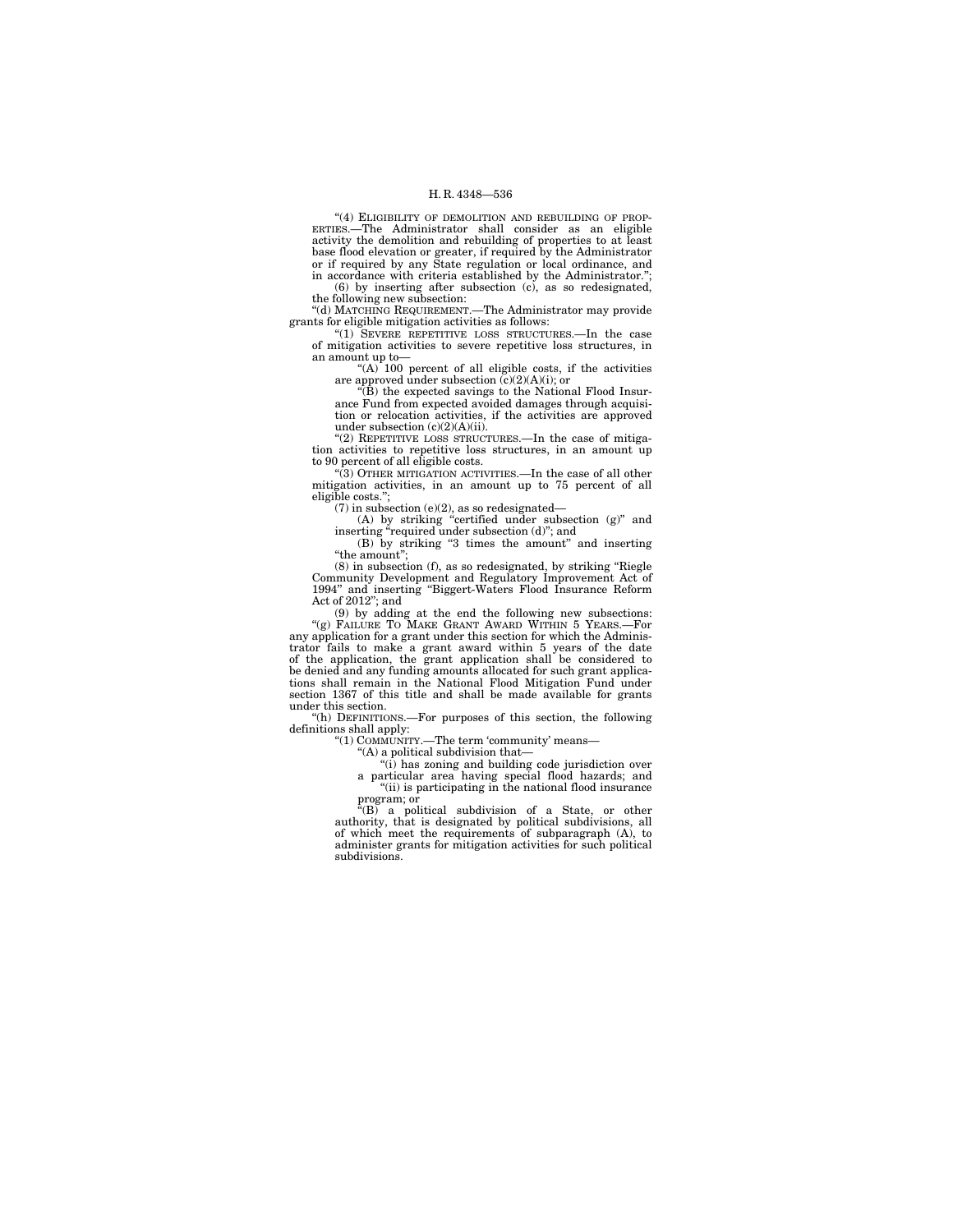"(4) ELIGIBILITY OF DEMOLITION AND REBUILDING OF PROPERTIES.—The Administrator shall consider as an eligible activity the demolition and rebuilding of properties to at least base flood elevation or greater, if required by the Administrator or if required by any State regulation or local ordinance, and in accordance with criteria established by the Administrator.";

(6) by inserting after subsection (c), as so redesignated, the following new subsection:

"(d) MATCHING REQUIREMENT.—The Administrator may provide grants for eligible mitigation activities as follows:

"(1) SEVERE REPETITIVE LOSS STRUCTURES.—In the case of mitigation activities to severe repetitive loss structures, in an amount up to—

"(A) 100 percent of all eligible costs, if the activities are approved under subsection (c)(2)(A)(i); or

"(B) the expected savings to the National Flood Insurance Fund from expected avoided damages through acquisition or relocation activities, if the activities are approved under subsection (c)(2)(A)(ii).

"(2) REPETITIVE LOSS STRUCTURES.—In the case of mitigation activities to repetitive loss structures, in an amount up to 90 percent of all eligible costs.

"(3) OTHER MITIGATION ACTIVITIES.—In the case of all other mitigation activities, in an amount up to 75 percent of all eligible costs.";

(7) in subsection (e)(2), as so redesignated—

(A) by striking "certified under subsection (g)" and inserting "required under subsection (d)"; and

(B) by striking "3 times the amount" and inserting "the amount";

(8) in subsection (f), as so redesignated, by striking "Riegle Community Development and Regulatory Improvement Act of 1994" and inserting "Biggert-Waters Flood Insurance Reform Act of 2012"; and

(9) by adding at the end the following new subsections:

"(g) FAILURE TO MAKE GRANT AWARD WITHIN 5 YEARS.—For any application for a grant under this section for which the Administrator fails to make a grant award within 5 years of the date of the application, the grant application shall be considered to be denied and any funding amounts allocated for such grant applications shall remain in the National Flood Mitigation Fund under section 1367 of this title and shall be made available for grants under this section.

"(h) DEFINITIONS.—For purposes of this section, the following definitions shall apply:

"(1) COMMUNITY.—The term 'community' means—

"(A) a political subdivision that—

"(i) has zoning and building code jurisdiction over a particular area having special flood hazards; and

"(ii) is participating in the national flood insurance program; or

"(B) a political subdivision of a State, or other authority, that is designated by political subdivisions, all of which meet the requirements of subparagraph (A), to administer grants for mitigation activities for such political subdivisions.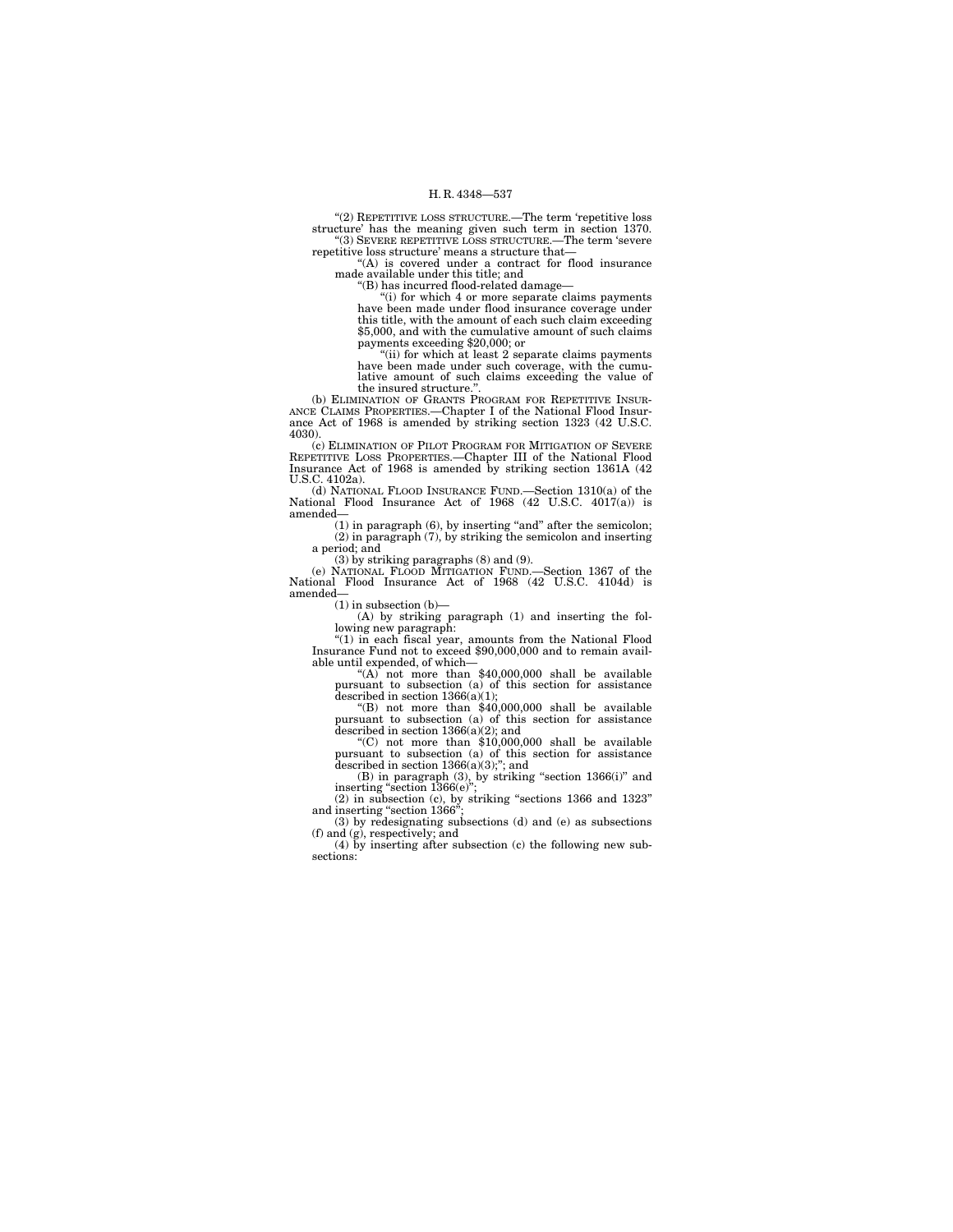"(2) REPETITIVE LOSS STRUCTURE.—The term 'repetitive loss structure' has the meaning given such term in section 1370.

"(3) SEVERE REPETITIVE LOSS STRUCTURE.—The term 'severe repetitive loss structure' means a structure that—

"(A) is covered under a contract for flood insurance made available under this title; and

"(B) has incurred flood-related damage—

"(i) for which 4 or more separate claims payments have been made under flood insurance coverage under this title, with the amount of each such claim exceeding $5,000, and with the cumulative amount of such claims payments exceeding $20,000; or

"(ii) for which at least 2 separate claims payments have been made under such coverage, with the cumulative amount of such claims exceeding the value of the insured structure.".

(b) ELIMINATION OF GRANTS PROGRAM FOR REPETITIVE INSURANCE CLAIMS PROPERTIES.—Chapter I of the National Flood Insurance Act of 1968 is amended by striking section 1323 (42 U.S.C. 4030).

(c) ELIMINATION OF PILOT PROGRAM FOR MITIGATION OF SEVERE REPETITIVE LOSS PROPERTIES.—Chapter III of the National Flood Insurance Act of 1968 is amended by striking section 1361A (42 U.S.C. 4102a).

(d) NATIONAL FLOOD INSURANCE FUND.—Section 1310(a) of the National Flood Insurance Act of 1968 (42 U.S.C. 4017(a)) is amended—

(1) in paragraph (6), by inserting "and" after the semicolon;

(2) in paragraph (7), by striking the semicolon and inserting a period; and

(3) by striking paragraphs (8) and (9).

(e) NATIONAL FLOOD MITIGATION FUND.—Section 1367 of the National Flood Insurance Act of 1968 (42 U.S.C. 4104d) is amended—

(1) in subsection (b)—

(A) by striking paragraph (1) and inserting the following new paragraph:

"(1) in each fiscal year, amounts from the National Flood Insurance Fund not to exceed $90,000,000 and to remain available until expended, of which—

"(A) not more than $40,000,000 shall be available pursuant to subsection (a) of this section for assistance described in section 1366(a)(1);

"(B) not more than $40,000,000 shall be available pursuant to subsection (a) of this section for assistance described in section 1366(a)(2); and

"(C) not more than $10,000,000 shall be available pursuant to subsection (a) of this section for assistance described in section 1366(a)(3);"; and

(B) in paragraph (3), by striking "section 1366(i)" and inserting "section 1366(e)";

(2) in subsection (c), by striking "sections 1366 and 1323" and inserting "section 1366";

(3) by redesignating subsections (d) and (e) as subsections (f) and (g), respectively; and

(4) by inserting after subsection (c) the following new subsections: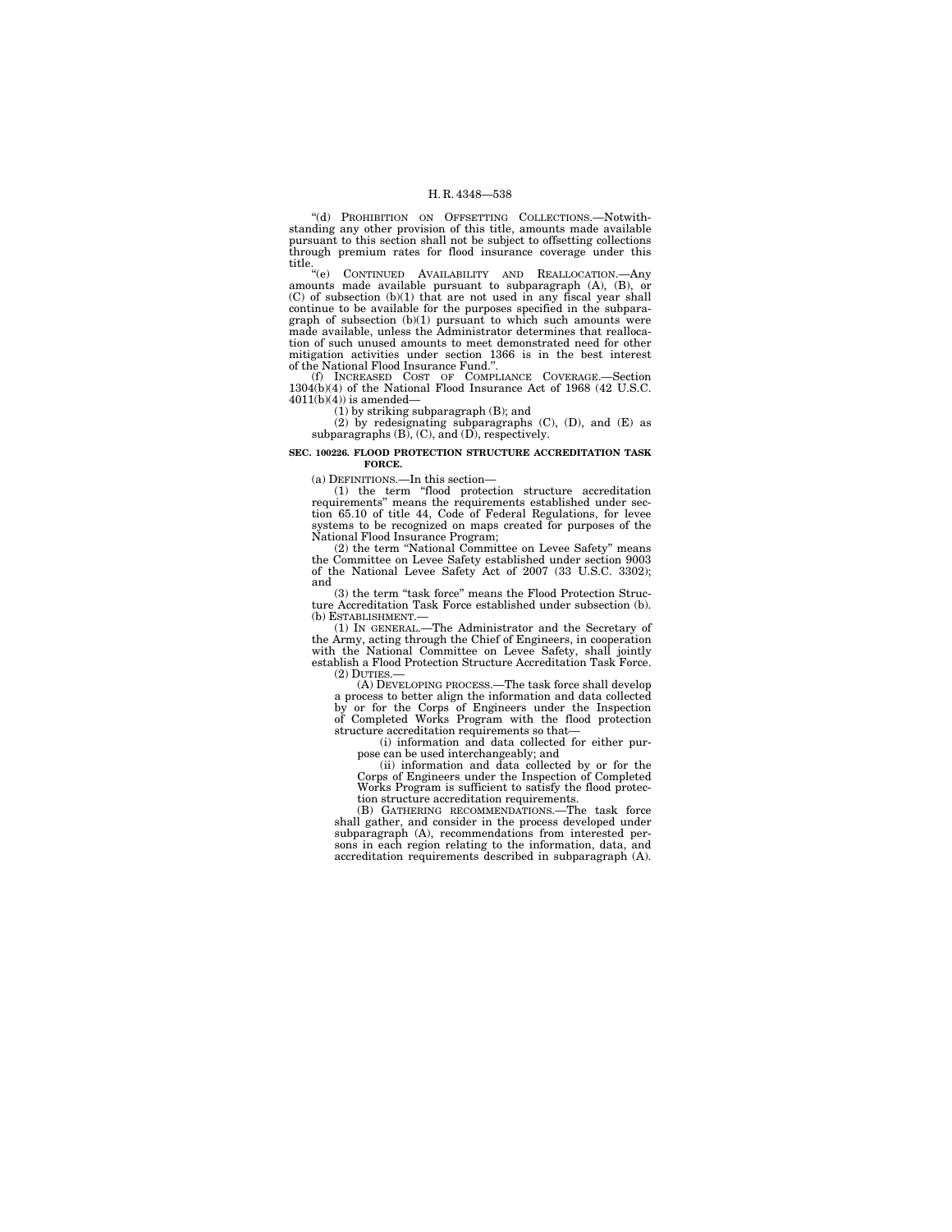"(d) PROHIBITION ON OFFSETTING COLLECTIONS.—Notwithstanding any other provision of this title, amounts made available pursuant to this section shall not be subject to offsetting collections through premium rates for flood insurance coverage under this title.

"(e) CONTINUED AVAILABILITY AND REALLOCATION.—Any amounts made available pursuant to subparagraph (A), (B), or (C) of subsection (b)(1) that are not used in any fiscal year shall continue to be available for the purposes specified in the subparagraph of subsection (b)(1) pursuant to which such amounts were made available, unless the Administrator determines that reallocation of such unused amounts to meet demonstrated need for other mitigation activities under section 1366 is in the best interest of the National Flood Insurance Fund.".

(f) INCREASED COST OF COMPLIANCE COVERAGE.—Section 1304(b)(4) of the National Flood Insurance Act of 1968 (42 U.S.C. 4011(b)(4)) is amended—

(1) by striking subparagraph (B); and

(2) by redesignating subparagraphs (C), (D), and (E) as subparagraphs (B), (C), and (D), respectively.

**SEC. 100226. FLOOD PROTECTION STRUCTURE ACCREDITATION TASK FORCE.**

(a) DEFINITIONS.—In this section—

(1) the term "flood protection structure accreditation requirements" means the requirements established under section 65.10 of title 44, Code of Federal Regulations, for levee systems to be recognized on maps created for purposes of the National Flood Insurance Program;

(2) the term "National Committee on Levee Safety" means the Committee on Levee Safety established under section 9003 of the National Levee Safety Act of 2007 (33 U.S.C. 3302); and

(3) the term "task force" means the Flood Protection Structure Accreditation Task Force established under subsection (b).

(b) ESTABLISHMENT.—

(1) IN GENERAL.—The Administrator and the Secretary of the Army, acting through the Chief of Engineers, in cooperation with the National Committee on Levee Safety, shall jointly establish a Flood Protection Structure Accreditation Task Force.

(2) DUTIES.—

(A) DEVELOPING PROCESS.—The task force shall develop a process to better align the information and data collected by or for the Corps of Engineers under the Inspection of Completed Works Program with the flood protection structure accreditation requirements so that—

(i) information and data collected for either purpose can be used interchangeably; and

(ii) information and data collected by or for the Corps of Engineers under the Inspection of Completed Works Program is sufficient to satisfy the flood protection structure accreditation requirements.

(B) GATHERING RECOMMENDATIONS.—The task force shall gather, and consider in the process developed under subparagraph (A), recommendations from interested persons in each region relating to the information, data, and accreditation requirements described in subparagraph (A).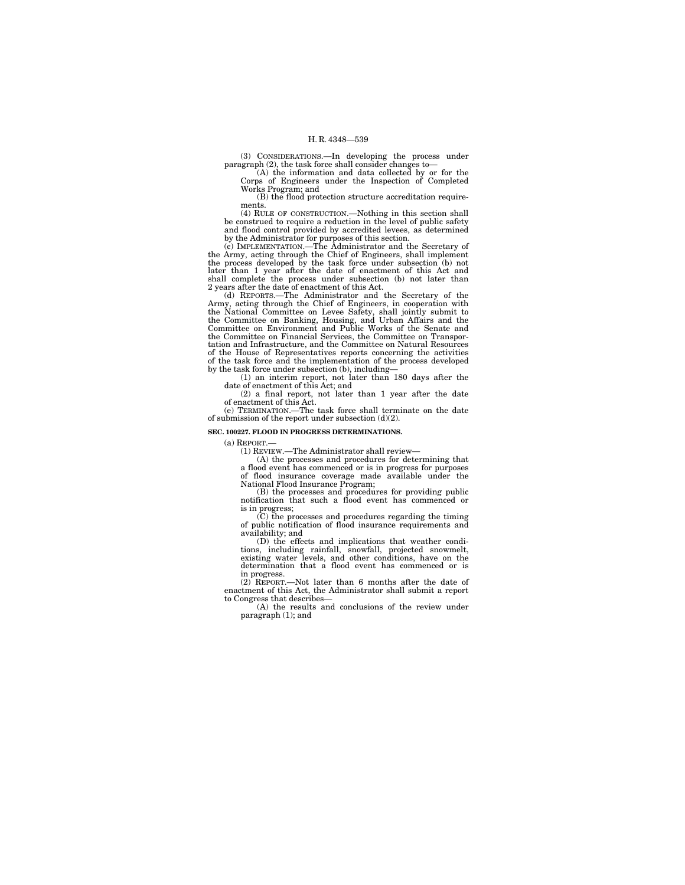(3) CONSIDERATIONS.—In developing the process under paragraph (2), the task force shall consider changes to—

(A) the information and data collected by or for the Corps of Engineers under the Inspection of Completed Works Program; and

(B) the flood protection structure accreditation requirements.

(4) RULE OF CONSTRUCTION.—Nothing in this section shall be construed to require a reduction in the level of public safety and flood control provided by accredited levees, as determined by the Administrator for purposes of this section.

(c) IMPLEMENTATION.—The Administrator and the Secretary of the Army, acting through the Chief of Engineers, shall implement the process developed by the task force under subsection (b) not later than 1 year after the date of enactment of this Act and shall complete the process under subsection (b) not later than 2 years after the date of enactment of this Act.

(d) REPORTS.—The Administrator and the Secretary of the Army, acting through the Chief of Engineers, in cooperation with the National Committee on Levee Safety, shall jointly submit to the Committee on Banking, Housing, and Urban Affairs and the Committee on Environment and Public Works of the Senate and the Committee on Financial Services, the Committee on Transportation and Infrastructure, and the Committee on Natural Resources of the House of Representatives reports concerning the activities of the task force and the implementation of the process developed by the task force under subsection (b), including—

(1) an interim report, not later than 180 days after the date of enactment of this Act; and

(2) a final report, not later than 1 year after the date of enactment of this Act.

(e) TERMINATION.—The task force shall terminate on the date of submission of the report under subsection (d)(2).

**SEC. 100227. FLOOD IN PROGRESS DETERMINATIONS.**

(a) REPORT.—

(1) REVIEW.—The Administrator shall review—

(A) the processes and procedures for determining that a flood event has commenced or is in progress for purposes of flood insurance coverage made available under the National Flood Insurance Program;

(B) the processes and procedures for providing public notification that such a flood event has commenced or is in progress;

(C) the processes and procedures regarding the timing of public notification of flood insurance requirements and availability; and

(D) the effects and implications that weather conditions, including rainfall, snowfall, projected snowmelt, existing water levels, and other conditions, have on the determination that a flood event has commenced or is in progress.

(2) REPORT.—Not later than 6 months after the date of enactment of this Act, the Administrator shall submit a report to Congress that describes—

(A) the results and conclusions of the review under paragraph (1); and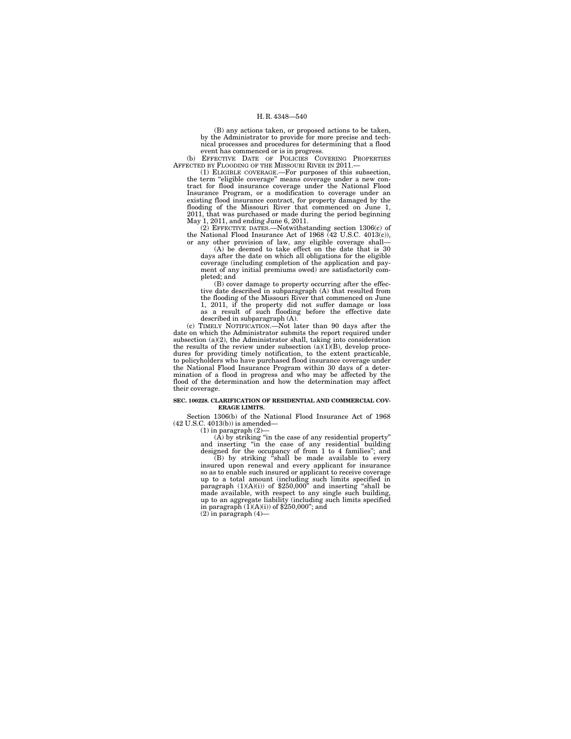(B) any actions taken, or proposed actions to be taken, by the Administrator to provide for more precise and technical processes and procedures for determining that a flood event has commenced or is in progress.

(b) EFFECTIVE DATE OF POLICIES COVERING PROPERTIES AFFECTED BY FLOODING OF THE MISSOURI RIVER IN 2011.—

(1) ELIGIBLE COVERAGE.—For purposes of this subsection, the term "eligible coverage" means coverage under a new contract for flood insurance coverage under the National Flood Insurance Program, or a modification to coverage under an existing flood insurance contract, for property damaged by the flooding of the Missouri River that commenced on June 1, 2011, that was purchased or made during the period beginning May 1, 2011, and ending June 6, 2011.

(2) EFFECTIVE DATES.—Notwithstanding section 1306(c) of the National Flood Insurance Act of 1968 (42 U.S.C. 4013(c)), or any other provision of law, any eligible coverage shall—

(A) be deemed to take effect on the date that is 30 days after the date on which all obligations for the eligible coverage (including completion of the application and payment of any initial premiums owed) are satisfactorily completed; and

(B) cover damage to property occurring after the effective date described in subparagraph (A) that resulted from the flooding of the Missouri River that commenced on June 1, 2011, if the property did not suffer damage or loss as a result of such flooding before the effective date described in subparagraph (A).

(c) TIMELY NOTIFICATION.—Not later than 90 days after the date on which the Administrator submits the report required under subsection (a)(2), the Administrator shall, taking into consideration the results of the review under subsection (a)(1)(B), develop procedures for providing timely notification, to the extent practicable, to policyholders who have purchased flood insurance coverage under the National Flood Insurance Program within 30 days of a determination of a flood in progress and who may be affected by the flood of the determination and how the determination may affect their coverage.

**SEC. 100228. CLARIFICATION OF RESIDENTIAL AND COMMERCIAL COVERAGE LIMITS.**

Section 1306(b) of the National Flood Insurance Act of 1968 (42 U.S.C. 4013(b)) is amended—

(1) in paragraph (2)—

(A) by striking "in the case of any residential property" and inserting "in the case of any residential building designed for the occupancy of from 1 to 4 families"; and

(B) by striking "shall be made available to every insured upon renewal and every applicant for insurance so as to enable such insured or applicant to receive coverage up to a total amount (including such limits specified in paragraph (1)(A)(i)) of $250,000" and inserting "shall be made available, with respect to any single such building, up to an aggregate liability (including such limits specified in paragraph (1)(A)(i)) of $250,000"; and

(2) in paragraph (4)—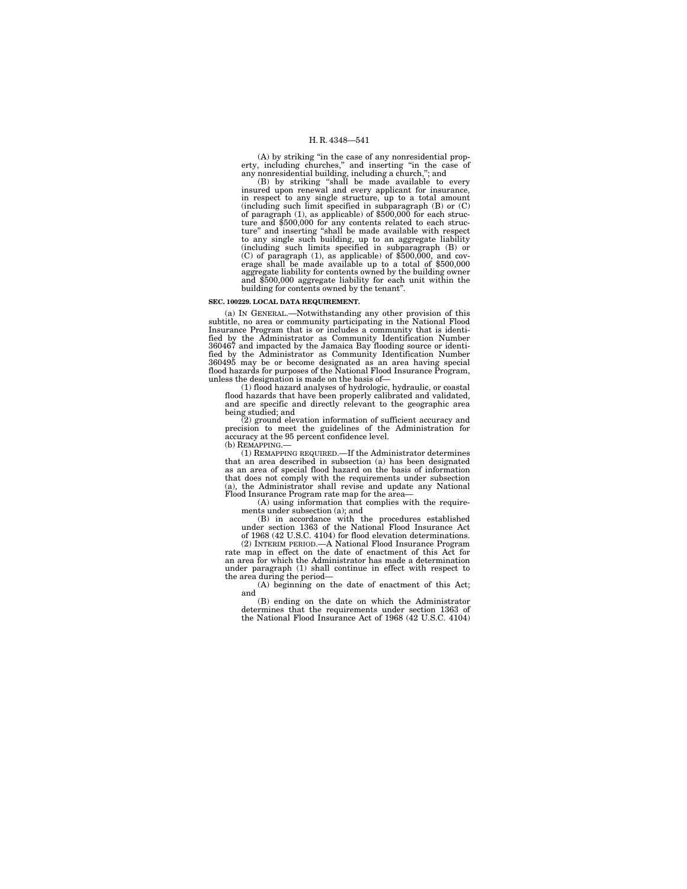(A) by striking "in the case of any nonresidential property, including churches," and inserting "in the case of any nonresidential building, including a church,"; and

(B) by striking "shall be made available to every insured upon renewal and every applicant for insurance, in respect to any single structure, up to a total amount (including such limit specified in subparagraph (B) or (C) of paragraph (1), as applicable) of $500,000 for each structure and $500,000 for any contents related to each structure" and inserting "shall be made available with respect to any single such building, up to an aggregate liability (including such limits specified in subparagraph (B) or (C) of paragraph (1), as applicable) of $500,000, and coverage shall be made available up to a total of $500,000 aggregate liability for contents owned by the building owner and $500,000 aggregate liability for each unit within the building for contents owned by the tenant".

**SEC. 100229. LOCAL DATA REQUIREMENT.**

(a) IN GENERAL.—Notwithstanding any other provision of this subtitle, no area or community participating in the National Flood Insurance Program that is or includes a community that is identified by the Administrator as Community Identification Number 360467 and impacted by the Jamaica Bay flooding source or identified by the Administrator as Community Identification Number 360495 may be or become designated as an area having special flood hazards for purposes of the National Flood Insurance Program, unless the designation is made on the basis of—

(1) flood hazard analyses of hydrologic, hydraulic, or coastal flood hazards that have been properly calibrated and validated, and are specific and directly relevant to the geographic area being studied; and

(2) ground elevation information of sufficient accuracy and precision to meet the guidelines of the Administration for accuracy at the 95 percent confidence level.

(b) REMAPPING.—

(1) REMAPPING REQUIRED.—If the Administrator determines that an area described in subsection (a) has been designated as an area of special flood hazard on the basis of information that does not comply with the requirements under subsection (a), the Administrator shall revise and update any National Flood Insurance Program rate map for the area—

(A) using information that complies with the requirements under subsection (a); and

(B) in accordance with the procedures established under section 1363 of the National Flood Insurance Act of 1968 (42 U.S.C. 4104) for flood elevation determinations.

(2) INTERIM PERIOD.—A National Flood Insurance Program rate map in effect on the date of enactment of this Act for an area for which the Administrator has made a determination under paragraph (1) shall continue in effect with respect to the area during the period—

(A) beginning on the date of enactment of this Act; and

(B) ending on the date on which the Administrator determines that the requirements under section 1363 of the National Flood Insurance Act of 1968 (42 U.S.C. 4104)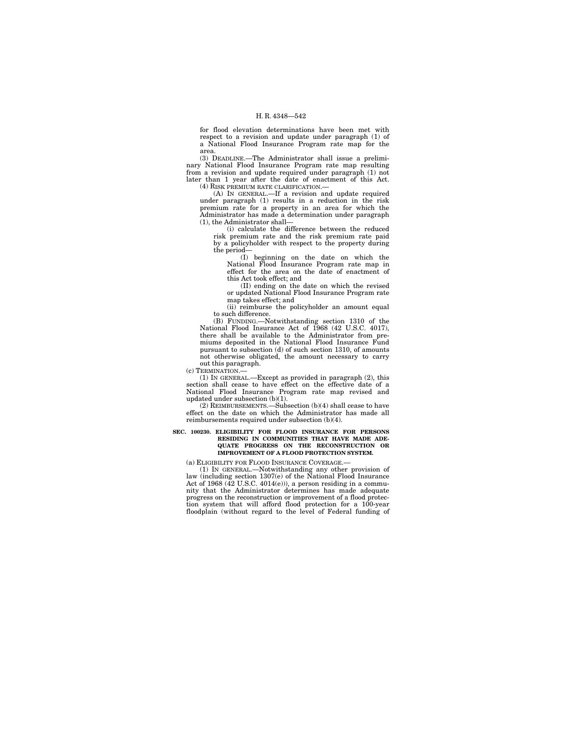for flood elevation determinations have been met with respect to a revision and update under paragraph (1) of a National Flood Insurance Program rate map for the area.

(3) DEADLINE.—The Administrator shall issue a preliminary National Flood Insurance Program rate map resulting from a revision and update required under paragraph (1) not later than 1 year after the date of enactment of this Act.

(4) RISK PREMIUM RATE CLARIFICATION.—

(A) IN GENERAL.—If a revision and update required under paragraph (1) results in a reduction in the risk premium rate for a property in an area for which the Administrator has made a determination under paragraph (1), the Administrator shall—

(i) calculate the difference between the reduced risk premium rate and the risk premium rate paid by a policyholder with respect to the property during the period—

(I) beginning on the date on which the National Flood Insurance Program rate map in effect for the area on the date of enactment of this Act took effect; and

(II) ending on the date on which the revised or updated National Flood Insurance Program rate map takes effect; and

(ii) reimburse the policyholder an amount equal to such difference.

(B) FUNDING.—Notwithstanding section 1310 of the National Flood Insurance Act of 1968 (42 U.S.C. 4017), there shall be available to the Administrator from premiums deposited in the National Flood Insurance Fund pursuant to subsection (d) of such section 1310, of amounts not otherwise obligated, the amount necessary to carry out this paragraph.

(c) TERMINATION.—

(1) IN GENERAL.—Except as provided in paragraph (2), this section shall cease to have effect on the effective date of a National Flood Insurance Program rate map revised and updated under subsection (b)(1).

(2) REIMBURSEMENTS.—Subsection (b)(4) shall cease to have effect on the date on which the Administrator has made all reimbursements required under subsection (b)(4).

**SEC. 100230. ELIGIBILITY FOR FLOOD INSURANCE FOR PERSONS RESIDING IN COMMUNITIES THAT HAVE MADE ADEQUATE PROGRESS ON THE RECONSTRUCTION OR IMPROVEMENT OF A FLOOD PROTECTION SYSTEM.**

(a) ELIGIBILITY FOR FLOOD INSURANCE COVERAGE.—

(1) IN GENERAL.—Notwithstanding any other provision of law (including section 1307(e) of the National Flood Insurance Act of 1968 (42 U.S.C. 4014(e))), a person residing in a community that the Administrator determines has made adequate progress on the reconstruction or improvement of a flood protection system that will afford flood protection for a 100-year floodplain (without regard to the level of Federal funding of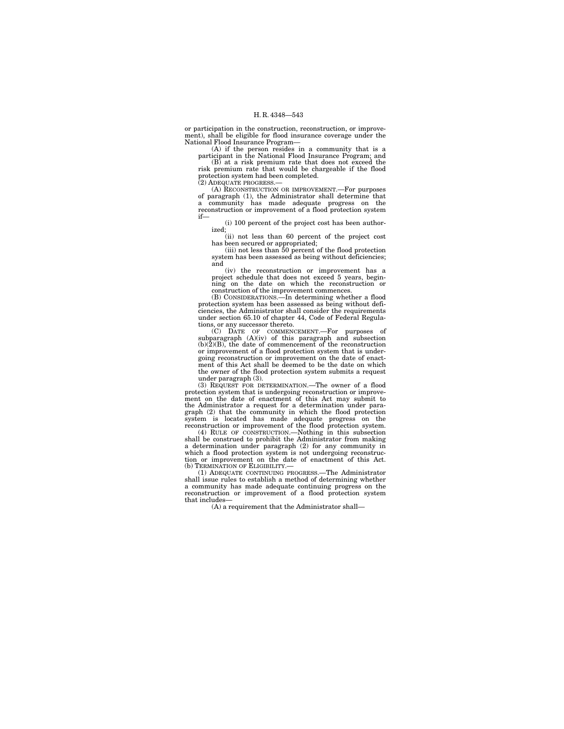or participation in the construction, reconstruction, or improvement), shall be eligible for flood insurance coverage under the National Flood Insurance Program—

(A) if the person resides in a community that is a participant in the National Flood Insurance Program; and

(B) at a risk premium rate that does not exceed the risk premium rate that would be chargeable if the flood protection system had been completed.

(2) ADEQUATE PROGRESS.—

(A) RECONSTRUCTION OR IMPROVEMENT.—For purposes of paragraph (1), the Administrator shall determine that a community has made adequate progress on the reconstruction or improvement of a flood protection system if—

(i) 100 percent of the project cost has been authorized;

(ii) not less than 60 percent of the project cost has been secured or appropriated;

(iii) not less than 50 percent of the flood protection system has been assessed as being without deficiencies; and

(iv) the reconstruction or improvement has a project schedule that does not exceed 5 years, beginning on the date on which the reconstruction or construction of the improvement commences.

(B) CONSIDERATIONS.—In determining whether a flood protection system has been assessed as being without deficiencies, the Administrator shall consider the requirements under section 65.10 of chapter 44, Code of Federal Regulations, or any successor thereto.

(C) DATE OF COMMENCEMENT.—For purposes of subparagraph (A)(iv) of this paragraph and subsection (b)(2)(B), the date of commencement of the reconstruction or improvement of a flood protection system that is undergoing reconstruction or improvement on the date of enactment of this Act shall be deemed to be the date on which the owner of the flood protection system submits a request under paragraph (3).

(3) REQUEST FOR DETERMINATION.—The owner of a flood protection system that is undergoing reconstruction or improvement on the date of enactment of this Act may submit to the Administrator a request for a determination under paragraph (2) that the community in which the flood protection system is located has made adequate progress on the reconstruction or improvement of the flood protection system.

(4) RULE OF CONSTRUCTION.—Nothing in this subsection shall be construed to prohibit the Administrator from making a determination under paragraph (2) for any community in which a flood protection system is not undergoing reconstruction or improvement on the date of enactment of this Act.

(b) TERMINATION OF ELIGIBILITY.—

(1) ADEQUATE CONTINUING PROGRESS.—The Administrator shall issue rules to establish a method of determining whether a community has made adequate continuing progress on the reconstruction or improvement of a flood protection system that includes—

(A) a requirement that the Administrator shall—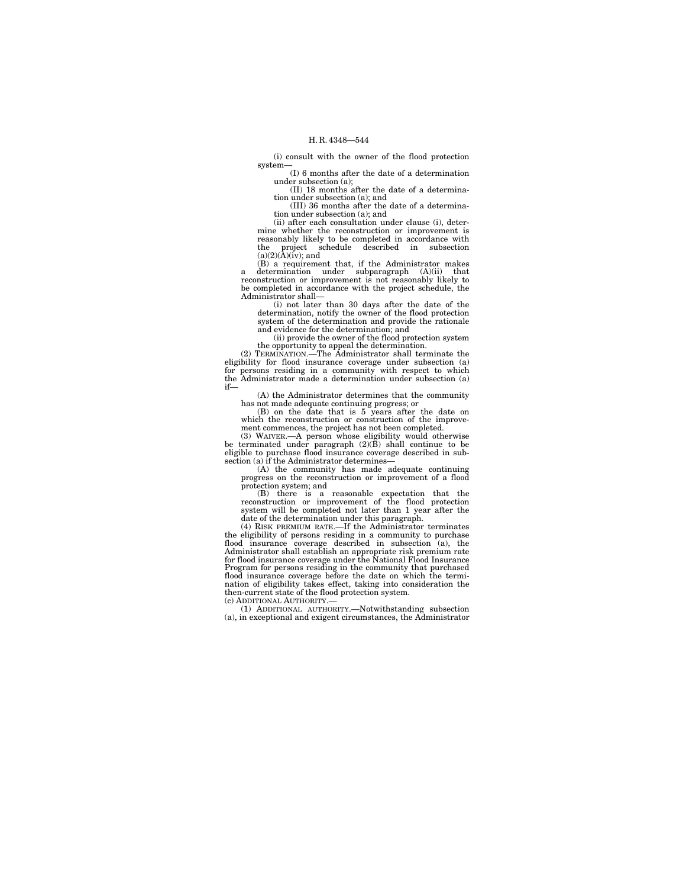(i) consult with the owner of the flood protection system—

(I) 6 months after the date of a determination under subsection (a);

(II) 18 months after the date of a determination under subsection (a); and

(III) 36 months after the date of a determination under subsection (a); and

(ii) after each consultation under clause (i), determine whether the reconstruction or improvement is reasonably likely to be completed in accordance with the project schedule described in subsection (a)(2)(A)(iv); and

(B) a requirement that, if the Administrator makes a determination under subparagraph (A)(ii) that reconstruction or improvement is not reasonably likely to be completed in accordance with the project schedule, the Administrator shall—

(i) not later than 30 days after the date of the determination, notify the owner of the flood protection system of the determination and provide the rationale and evidence for the determination; and

(ii) provide the owner of the flood protection system the opportunity to appeal the determination.

(2) TERMINATION.—The Administrator shall terminate the eligibility for flood insurance coverage under subsection (a) for persons residing in a community with respect to which the Administrator made a determination under subsection (a) if—

(A) the Administrator determines that the community has not made adequate continuing progress; or

(B) on the date that is 5 years after the date on which the reconstruction or construction of the improvement commences, the project has not been completed.

(3) WAIVER.—A person whose eligibility would otherwise be terminated under paragraph (2)(B) shall continue to be eligible to purchase flood insurance coverage described in subsection (a) if the Administrator determines—

(A) the community has made adequate continuing progress on the reconstruction or improvement of a flood protection system; and

(B) there is a reasonable expectation that the reconstruction or improvement of the flood protection system will be completed not later than 1 year after the date of the determination under this paragraph.

(4) RISK PREMIUM RATE.—If the Administrator terminates the eligibility of persons residing in a community to purchase flood insurance coverage described in subsection (a), the Administrator shall establish an appropriate risk premium rate for flood insurance coverage under the National Flood Insurance Program for persons residing in the community that purchased flood insurance coverage before the date on which the termination of eligibility takes effect, taking into consideration the then-current state of the flood protection system.

(c) ADDITIONAL AUTHORITY.—

(1) ADDITIONAL AUTHORITY.—Notwithstanding subsection (a), in exceptional and exigent circumstances, the Administrator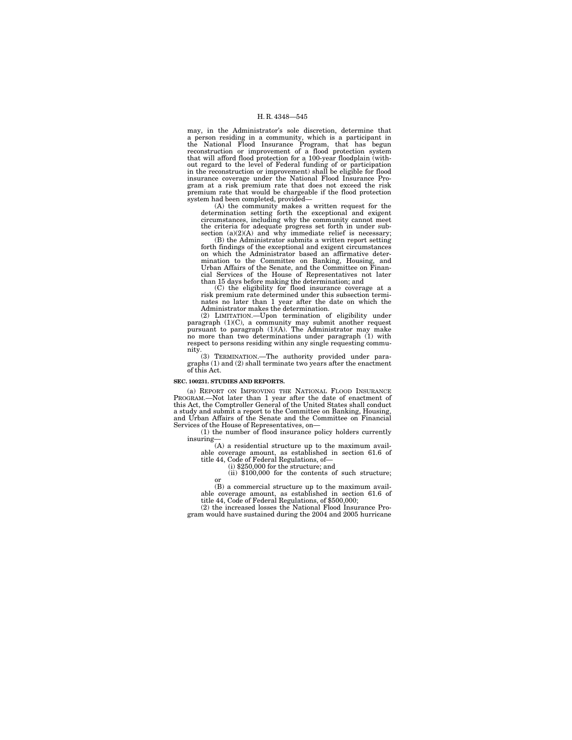may, in the Administrator's sole discretion, determine that a person residing in a community, which is a participant in the National Flood Insurance Program, that has begun reconstruction or improvement of a flood protection system that will afford flood protection for a 100-year floodplain (without regard to the level of Federal funding of or participation in the reconstruction or improvement) shall be eligible for flood insurance coverage under the National Flood Insurance Program at a risk premium rate that does not exceed the risk premium rate that would be chargeable if the flood protection system had been completed, provided—

(A) the community makes a written request for the determination setting forth the exceptional and exigent circumstances, including why the community cannot meet the criteria for adequate progress set forth in under subsection (a)(2)(A) and why immediate relief is necessary;

(B) the Administrator submits a written report setting forth findings of the exceptional and exigent circumstances on which the Administrator based an affirmative determination to the Committee on Banking, Housing, and Urban Affairs of the Senate, and the Committee on Financial Services of the House of Representatives not later than 15 days before making the determination; and

(C) the eligibility for flood insurance coverage at a risk premium rate determined under this subsection terminates no later than 1 year after the date on which the Administrator makes the determination.

(2) LIMITATION.—Upon termination of eligibility under paragraph (1)(C), a community may submit another request pursuant to paragraph (1)(A). The Administrator may make no more than two determinations under paragraph (1) with respect to persons residing within any single requesting community.

(3) TERMINATION.—The authority provided under paragraphs (1) and (2) shall terminate two years after the enactment of this Act.

**SEC. 100231. STUDIES AND REPORTS.**

(a) REPORT ON IMPROVING THE NATIONAL FLOOD INSURANCE PROGRAM.—Not later than 1 year after the date of enactment of this Act, the Comptroller General of the United States shall conduct a study and submit a report to the Committee on Banking, Housing, and Urban Affairs of the Senate and the Committee on Financial Services of the House of Representatives, on—

(1) the number of flood insurance policy holders currently insuring—

(A) a residential structure up to the maximum available coverage amount, as established in section 61.6 of title 44, Code of Federal Regulations, of—

(i) $250,000 for the structure; and

(ii) $100,000 for the contents of such structure; or

(B) a commercial structure up to the maximum available coverage amount, as established in section 61.6 of title 44, Code of Federal Regulations, of $500,000;

(2) the increased losses the National Flood Insurance Program would have sustained during the 2004 and 2005 hurricane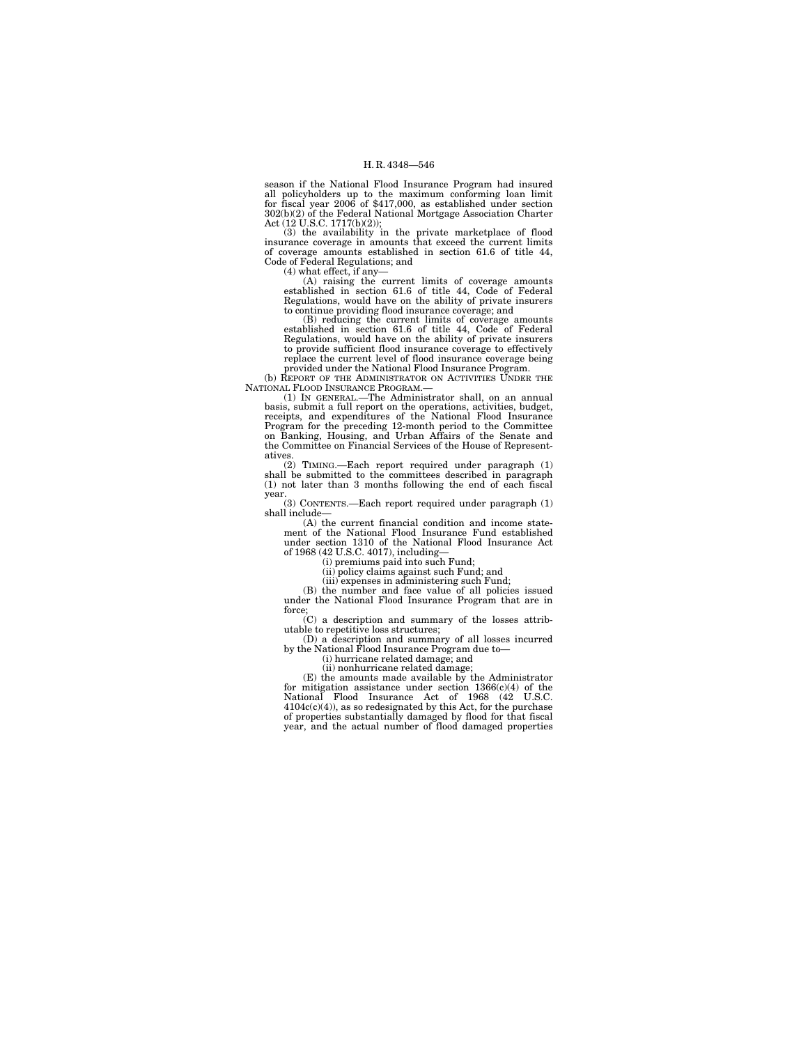season if the National Flood Insurance Program had insured all policyholders up to the maximum conforming loan limit for fiscal year 2006 of $417,000, as established under section 302(b)(2) of the Federal National Mortgage Association Charter Act (12 U.S.C. 1717(b)(2));

(3) the availability in the private marketplace of flood insurance coverage in amounts that exceed the current limits of coverage amounts established in section 61.6 of title 44, Code of Federal Regulations; and

(4) what effect, if any—

(A) raising the current limits of coverage amounts established in section 61.6 of title 44, Code of Federal Regulations, would have on the ability of private insurers to continue providing flood insurance coverage; and

(B) reducing the current limits of coverage amounts established in section 61.6 of title 44, Code of Federal Regulations, would have on the ability of private insurers to provide sufficient flood insurance coverage to effectively replace the current level of flood insurance coverage being provided under the National Flood Insurance Program.

(b) REPORT OF THE ADMINISTRATOR ON ACTIVITIES UNDER THE NATIONAL FLOOD INSURANCE PROGRAM.—

(1) IN GENERAL.—The Administrator shall, on an annual basis, submit a full report on the operations, activities, budget, receipts, and expenditures of the National Flood Insurance Program for the preceding 12-month period to the Committee on Banking, Housing, and Urban Affairs of the Senate and the Committee on Financial Services of the House of Representatives.

(2) TIMING.—Each report required under paragraph (1) shall be submitted to the committees described in paragraph (1) not later than 3 months following the end of each fiscal year.

(3) CONTENTS.—Each report required under paragraph (1) shall include—

(A) the current financial condition and income statement of the National Flood Insurance Fund established under section 1310 of the National Flood Insurance Act of 1968 (42 U.S.C. 4017), including—

(i) premiums paid into such Fund;

(ii) policy claims against such Fund; and

(iii) expenses in administering such Fund;

(B) the number and face value of all policies issued under the National Flood Insurance Program that are in force;

(C) a description and summary of the losses attributable to repetitive loss structures;

(D) a description and summary of all losses incurred by the National Flood Insurance Program due to—

(i) hurricane related damage; and

(ii) nonhurricane related damage;

(E) the amounts made available by the Administrator for mitigation assistance under section 1366(c)(4) of the National Flood Insurance Act of 1968 (42 U.S.C. 4104c(c)(4)), as so redesignated by this Act, for the purchase of properties substantially damaged by flood for that fiscal year, and the actual number of flood damaged properties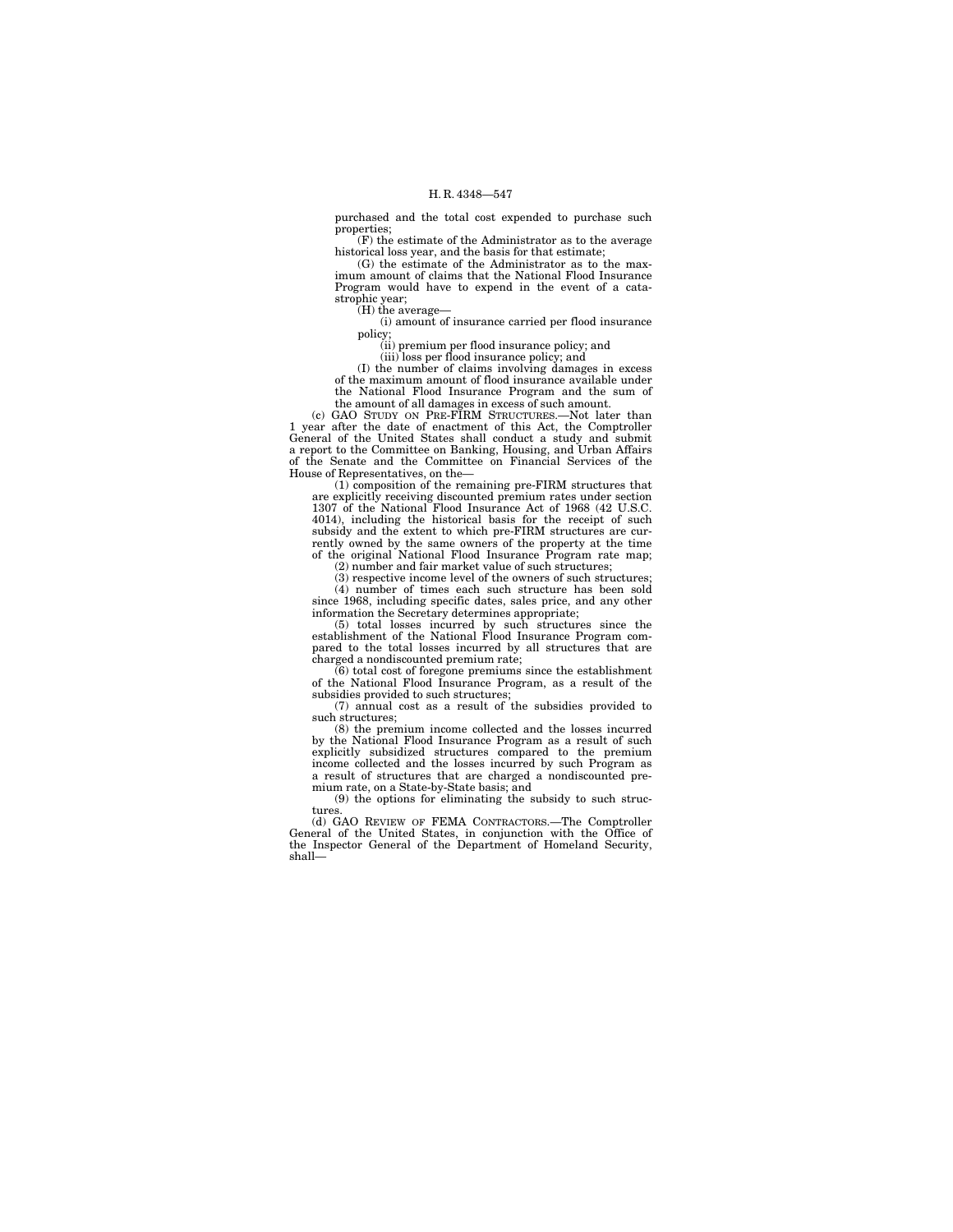purchased and the total cost expended to purchase such properties;

(F) the estimate of the Administrator as to the average historical loss year, and the basis for that estimate;

(G) the estimate of the Administrator as to the maximum amount of claims that the National Flood Insurance Program would have to expend in the event of a catastrophic year;

(H) the average—

(i) amount of insurance carried per flood insurance policy;

(ii) premium per flood insurance policy; and

(iii) loss per flood insurance policy; and

(I) the number of claims involving damages in excess of the maximum amount of flood insurance available under the National Flood Insurance Program and the sum of the amount of all damages in excess of such amount.

(c) GAO STUDY ON PRE-FIRM STRUCTURES.—Not later than 1 year after the date of enactment of this Act, the Comptroller General of the United States shall conduct a study and submit a report to the Committee on Banking, Housing, and Urban Affairs of the Senate and the Committee on Financial Services of the House of Representatives, on the—

(1) composition of the remaining pre-FIRM structures that are explicitly receiving discounted premium rates under section 1307 of the National Flood Insurance Act of 1968 (42 U.S.C. 4014), including the historical basis for the receipt of such subsidy and the extent to which pre-FIRM structures are currently owned by the same owners of the property at the time of the original National Flood Insurance Program rate map;

(2) number and fair market value of such structures;

(3) respective income level of the owners of such structures;

(4) number of times each such structure has been sold since 1968, including specific dates, sales price, and any other information the Secretary determines appropriate;

(5) total losses incurred by such structures since the establishment of the National Flood Insurance Program compared to the total losses incurred by all structures that are charged a nondiscounted premium rate;

(6) total cost of foregone premiums since the establishment of the National Flood Insurance Program, as a result of the subsidies provided to such structures;

(7) annual cost as a result of the subsidies provided to such structures;

(8) the premium income collected and the losses incurred by the National Flood Insurance Program as a result of such explicitly subsidized structures compared to the premium income collected and the losses incurred by such Program as a result of structures that are charged a nondiscounted premium rate, on a State-by-State basis; and

(9) the options for eliminating the subsidy to such structures.

(d) GAO REVIEW OF FEMA CONTRACTORS.—The Comptroller General of the United States, in conjunction with the Office of the Inspector General of the Department of Homeland Security, shall—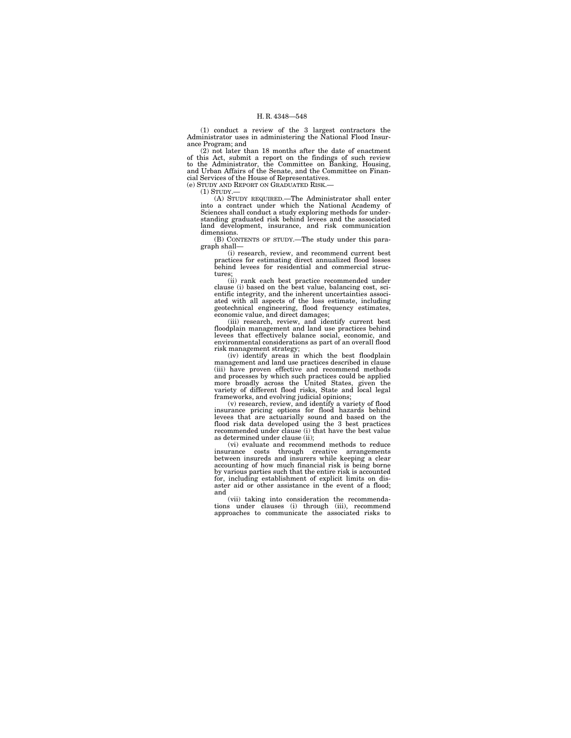(1) conduct a review of the 3 largest contractors the Administrator uses in administering the National Flood Insurance Program; and

(2) not later than 18 months after the date of enactment of this Act, submit a report on the findings of such review to the Administrator, the Committee on Banking, Housing, and Urban Affairs of the Senate, and the Committee on Financial Services of the House of Representatives.

(e) STUDY AND REPORT ON GRADUATED RISK.—

(1) STUDY.—

(A) STUDY REQUIRED.—The Administrator shall enter into a contract under which the National Academy of Sciences shall conduct a study exploring methods for understanding graduated risk behind levees and the associated land development, insurance, and risk communication dimensions.

(B) CONTENTS OF STUDY.—The study under this paragraph shall—

(i) research, review, and recommend current best practices for estimating direct annualized flood losses behind levees for residential and commercial structures;

(ii) rank each best practice recommended under clause (i) based on the best value, balancing cost, scientific integrity, and the inherent uncertainties associated with all aspects of the loss estimate, including geotechnical engineering, flood frequency estimates, economic value, and direct damages;

(iii) research, review, and identify current best floodplain management and land use practices behind levees that effectively balance social, economic, and environmental considerations as part of an overall flood risk management strategy;

(iv) identify areas in which the best floodplain management and land use practices described in clause (iii) have proven effective and recommend methods and processes by which such practices could be applied more broadly across the United States, given the variety of different flood risks, State and local legal frameworks, and evolving judicial opinions;

(v) research, review, and identify a variety of flood insurance pricing options for flood hazards behind levees that are actuarially sound and based on the flood risk data developed using the 3 best practices recommended under clause (i) that have the best value as determined under clause (ii);

(vi) evaluate and recommend methods to reduce insurance costs through creative arrangements between insureds and insurers while keeping a clear accounting of how much financial risk is being borne by various parties such that the entire risk is accounted for, including establishment of explicit limits on disaster aid or other assistance in the event of a flood; and

(vii) taking into consideration the recommendations under clauses (i) through (iii), recommend approaches to communicate the associated risks to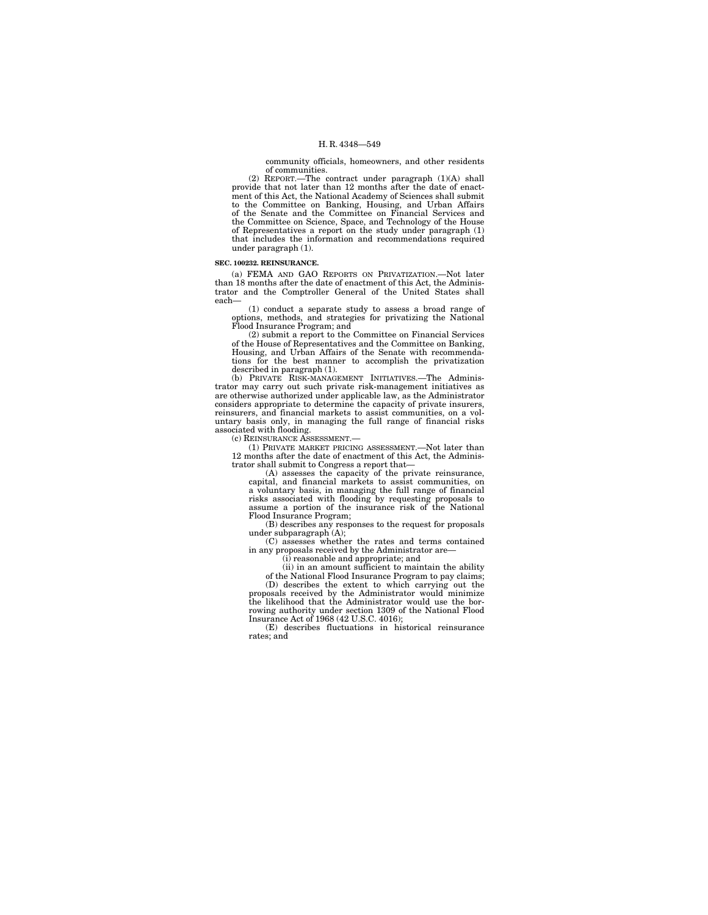community officials, homeowners, and other residents of communities.

(2) REPORT.—The contract under paragraph (1)(A) shall provide that not later than 12 months after the date of enactment of this Act, the National Academy of Sciences shall submit to the Committee on Banking, Housing, and Urban Affairs of the Senate and the Committee on Financial Services and the Committee on Science, Space, and Technology of the House of Representatives a report on the study under paragraph (1) that includes the information and recommendations required under paragraph (1).

**SEC. 100232. REINSURANCE.**

(a) FEMA AND GAO REPORTS ON PRIVATIZATION.—Not later than 18 months after the date of enactment of this Act, the Administrator and the Comptroller General of the United States shall each—

(1) conduct a separate study to assess a broad range of options, methods, and strategies for privatizing the National Flood Insurance Program; and

(2) submit a report to the Committee on Financial Services of the House of Representatives and the Committee on Banking, Housing, and Urban Affairs of the Senate with recommendations for the best manner to accomplish the privatization described in paragraph (1).

(b) PRIVATE RISK-MANAGEMENT INITIATIVES.—The Administrator may carry out such private risk-management initiatives as are otherwise authorized under applicable law, as the Administrator considers appropriate to determine the capacity of private insurers, reinsurers, and financial markets to assist communities, on a voluntary basis only, in managing the full range of financial risks associated with flooding.

(c) REINSURANCE ASSESSMENT.—

(1) PRIVATE MARKET PRICING ASSESSMENT.—Not later than 12 months after the date of enactment of this Act, the Administrator shall submit to Congress a report that—

(A) assesses the capacity of the private reinsurance, capital, and financial markets to assist communities, on a voluntary basis, in managing the full range of financial risks associated with flooding by requesting proposals to assume a portion of the insurance risk of the National Flood Insurance Program;

(B) describes any responses to the request for proposals under subparagraph (A);

(C) assesses whether the rates and terms contained in any proposals received by the Administrator are—

(i) reasonable and appropriate; and

(ii) in an amount sufficient to maintain the ability of the National Flood Insurance Program to pay claims;

(D) describes the extent to which carrying out the proposals received by the Administrator would minimize the likelihood that the Administrator would use the borrowing authority under section 1309 of the National Flood Insurance Act of 1968 (42 U.S.C. 4016);

(E) describes fluctuations in historical reinsurance rates; and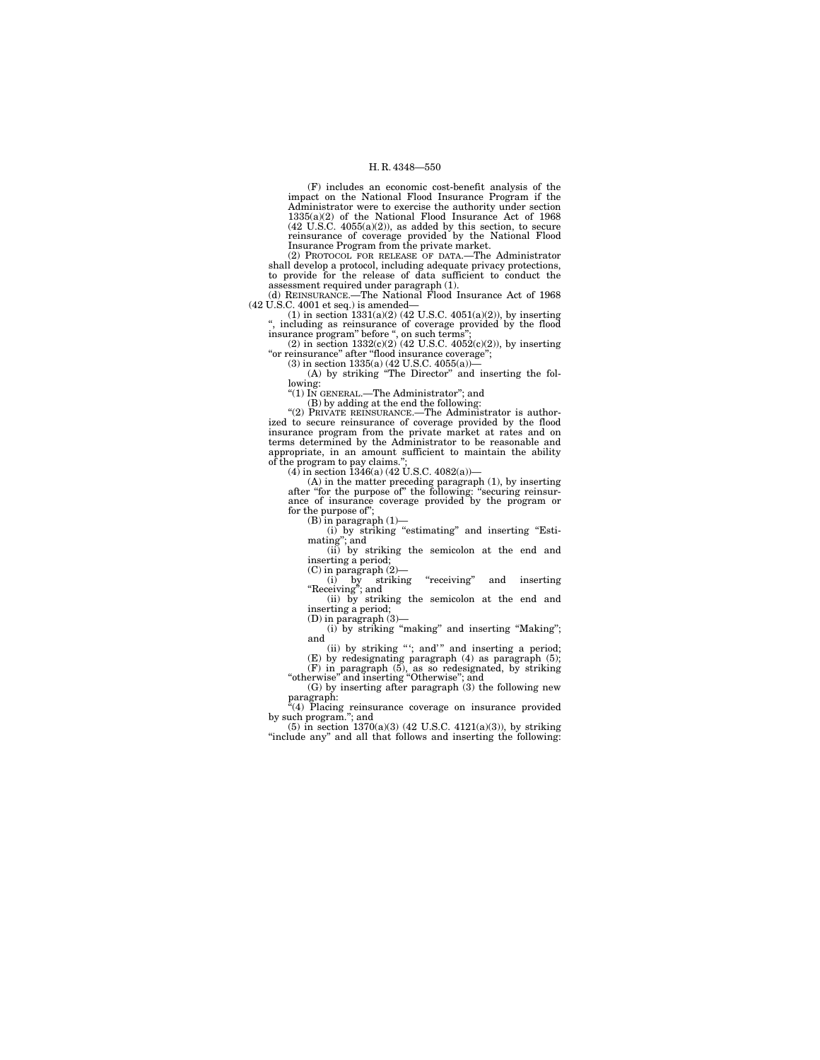(F) includes an economic cost-benefit analysis of the impact on the National Flood Insurance Program if the Administrator were to exercise the authority under section 1335(a)(2) of the National Flood Insurance Act of 1968 (42 U.S.C. 4055(a)(2)), as added by this section, to secure reinsurance of coverage provided by the National Flood Insurance Program from the private market.

(2) PROTOCOL FOR RELEASE OF DATA.—The Administrator shall develop a protocol, including adequate privacy protections, to provide for the release of data sufficient to conduct the assessment required under paragraph (1).

(d) REINSURANCE.—The National Flood Insurance Act of 1968 (42 U.S.C. 4001 et seq.) is amended—

(1) in section 1331(a)(2) (42 U.S.C. 4051(a)(2)), by inserting ", including as reinsurance of coverage provided by the flood insurance program" before ", on such terms";

(2) in section 1332(c)(2) (42 U.S.C. 4052(c)(2)), by inserting "or reinsurance" after "flood insurance coverage";

(3) in section 1335(a) (42 U.S.C. 4055(a))—

(A) by striking "The Director" and inserting the following:

"(1) IN GENERAL.—The Administrator"; and

(B) by adding at the end the following:

"(2) PRIVATE REINSURANCE.—The Administrator is authorized to secure reinsurance of coverage provided by the flood insurance program from the private market at rates and on terms determined by the Administrator to be reasonable and appropriate, in an amount sufficient to maintain the ability of the program to pay claims.";

(4) in section 1346(a) (42 U.S.C. 4082(a))—

(A) in the matter preceding paragraph (1), by inserting after "for the purpose of" the following: "securing reinsurance of insurance coverage provided by the program or for the purpose of";

(B) in paragraph (1)—

(i) by striking "estimating" and inserting "Estimating"; and

(ii) by striking the semicolon at the end and inserting a period;

(C) in paragraph (2)—

(i) by striking "receiving" and inserting "Receiving"; and

(ii) by striking the semicolon at the end and inserting a period;

(D) in paragraph (3)—

(i) by striking "making" and inserting "Making"; and

(ii) by striking "'; and'" and inserting a period;

(E) by redesignating paragraph (4) as paragraph (5);

(F) in paragraph (5), as so redesignated, by striking "otherwise" and inserting "Otherwise"; and

(G) by inserting after paragraph (3) the following new paragraph:

"(4) Placing reinsurance coverage on insurance provided by such program."; and

(5) in section 1370(a)(3) (42 U.S.C. 4121(a)(3)), by striking "include any" and all that follows and inserting the following: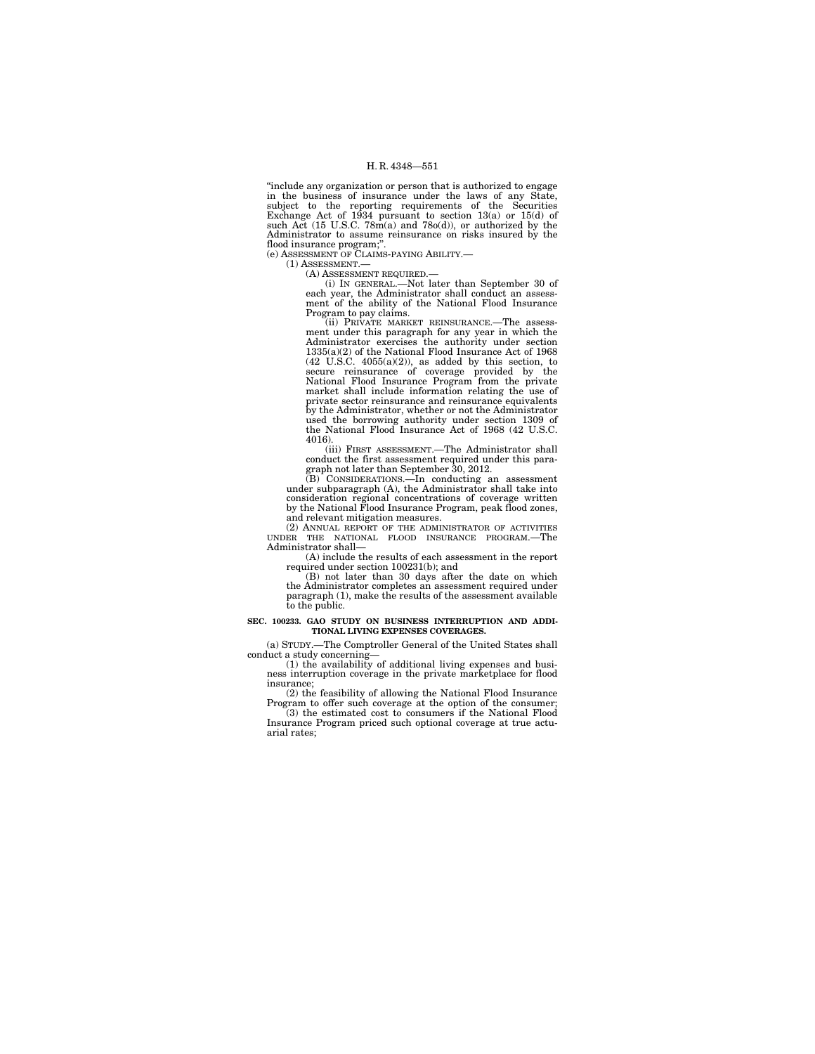"include any organization or person that is authorized to engage in the business of insurance under the laws of any State, subject to the reporting requirements of the Securities Exchange Act of 1934 pursuant to section 13(a) or 15(d) of such Act (15 U.S.C. 78m(a) and 78o(d)), or authorized by the Administrator to assume reinsurance on risks insured by the flood insurance program;".

(e) ASSESSMENT OF CLAIMS-PAYING ABILITY.—

(1) ASSESSMENT.—

(A) ASSESSMENT REQUIRED.—

(i) IN GENERAL.—Not later than September 30 of each year, the Administrator shall conduct an assessment of the ability of the National Flood Insurance Program to pay claims.

(ii) PRIVATE MARKET REINSURANCE.—The assessment under this paragraph for any year in which the Administrator exercises the authority under section 1335(a)(2) of the National Flood Insurance Act of 1968 (42 U.S.C. 4055(a)(2)), as added by this section, to secure reinsurance of coverage provided by the National Flood Insurance Program from the private market shall include information relating the use of private sector reinsurance and reinsurance equivalents by the Administrator, whether or not the Administrator used the borrowing authority under section 1309 of the National Flood Insurance Act of 1968 (42 U.S.C. 4016).

(iii) FIRST ASSESSMENT.—The Administrator shall conduct the first assessment required under this paragraph not later than September 30, 2012.

(B) CONSIDERATIONS.—In conducting an assessment under subparagraph (A), the Administrator shall take into consideration regional concentrations of coverage written by the National Flood Insurance Program, peak flood zones, and relevant mitigation measures.

(2) ANNUAL REPORT OF THE ADMINISTRATOR OF ACTIVITIES UNDER THE NATIONAL FLOOD INSURANCE PROGRAM.—The Administrator shall—

(A) include the results of each assessment in the report required under section 100231(b); and

(B) not later than 30 days after the date on which the Administrator completes an assessment required under paragraph (1), make the results of the assessment available to the public.

**SEC. 100233. GAO STUDY ON BUSINESS INTERRUPTION AND ADDITIONAL LIVING EXPENSES COVERAGES.**

(a) STUDY.—The Comptroller General of the United States shall conduct a study concerning—

(1) the availability of additional living expenses and business interruption coverage in the private marketplace for flood insurance;

(2) the feasibility of allowing the National Flood Insurance Program to offer such coverage at the option of the consumer;

(3) the estimated cost to consumers if the National Flood Insurance Program priced such optional coverage at true actuarial rates;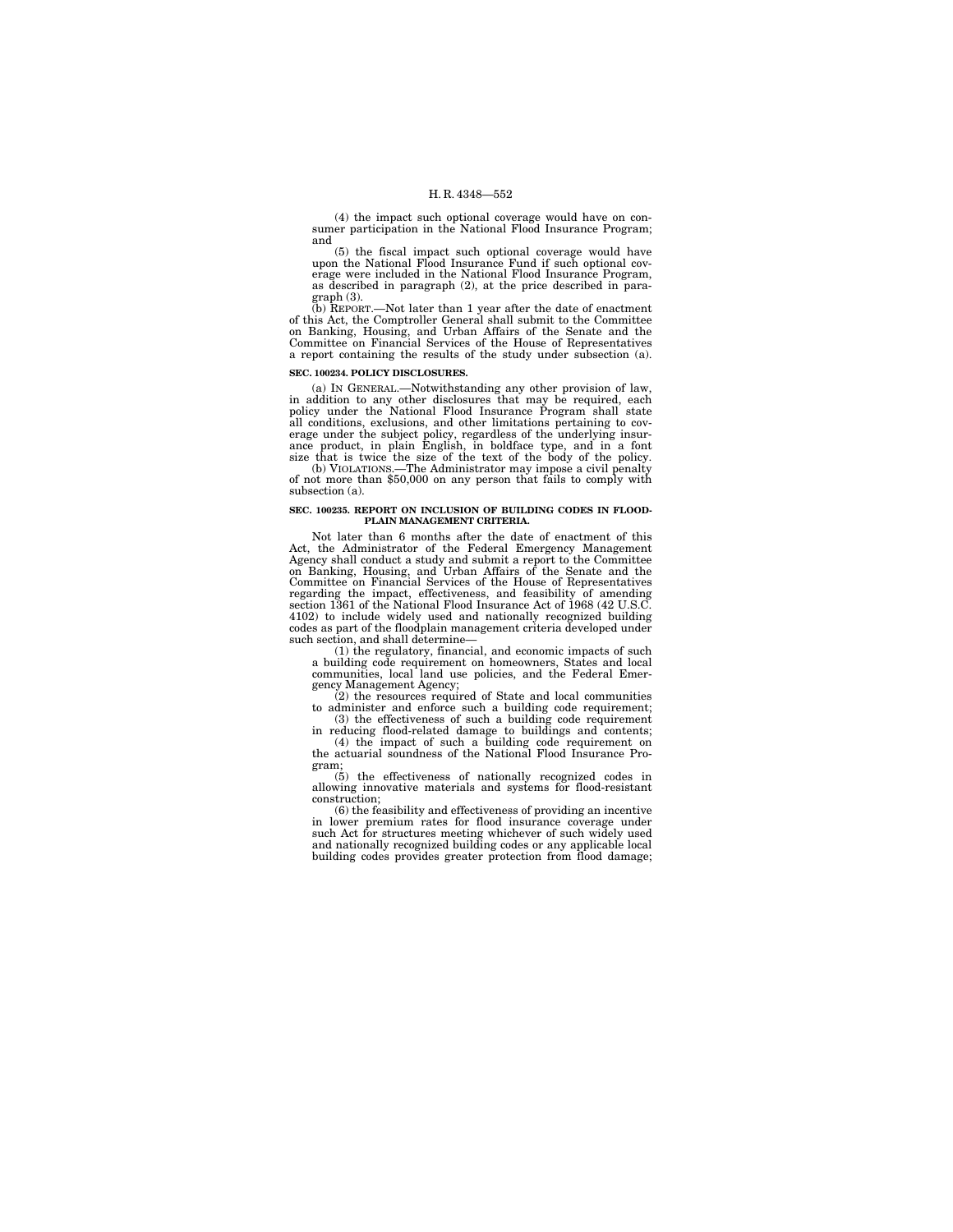(4) the impact such optional coverage would have on consumer participation in the National Flood Insurance Program; and

(5) the fiscal impact such optional coverage would have upon the National Flood Insurance Fund if such optional coverage were included in the National Flood Insurance Program, as described in paragraph (2), at the price described in paragraph (3).

(b) REPORT.—Not later than 1 year after the date of enactment of this Act, the Comptroller General shall submit to the Committee on Banking, Housing, and Urban Affairs of the Senate and the Committee on Financial Services of the House of Representatives a report containing the results of the study under subsection (a).

**SEC. 100234. POLICY DISCLOSURES.**

(a) IN GENERAL.—Notwithstanding any other provision of law, in addition to any other disclosures that may be required, each policy under the National Flood Insurance Program shall state all conditions, exclusions, and other limitations pertaining to coverage under the subject policy, regardless of the underlying insurance product, in plain English, in boldface type, and in a font size that is twice the size of the text of the body of the policy.

(b) VIOLATIONS.—The Administrator may impose a civil penalty of not more than $50,000 on any person that fails to comply with subsection (a).

**SEC. 100235. REPORT ON INCLUSION OF BUILDING CODES IN FLOODPLAIN MANAGEMENT CRITERIA.**

Not later than 6 months after the date of enactment of this Act, the Administrator of the Federal Emergency Management Agency shall conduct a study and submit a report to the Committee on Banking, Housing, and Urban Affairs of the Senate and the Committee on Financial Services of the House of Representatives regarding the impact, effectiveness, and feasibility of amending section 1361 of the National Flood Insurance Act of 1968 (42 U.S.C. 4102) to include widely used and nationally recognized building codes as part of the floodplain management criteria developed under such section, and shall determine—

(1) the regulatory, financial, and economic impacts of such a building code requirement on homeowners, States and local communities, local land use policies, and the Federal Emergency Management Agency;

(2) the resources required of State and local communities to administer and enforce such a building code requirement;

(3) the effectiveness of such a building code requirement in reducing flood-related damage to buildings and contents;

(4) the impact of such a building code requirement on the actuarial soundness of the National Flood Insurance Program;

(5) the effectiveness of nationally recognized codes in allowing innovative materials and systems for flood-resistant construction;

(6) the feasibility and effectiveness of providing an incentive in lower premium rates for flood insurance coverage under such Act for structures meeting whichever of such widely used and nationally recognized building codes or any applicable local building codes provides greater protection from flood damage;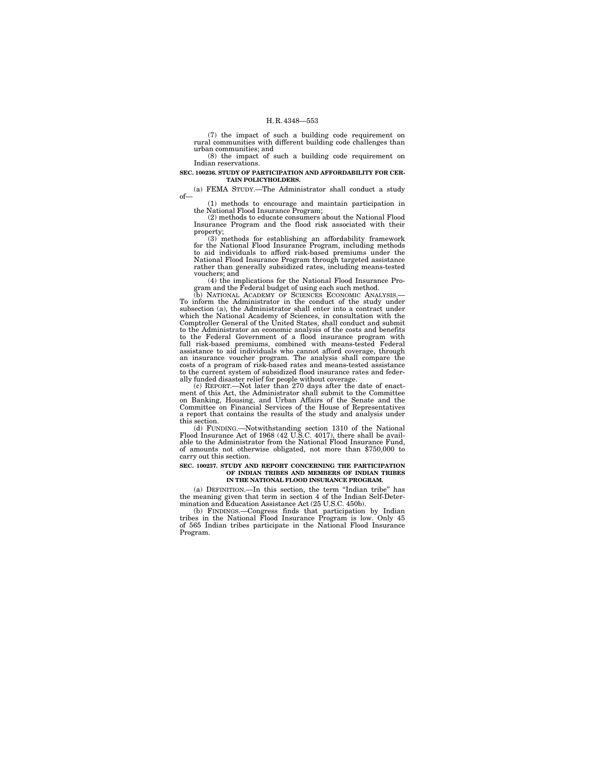(7) the impact of such a building code requirement on rural communities with different building code challenges than urban communities; and

(8) the impact of such a building code requirement on Indian reservations.

**SEC. 100236. STUDY OF PARTICIPATION AND AFFORDABILITY FOR CERTAIN POLICYHOLDERS.**

(a) FEMA STUDY.—The Administrator shall conduct a study of—

(1) methods to encourage and maintain participation in the National Flood Insurance Program;

(2) methods to educate consumers about the National Flood Insurance Program and the flood risk associated with their property;

(3) methods for establishing an affordability framework for the National Flood Insurance Program, including methods to aid individuals to afford risk-based premiums under the National Flood Insurance Program through targeted assistance rather than generally subsidized rates, including means-tested vouchers; and

(4) the implications for the National Flood Insurance Program and the Federal budget of using each such method.

(b) NATIONAL ACADEMY OF SCIENCES ECONOMIC ANALYSIS.—To inform the Administrator in the conduct of the study under subsection (a), the Administrator shall enter into a contract under which the National Academy of Sciences, in consultation with the Comptroller General of the United States, shall conduct and submit to the Administrator an economic analysis of the costs and benefits to the Federal Government of a flood insurance program with full risk-based premiums, combined with means-tested Federal assistance to aid individuals who cannot afford coverage, through an insurance voucher program. The analysis shall compare the costs of a program of risk-based rates and means-tested assistance to the current system of subsidized flood insurance rates and federally funded disaster relief for people without coverage.

(c) REPORT.—Not later than 270 days after the date of enactment of this Act, the Administrator shall submit to the Committee on Banking, Housing, and Urban Affairs of the Senate and the Committee on Financial Services of the House of Representatives a report that contains the results of the study and analysis under this section.

(d) FUNDING.—Notwithstanding section 1310 of the National Flood Insurance Act of 1968 (42 U.S.C. 4017), there shall be available to the Administrator from the National Flood Insurance Fund, of amounts not otherwise obligated, not more than $750,000 to carry out this section.

**SEC. 100237. STUDY AND REPORT CONCERNING THE PARTICIPATION OF INDIAN TRIBES AND MEMBERS OF INDIAN TRIBES IN THE NATIONAL FLOOD INSURANCE PROGRAM.**

(a) DEFINITION.—In this section, the term "Indian tribe" has the meaning given that term in section 4 of the Indian Self-Determination and Education Assistance Act (25 U.S.C. 450b).

(b) FINDINGS.—Congress finds that participation by Indian tribes in the National Flood Insurance Program is low. Only 45 of 565 Indian tribes participate in the National Flood Insurance Program.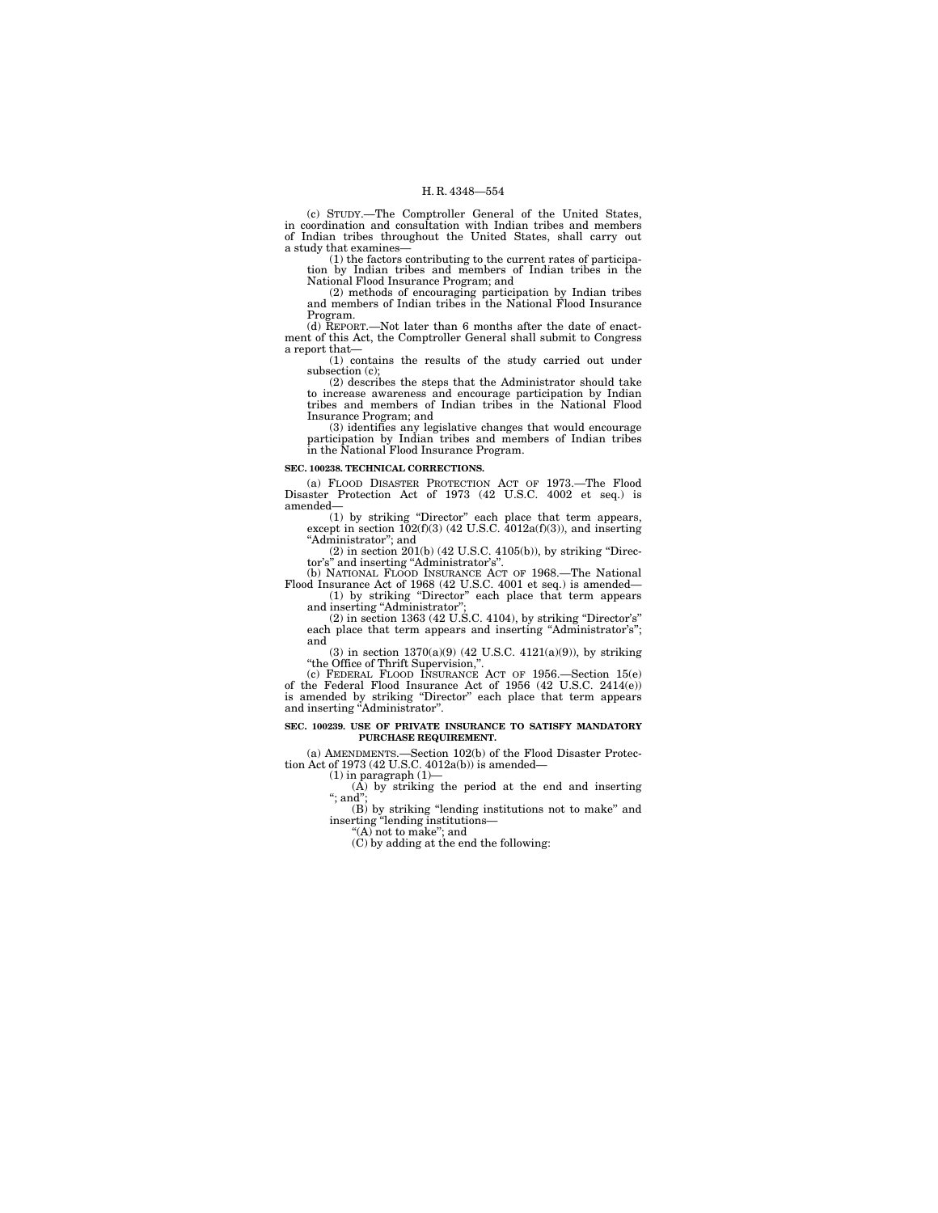(c) STUDY.—The Comptroller General of the United States, in coordination and consultation with Indian tribes and members of Indian tribes throughout the United States, shall carry out a study that examines—

(1) the factors contributing to the current rates of participation by Indian tribes and members of Indian tribes in the National Flood Insurance Program; and

(2) methods of encouraging participation by Indian tribes and members of Indian tribes in the National Flood Insurance Program.

(d) REPORT.—Not later than 6 months after the date of enactment of this Act, the Comptroller General shall submit to Congress a report that—

(1) contains the results of the study carried out under subsection (c);

(2) describes the steps that the Administrator should take to increase awareness and encourage participation by Indian tribes and members of Indian tribes in the National Flood Insurance Program; and

(3) identifies any legislative changes that would encourage participation by Indian tribes and members of Indian tribes in the National Flood Insurance Program.

**SEC. 100238. TECHNICAL CORRECTIONS.**

(a) FLOOD DISASTER PROTECTION ACT OF 1973.—The Flood Disaster Protection Act of 1973 (42 U.S.C. 4002 et seq.) is amended—

(1) by striking "Director" each place that term appears, except in section 102(f)(3) (42 U.S.C. 4012a(f)(3)), and inserting "Administrator"; and

(2) in section 201(b) (42 U.S.C. 4105(b)), by striking "Director's" and inserting "Administrator's".

(b) NATIONAL FLOOD INSURANCE ACT OF 1968.—The National Flood Insurance Act of 1968 (42 U.S.C. 4001 et seq.) is amended—

(1) by striking "Director" each place that term appears and inserting "Administrator";

(2) in section 1363 (42 U.S.C. 4104), by striking "Director's" each place that term appears and inserting "Administrator's"; and

(3) in section 1370(a)(9) (42 U.S.C. 4121(a)(9)), by striking "the Office of Thrift Supervision,".

(c) FEDERAL FLOOD INSURANCE ACT OF 1956.—Section 15(e) of the Federal Flood Insurance Act of 1956 (42 U.S.C. 2414(e)) is amended by striking "Director" each place that term appears and inserting "Administrator".

**SEC. 100239. USE OF PRIVATE INSURANCE TO SATISFY MANDATORY PURCHASE REQUIREMENT.**

(a) AMENDMENTS.—Section 102(b) of the Flood Disaster Protection Act of 1973 (42 U.S.C. 4012a(b)) is amended—

(1) in paragraph (1)—

(A) by striking the period at the end and inserting "; and";

(B) by striking "lending institutions not to make" and inserting "lending institutions—

"(A) not to make"; and

(C) by adding at the end the following: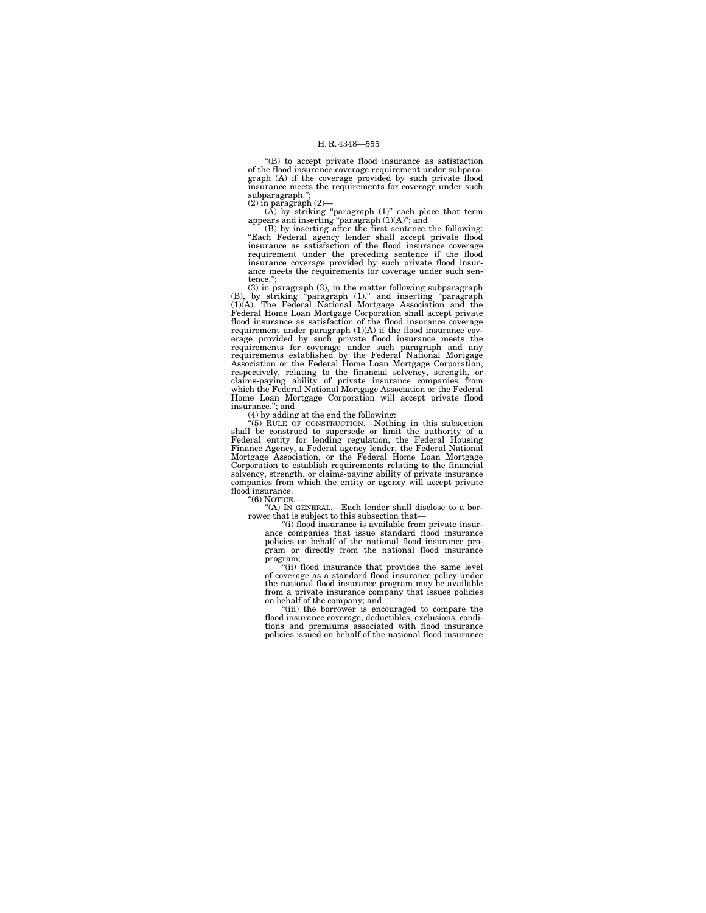"(B) to accept private flood insurance as satisfaction of the flood insurance coverage requirement under subparagraph (A) if the coverage provided by such private flood insurance meets the requirements for coverage under such subparagraph.";

(2) in paragraph (2)—

(A) by striking "paragraph (1)" each place that term appears and inserting "paragraph (1)(A)"; and

(B) by inserting after the first sentence the following: "Each Federal agency lender shall accept private flood insurance as satisfaction of the flood insurance coverage requirement under the preceding sentence if the flood insurance coverage provided by such private flood insurance meets the requirements for coverage under such sentence.";

(3) in paragraph (3), in the matter following subparagraph (B), by striking "paragraph (1)." and inserting "paragraph (1)(A). The Federal National Mortgage Association and the Federal Home Loan Mortgage Corporation shall accept private flood insurance as satisfaction of the flood insurance coverage requirement under paragraph (1)(A) if the flood insurance coverage provided by such private flood insurance meets the requirements for coverage under such paragraph and any requirements established by the Federal National Mortgage Association or the Federal Home Loan Mortgage Corporation, respectively, relating to the financial solvency, strength, or claims-paying ability of private insurance companies from which the Federal National Mortgage Association or the Federal Home Loan Mortgage Corporation will accept private flood insurance."; and

(4) by adding at the end the following:

"(5) RULE OF CONSTRUCTION.—Nothing in this subsection shall be construed to supersede or limit the authority of a Federal entity for lending regulation, the Federal Housing Finance Agency, a Federal agency lender, the Federal National Mortgage Association, or the Federal Home Loan Mortgage Corporation to establish requirements relating to the financial solvency, strength, or claims-paying ability of private insurance companies from which the entity or agency will accept private flood insurance.

"(6) NOTICE.—

"(A) IN GENERAL.—Each lender shall disclose to a borrower that is subject to this subsection that—

"(i) flood insurance is available from private insurance companies that issue standard flood insurance policies on behalf of the national flood insurance program or directly from the national flood insurance program;

"(ii) flood insurance that provides the same level of coverage as a standard flood insurance policy under the national flood insurance program may be available from a private insurance company that issues policies on behalf of the company; and

"(iii) the borrower is encouraged to compare the flood insurance coverage, deductibles, exclusions, conditions and premiums associated with flood insurance policies issued on behalf of the national flood insurance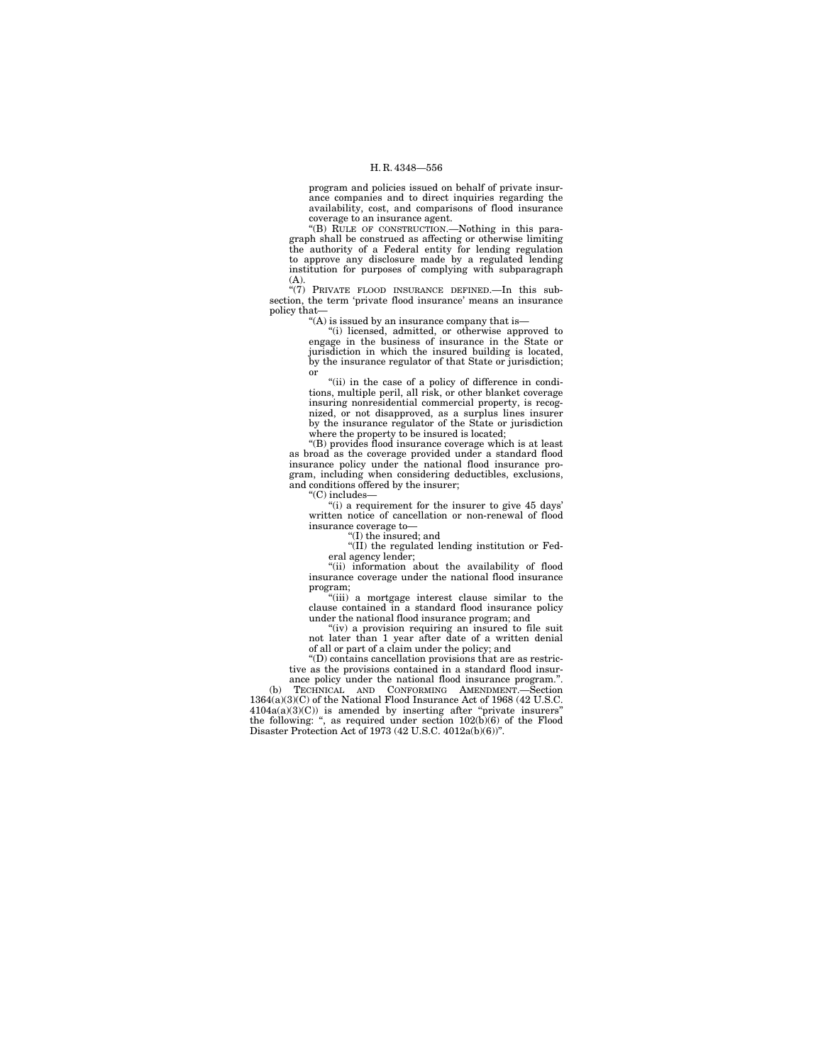program and policies issued on behalf of private insurance companies and to direct inquiries regarding the availability, cost, and comparisons of flood insurance coverage to an insurance agent.

"(B) RULE OF CONSTRUCTION.—Nothing in this paragraph shall be construed as affecting or otherwise limiting the authority of a Federal entity for lending regulation to approve any disclosure made by a regulated lending institution for purposes of complying with subparagraph (A).

"(7) PRIVATE FLOOD INSURANCE DEFINED.—In this subsection, the term 'private flood insurance' means an insurance policy that—

"(A) is issued by an insurance company that is—

"(i) licensed, admitted, or otherwise approved to engage in the business of insurance in the State or jurisdiction in which the insured building is located, by the insurance regulator of that State or jurisdiction; or

"(ii) in the case of a policy of difference in conditions, multiple peril, all risk, or other blanket coverage insuring nonresidential commercial property, is recognized, or not disapproved, as a surplus lines insurer by the insurance regulator of the State or jurisdiction where the property to be insured is located;

"(B) provides flood insurance coverage which is at least as broad as the coverage provided under a standard flood insurance policy under the national flood insurance program, including when considering deductibles, exclusions, and conditions offered by the insurer;

"(C) includes—

"(i) a requirement for the insurer to give 45 days' written notice of cancellation or non-renewal of flood insurance coverage to—

"(I) the insured; and

"(II) the regulated lending institution or Federal agency lender;

"(ii) information about the availability of flood insurance coverage under the national flood insurance program;

"(iii) a mortgage interest clause similar to the clause contained in a standard flood insurance policy under the national flood insurance program; and

"(iv) a provision requiring an insured to file suit not later than 1 year after date of a written denial of all or part of a claim under the policy; and

"(D) contains cancellation provisions that are as restrictive as the provisions contained in a standard flood insurance policy under the national flood insurance program.".

(b) TECHNICAL AND CONFORMING AMENDMENT.—Section 1364(a)(3)(C) of the National Flood Insurance Act of 1968 (42 U.S.C. 4104a(a)(3)(C)) is amended by inserting after "private insurers" the following: ", as required under section 102(b)(6) of the Flood Disaster Protection Act of 1973 (42 U.S.C. 4012a(b)(6))".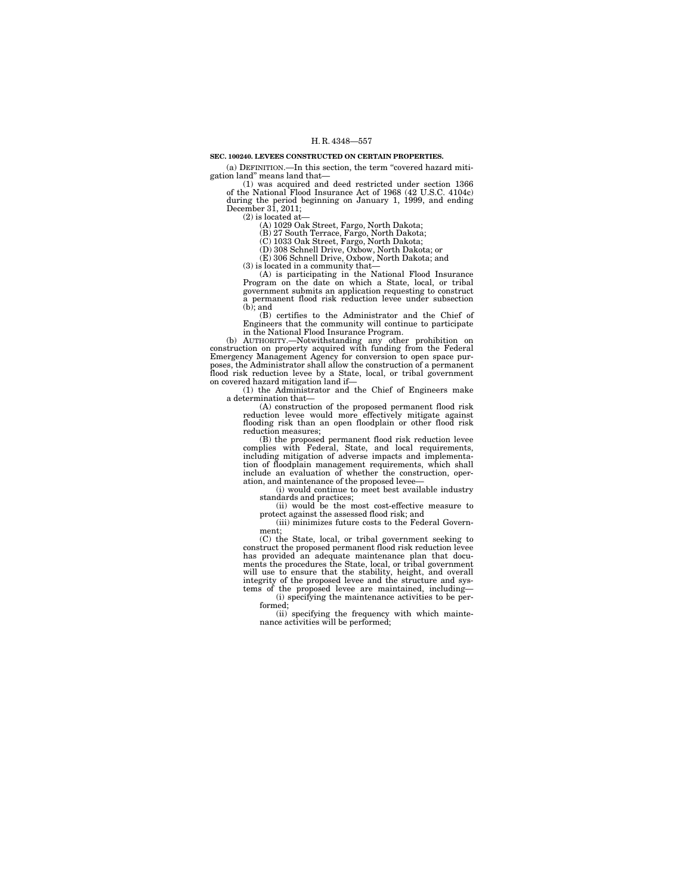**SEC. 100240. LEVEES CONSTRUCTED ON CERTAIN PROPERTIES.**

(a) DEFINITION.—In this section, the term "covered hazard mitigation land" means land that—

(1) was acquired and deed restricted under section 1366 of the National Flood Insurance Act of 1968 (42 U.S.C. 4104c) during the period beginning on January 1, 1999, and ending December 31, 2011;

(2) is located at—

(A) 1029 Oak Street, Fargo, North Dakota;

(B) 27 South Terrace, Fargo, North Dakota;

(C) 1033 Oak Street, Fargo, North Dakota;

(D) 308 Schnell Drive, Oxbow, North Dakota; or

(E) 306 Schnell Drive, Oxbow, North Dakota; and

(3) is located in a community that—

(A) is participating in the National Flood Insurance Program on the date on which a State, local, or tribal government submits an application requesting to construct a permanent flood risk reduction levee under subsection (b); and

(B) certifies to the Administrator and the Chief of Engineers that the community will continue to participate in the National Flood Insurance Program.

(b) AUTHORITY.—Notwithstanding any other prohibition on construction on property acquired with funding from the Federal Emergency Management Agency for conversion to open space purposes, the Administrator shall allow the construction of a permanent flood risk reduction levee by a State, local, or tribal government on covered hazard mitigation land if—

(1) the Administrator and the Chief of Engineers make a determination that—

(A) construction of the proposed permanent flood risk reduction levee would more effectively mitigate against flooding risk than an open floodplain or other flood risk reduction measures;

(B) the proposed permanent flood risk reduction levee complies with Federal, State, and local requirements, including mitigation of adverse impacts and implementation of floodplain management requirements, which shall include an evaluation of whether the construction, operation, and maintenance of the proposed levee—

(i) would continue to meet best available industry standards and practices;

(ii) would be the most cost-effective measure to protect against the assessed flood risk; and

(iii) minimizes future costs to the Federal Government;

(C) the State, local, or tribal government seeking to construct the proposed permanent flood risk reduction levee has provided an adequate maintenance plan that documents the procedures the State, local, or tribal government will use to ensure that the stability, height, and overall integrity of the proposed levee and the structure and systems of the proposed levee are maintained, including—

(i) specifying the maintenance activities to be performed;

(ii) specifying the frequency with which maintenance activities will be performed;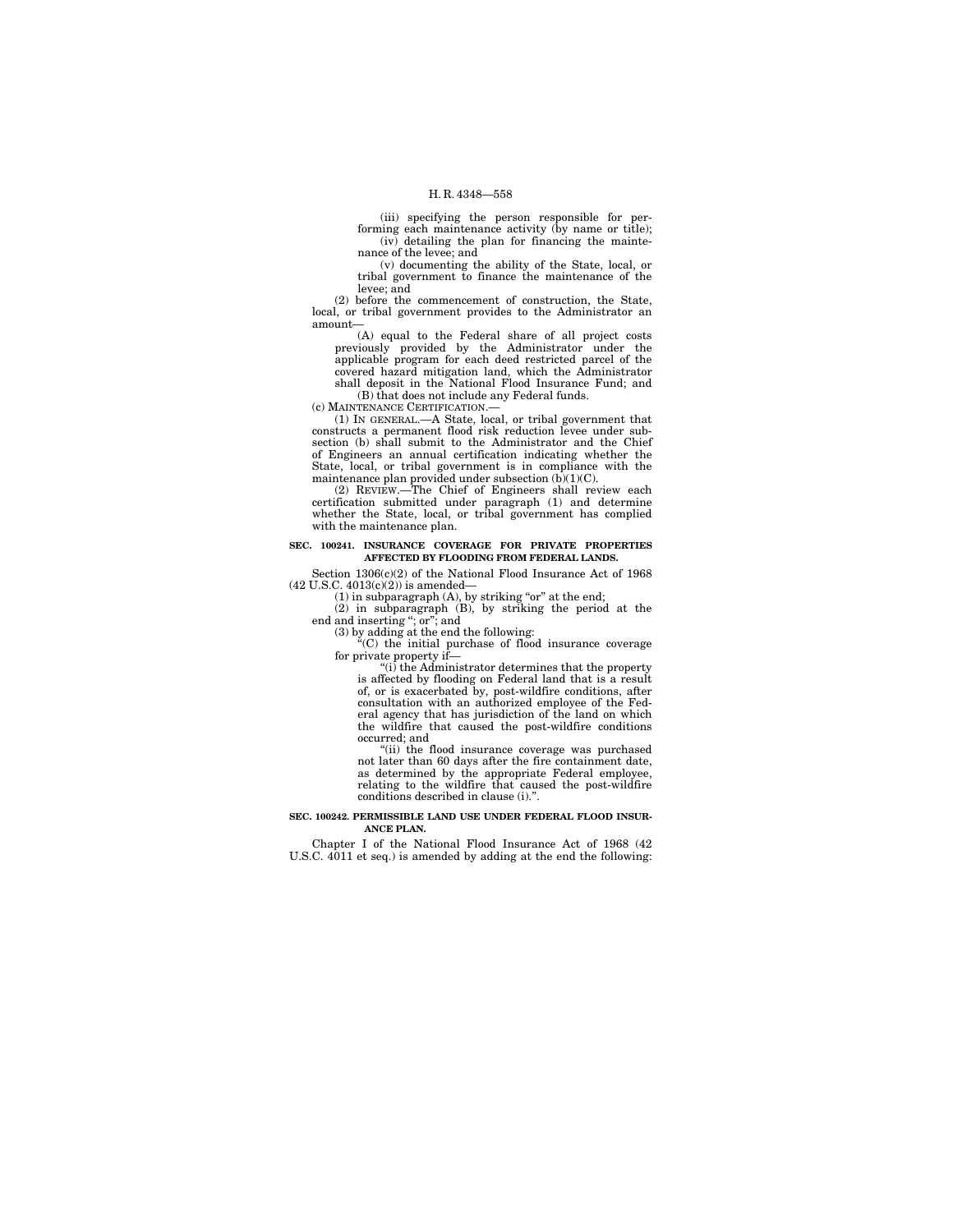(iii) specifying the person responsible for performing each maintenance activity (by name or title);

(iv) detailing the plan for financing the maintenance of the levee; and

(v) documenting the ability of the State, local, or tribal government to finance the maintenance of the levee; and

(2) before the commencement of construction, the State, local, or tribal government provides to the Administrator an amount—

(A) equal to the Federal share of all project costs previously provided by the Administrator under the applicable program for each deed restricted parcel of the covered hazard mitigation land, which the Administrator shall deposit in the National Flood Insurance Fund; and

(B) that does not include any Federal funds.

(c) MAINTENANCE CERTIFICATION.—

(1) IN GENERAL.—A State, local, or tribal government that constructs a permanent flood risk reduction levee under subsection (b) shall submit to the Administrator and the Chief of Engineers an annual certification indicating whether the State, local, or tribal government is in compliance with the maintenance plan provided under subsection (b)(1)(C).

(2) REVIEW.—The Chief of Engineers shall review each certification submitted under paragraph (1) and determine whether the State, local, or tribal government has complied with the maintenance plan.

**SEC. 100241. INSURANCE COVERAGE FOR PRIVATE PROPERTIES AFFECTED BY FLOODING FROM FEDERAL LANDS.**

Section 1306(c)(2) of the National Flood Insurance Act of 1968 (42 U.S.C. 4013(c)(2)) is amended—

(1) in subparagraph (A), by striking "or" at the end;

(2) in subparagraph (B), by striking the period at the end and inserting "; or"; and

(3) by adding at the end the following:

"(C) the initial purchase of flood insurance coverage for private property if—

"(i) the Administrator determines that the property is affected by flooding on Federal land that is a result of, or is exacerbated by, post-wildfire conditions, after consultation with an authorized employee of the Federal agency that has jurisdiction of the land on which the wildfire that caused the post-wildfire conditions occurred; and

"(ii) the flood insurance coverage was purchased not later than 60 days after the fire containment date, as determined by the appropriate Federal employee, relating to the wildfire that caused the post-wildfire conditions described in clause (i).".

**SEC. 100242. PERMISSIBLE LAND USE UNDER FEDERAL FLOOD INSURANCE PLAN.**

Chapter I of the National Flood Insurance Act of 1968 (42 U.S.C. 4011 et seq.) is amended by adding at the end the following: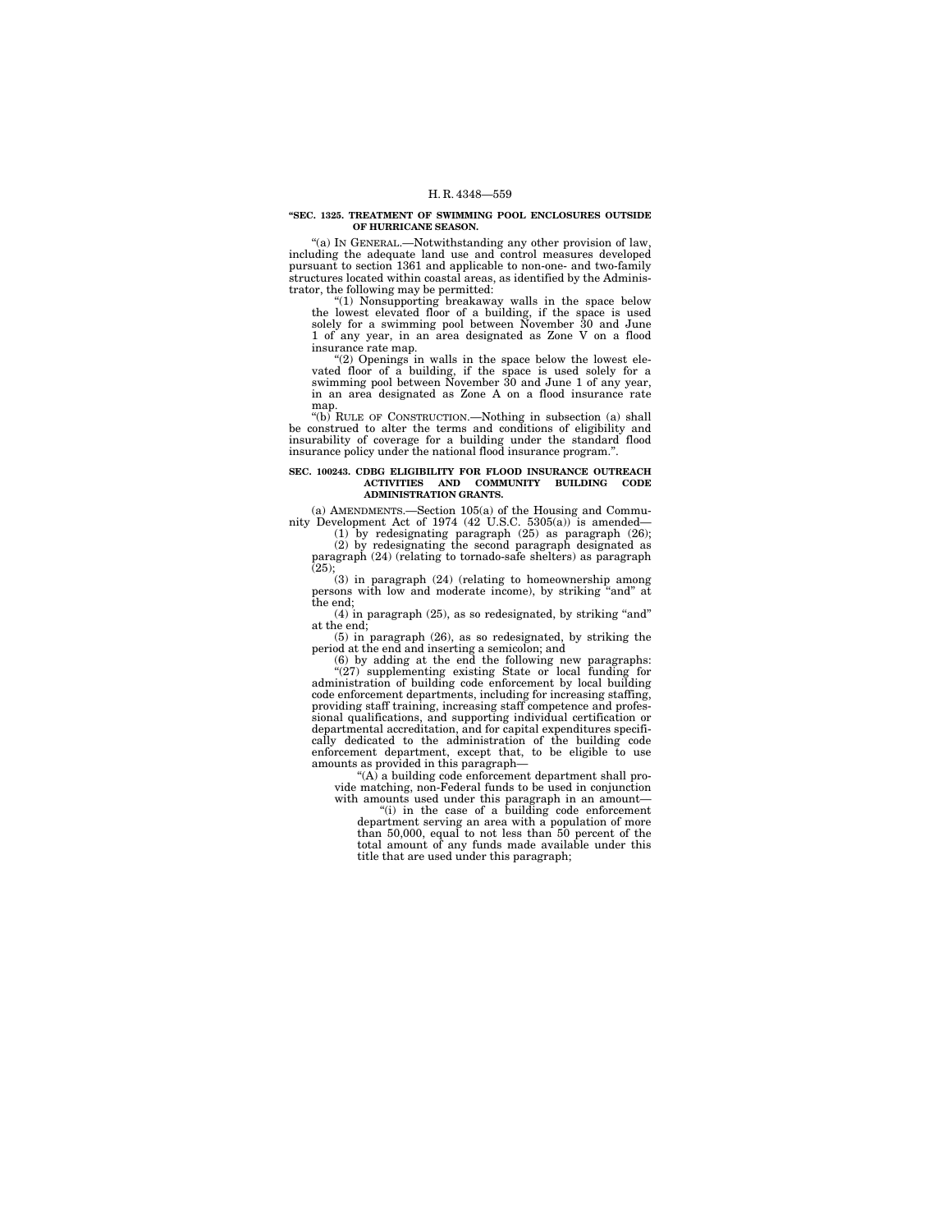**"SEC. 1325. TREATMENT OF SWIMMING POOL ENCLOSURES OUTSIDE OF HURRICANE SEASON.**

"(a) IN GENERAL.—Notwithstanding any other provision of law, including the adequate land use and control measures developed pursuant to section 1361 and applicable to non-one- and two-family structures located within coastal areas, as identified by the Administrator, the following may be permitted:

"(1) Nonsupporting breakaway walls in the space below the lowest elevated floor of a building, if the space is used solely for a swimming pool between November 30 and June 1 of any year, in an area designated as Zone V on a flood insurance rate map.

"(2) Openings in walls in the space below the lowest elevated floor of a building, if the space is used solely for a swimming pool between November 30 and June 1 of any year, in an area designated as Zone A on a flood insurance rate map.

"(b) RULE OF CONSTRUCTION.—Nothing in subsection (a) shall be construed to alter the terms and conditions of eligibility and insurability of coverage for a building under the standard flood insurance policy under the national flood insurance program.".

**SEC. 100243. CDBG ELIGIBILITY FOR FLOOD INSURANCE OUTREACH ACTIVITIES AND COMMUNITY BUILDING CODE ADMINISTRATION GRANTS.**

(a) AMENDMENTS.—Section 105(a) of the Housing and Community Development Act of 1974 (42 U.S.C. 5305(a)) is amended—

(1) by redesignating paragraph (25) as paragraph (26);

(2) by redesignating the second paragraph designated as paragraph (24) (relating to tornado-safe shelters) as paragraph (25);

(3) in paragraph (24) (relating to homeownership among persons with low and moderate income), by striking "and" at the end;

(4) in paragraph (25), as so redesignated, by striking "and" at the end;

(5) in paragraph (26), as so redesignated, by striking the period at the end and inserting a semicolon; and

(6) by adding at the end the following new paragraphs:

"(27) supplementing existing State or local funding for administration of building code enforcement by local building code enforcement departments, including for increasing staffing, providing staff training, increasing staff competence and professional qualifications, and supporting individual certification or departmental accreditation, and for capital expenditures specifically dedicated to the administration of the building code enforcement department, except that, to be eligible to use amounts as provided in this paragraph—

"(A) a building code enforcement department shall provide matching, non-Federal funds to be used in conjunction with amounts used under this paragraph in an amount—

"(i) in the case of a building code enforcement department serving an area with a population of more than 50,000, equal to not less than 50 percent of the total amount of any funds made available under this title that are used under this paragraph;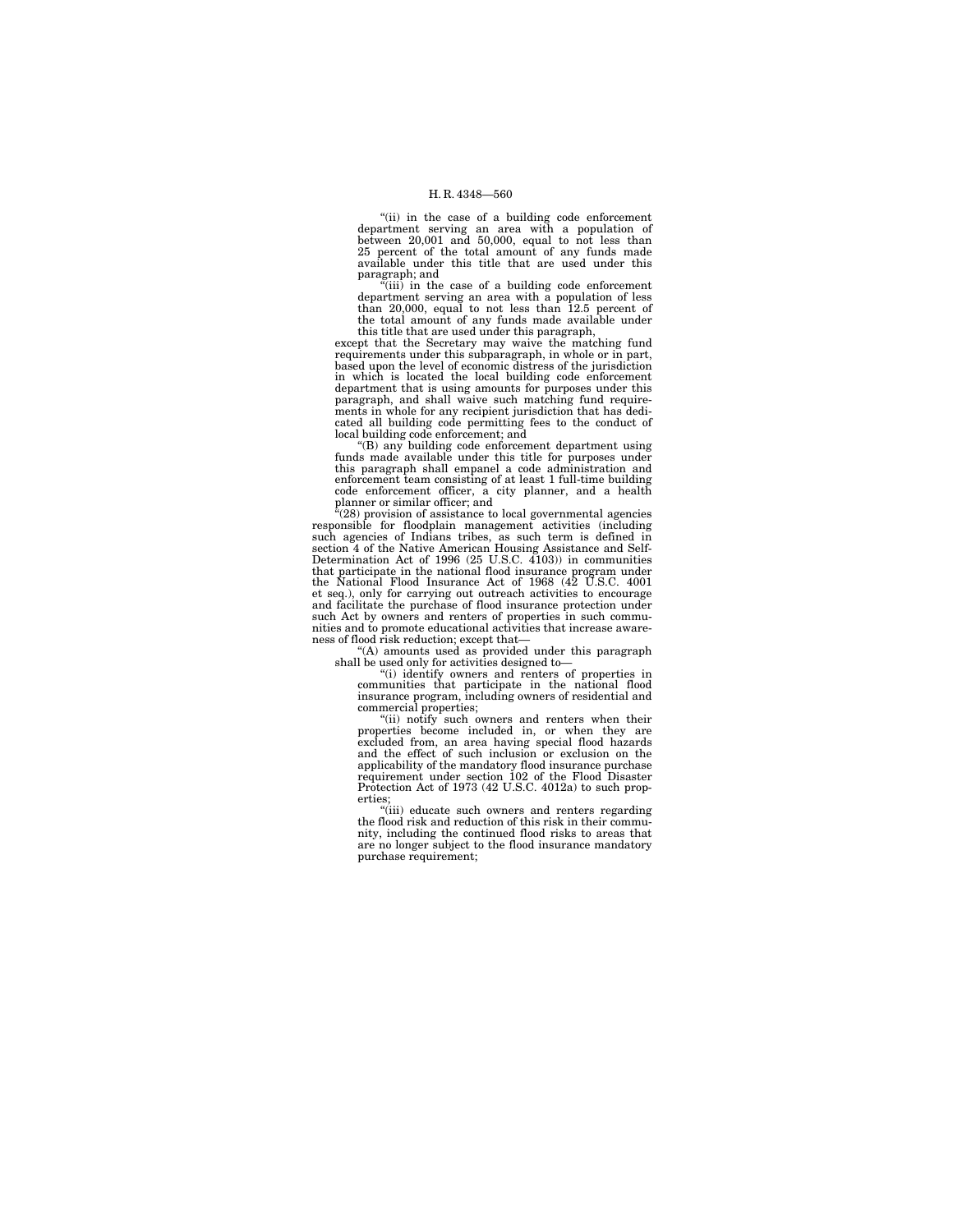"(ii) in the case of a building code enforcement department serving an area with a population of between 20,001 and 50,000, equal to not less than 25 percent of the total amount of any funds made available under this title that are used under this paragraph; and

"(iii) in the case of a building code enforcement department serving an area with a population of less than 20,000, equal to not less than 12.5 percent of the total amount of any funds made available under this title that are used under this paragraph,

except that the Secretary may waive the matching fund requirements under this subparagraph, in whole or in part, based upon the level of economic distress of the jurisdiction in which is located the local building code enforcement department that is using amounts for purposes under this paragraph, and shall waive such matching fund requirements in whole for any recipient jurisdiction that has dedicated all building code permitting fees to the conduct of local building code enforcement; and

"(B) any building code enforcement department using funds made available under this title for purposes under this paragraph shall empanel a code administration and enforcement team consisting of at least 1 full-time building code enforcement officer, a city planner, and a health planner or similar officer; and

"(28) provision of assistance to local governmental agencies responsible for floodplain management activities (including such agencies of Indians tribes, as such term is defined in section 4 of the Native American Housing Assistance and Self-Determination Act of 1996 (25 U.S.C. 4103)) in communities that participate in the national flood insurance program under the National Flood Insurance Act of 1968 (42 U.S.C. 4001 et seq.), only for carrying out outreach activities to encourage and facilitate the purchase of flood insurance protection under such Act by owners and renters of properties in such communities and to promote educational activities that increase awareness of flood risk reduction; except that—

"(A) amounts used as provided under this paragraph shall be used only for activities designed to—

"(i) identify owners and renters of properties in communities that participate in the national flood insurance program, including owners of residential and commercial properties;

"(ii) notify such owners and renters when their properties become included in, or when they are excluded from, an area having special flood hazards and the effect of such inclusion or exclusion on the applicability of the mandatory flood insurance purchase requirement under section 102 of the Flood Disaster Protection Act of 1973 (42 U.S.C. 4012a) to such properties;

"(iii) educate such owners and renters regarding the flood risk and reduction of this risk in their community, including the continued flood risks to areas that are no longer subject to the flood insurance mandatory purchase requirement;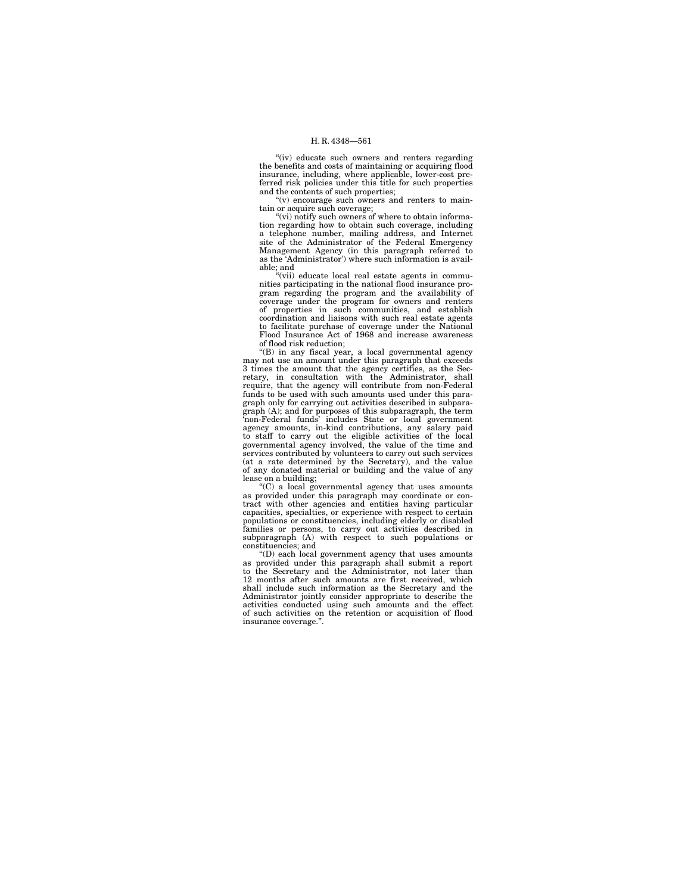"(iv) educate such owners and renters regarding the benefits and costs of maintaining or acquiring flood insurance, including, where applicable, lower-cost preferred risk policies under this title for such properties and the contents of such properties;

"(v) encourage such owners and renters to maintain or acquire such coverage;

"(vi) notify such owners of where to obtain information regarding how to obtain such coverage, including a telephone number, mailing address, and Internet site of the Administrator of the Federal Emergency Management Agency (in this paragraph referred to as the 'Administrator') where such information is available; and

"(vii) educate local real estate agents in communities participating in the national flood insurance program regarding the program and the availability of coverage under the program for owners and renters of properties in such communities, and establish coordination and liaisons with such real estate agents to facilitate purchase of coverage under the National Flood Insurance Act of 1968 and increase awareness of flood risk reduction;

"(B) in any fiscal year, a local governmental agency may not use an amount under this paragraph that exceeds 3 times the amount that the agency certifies, as the Secretary, in consultation with the Administrator, shall require, that the agency will contribute from non-Federal funds to be used with such amounts used under this paragraph only for carrying out activities described in subparagraph (A); and for purposes of this subparagraph, the term 'non-Federal funds' includes State or local government agency amounts, in-kind contributions, any salary paid to staff to carry out the eligible activities of the local governmental agency involved, the value of the time and services contributed by volunteers to carry out such services (at a rate determined by the Secretary), and the value of any donated material or building and the value of any lease on a building;

"(C) a local governmental agency that uses amounts as provided under this paragraph may coordinate or contract with other agencies and entities having particular capacities, specialties, or experience with respect to certain populations or constituencies, including elderly or disabled families or persons, to carry out activities described in subparagraph (A) with respect to such populations or constituencies; and

"(D) each local government agency that uses amounts as provided under this paragraph shall submit a report to the Secretary and the Administrator, not later than 12 months after such amounts are first received, which shall include such information as the Secretary and the Administrator jointly consider appropriate to describe the activities conducted using such amounts and the effect of such activities on the retention or acquisition of flood insurance coverage.".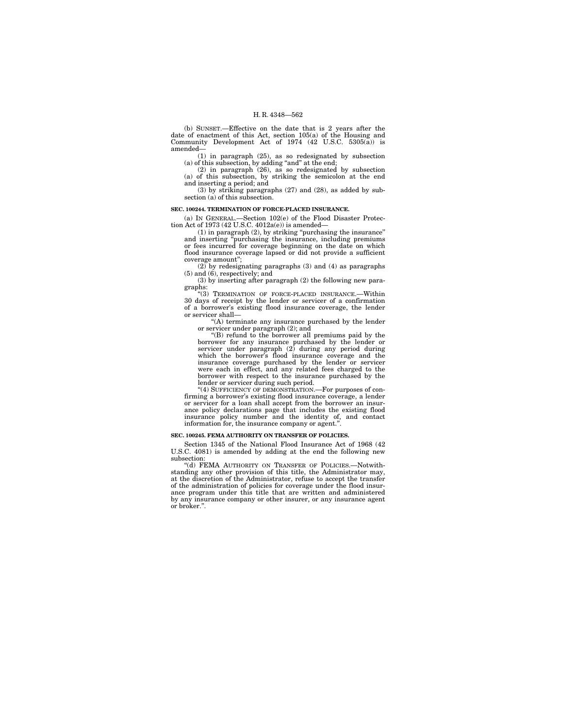(b) SUNSET.—Effective on the date that is 2 years after the date of enactment of this Act, section 105(a) of the Housing and Community Development Act of 1974 (42 U.S.C. 5305(a)) is amended—

(1) in paragraph (25), as so redesignated by subsection (a) of this subsection, by adding "and" at the end;

(2) in paragraph (26), as so redesignated by subsection (a) of this subsection, by striking the semicolon at the end and inserting a period; and

(3) by striking paragraphs (27) and (28), as added by subsection (a) of this subsection.

**SEC. 100244. TERMINATION OF FORCE-PLACED INSURANCE.**

(a) IN GENERAL.—Section 102(e) of the Flood Disaster Protection Act of 1973 (42 U.S.C. 4012a(e)) is amended—

(1) in paragraph (2), by striking "purchasing the insurance" and inserting "purchasing the insurance, including premiums or fees incurred for coverage beginning on the date on which flood insurance coverage lapsed or did not provide a sufficient coverage amount";

(2) by redesignating paragraphs (3) and (4) as paragraphs (5) and (6), respectively; and

(3) by inserting after paragraph (2) the following new paragraphs:

"(3) TERMINATION OF FORCE-PLACED INSURANCE.—Within 30 days of receipt by the lender or servicer of a confirmation of a borrower's existing flood insurance coverage, the lender or servicer shall—

"(A) terminate any insurance purchased by the lender or servicer under paragraph (2); and

"(B) refund to the borrower all premiums paid by the borrower for any insurance purchased by the lender or servicer under paragraph (2) during any period during which the borrower's flood insurance coverage and the insurance coverage purchased by the lender or servicer were each in effect, and any related fees charged to the borrower with respect to the insurance purchased by the lender or servicer during such period.

"(4) SUFFICIENCY OF DEMONSTRATION.—For purposes of confirming a borrower's existing flood insurance coverage, a lender or servicer for a loan shall accept from the borrower an insurance policy declarations page that includes the existing flood insurance policy number and the identity of, and contact information for, the insurance company or agent.".

**SEC. 100245. FEMA AUTHORITY ON TRANSFER OF POLICIES.**

Section 1345 of the National Flood Insurance Act of 1968 (42 U.S.C. 4081) is amended by adding at the end the following new subsection:

"(d) FEMA AUTHORITY ON TRANSFER OF POLICIES.—Notwithstanding any other provision of this title, the Administrator may, at the discretion of the Administrator, refuse to accept the transfer of the administration of policies for coverage under the flood insurance program under this title that are written and administered by any insurance company or other insurer, or any insurance agent or broker.".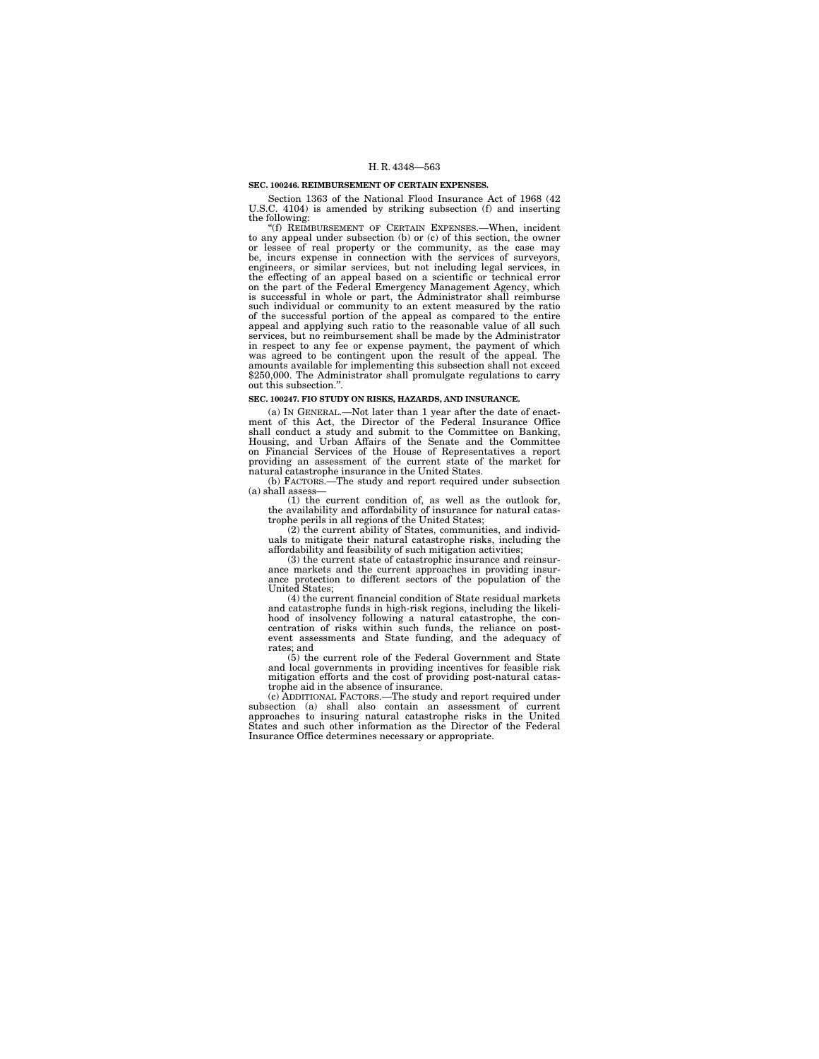**SEC. 100246. REIMBURSEMENT OF CERTAIN EXPENSES.**

Section 1363 of the National Flood Insurance Act of 1968 (42 U.S.C. 4104) is amended by striking subsection (f) and inserting the following:

"(f) REIMBURSEMENT OF CERTAIN EXPENSES.—When, incident to any appeal under subsection (b) or (c) of this section, the owner or lessee of real property or the community, as the case may be, incurs expense in connection with the services of surveyors, engineers, or similar services, but not including legal services, in the effecting of an appeal based on a scientific or technical error on the part of the Federal Emergency Management Agency, which is successful in whole or part, the Administrator shall reimburse such individual or community to an extent measured by the ratio of the successful portion of the appeal as compared to the entire appeal and applying such ratio to the reasonable value of all such services, but no reimbursement shall be made by the Administrator in respect to any fee or expense payment, the payment of which was agreed to be contingent upon the result of the appeal. The amounts available for implementing this subsection shall not exceed $250,000. The Administrator shall promulgate regulations to carry out this subsection.".

**SEC. 100247. FIO STUDY ON RISKS, HAZARDS, AND INSURANCE.**

(a) IN GENERAL.—Not later than 1 year after the date of enactment of this Act, the Director of the Federal Insurance Office shall conduct a study and submit to the Committee on Banking, Housing, and Urban Affairs of the Senate and the Committee on Financial Services of the House of Representatives a report providing an assessment of the current state of the market for natural catastrophe insurance in the United States.

(b) FACTORS.—The study and report required under subsection (a) shall assess—

(1) the current condition of, as well as the outlook for, the availability and affordability of insurance for natural catastrophe perils in all regions of the United States;

(2) the current ability of States, communities, and individuals to mitigate their natural catastrophe risks, including the affordability and feasibility of such mitigation activities;

(3) the current state of catastrophic insurance and reinsurance markets and the current approaches in providing insurance protection to different sectors of the population of the United States;

(4) the current financial condition of State residual markets and catastrophe funds in high-risk regions, including the likelihood of insolvency following a natural catastrophe, the concentration of risks within such funds, the reliance on post-event assessments and State funding, and the adequacy of rates; and

(5) the current role of the Federal Government and State and local governments in providing incentives for feasible risk mitigation efforts and the cost of providing post-natural catastrophe aid in the absence of insurance.

(c) ADDITIONAL FACTORS.—The study and report required under subsection (a) shall also contain an assessment of current approaches to insuring natural catastrophe risks in the United States and such other information as the Director of the Federal Insurance Office determines necessary or appropriate.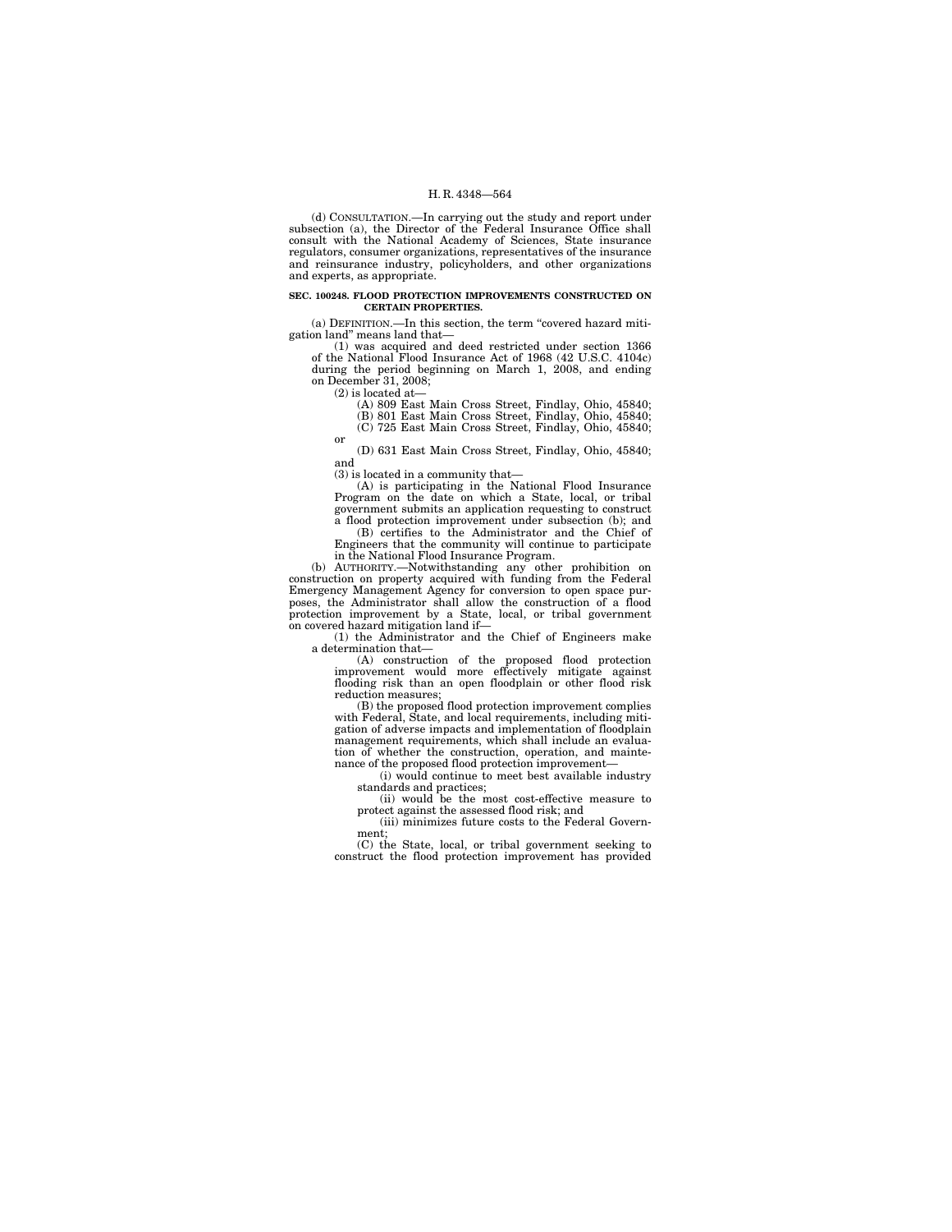(d) CONSULTATION.—In carrying out the study and report under subsection (a), the Director of the Federal Insurance Office shall consult with the National Academy of Sciences, State insurance regulators, consumer organizations, representatives of the insurance and reinsurance industry, policyholders, and other organizations and experts, as appropriate.

**SEC. 100248. FLOOD PROTECTION IMPROVEMENTS CONSTRUCTED ON CERTAIN PROPERTIES.**

(a) DEFINITION.—In this section, the term "covered hazard mitigation land" means land that—

(1) was acquired and deed restricted under section 1366 of the National Flood Insurance Act of 1968 (42 U.S.C. 4104c) during the period beginning on March 1, 2008, and ending on December 31, 2008;

(2) is located at—

(A) 809 East Main Cross Street, Findlay, Ohio, 45840;

(B) 801 East Main Cross Street, Findlay, Ohio, 45840;

(C) 725 East Main Cross Street, Findlay, Ohio, 45840; or

(D) 631 East Main Cross Street, Findlay, Ohio, 45840; and

(3) is located in a community that—

(A) is participating in the National Flood Insurance Program on the date on which a State, local, or tribal government submits an application requesting to construct a flood protection improvement under subsection (b); and

(B) certifies to the Administrator and the Chief of Engineers that the community will continue to participate in the National Flood Insurance Program.

(b) AUTHORITY.—Notwithstanding any other prohibition on construction on property acquired with funding from the Federal Emergency Management Agency for conversion to open space purposes, the Administrator shall allow the construction of a flood protection improvement by a State, local, or tribal government on covered hazard mitigation land if—

(1) the Administrator and the Chief of Engineers make a determination that—

(A) construction of the proposed flood protection improvement would more effectively mitigate against flooding risk than an open floodplain or other flood risk reduction measures;

(B) the proposed flood protection improvement complies with Federal, State, and local requirements, including mitigation of adverse impacts and implementation of floodplain management requirements, which shall include an evaluation of whether the construction, operation, and maintenance of the proposed flood protection improvement—

(i) would continue to meet best available industry standards and practices;

(ii) would be the most cost-effective measure to protect against the assessed flood risk; and

(iii) minimizes future costs to the Federal Government;

(C) the State, local, or tribal government seeking to construct the flood protection improvement has provided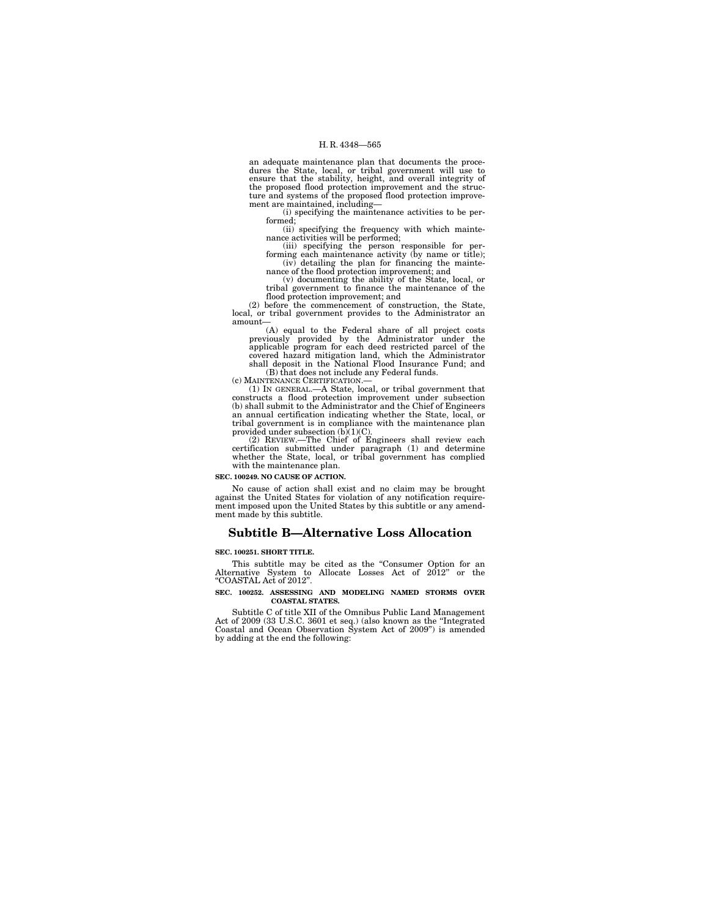an adequate maintenance plan that documents the procedures the State, local, or tribal government will use to ensure that the stability, height, and overall integrity of the proposed flood protection improvement and the structure and systems of the proposed flood protection improvement are maintained, including—

(i) specifying the maintenance activities to be performed;

(ii) specifying the frequency with which maintenance activities will be performed;

(iii) specifying the person responsible for performing each maintenance activity (by name or title);

(iv) detailing the plan for financing the maintenance of the flood protection improvement; and

(v) documenting the ability of the State, local, or tribal government to finance the maintenance of the flood protection improvement; and

(2) before the commencement of construction, the State, local, or tribal government provides to the Administrator an amount—

(A) equal to the Federal share of all project costs previously provided by the Administrator under the applicable program for each deed restricted parcel of the covered hazard mitigation land, which the Administrator shall deposit in the National Flood Insurance Fund; and

(B) that does not include any Federal funds.

(c) MAINTENANCE CERTIFICATION.—

(1) IN GENERAL.—A State, local, or tribal government that constructs a flood protection improvement under subsection (b) shall submit to the Administrator and the Chief of Engineers an annual certification indicating whether the State, local, or tribal government is in compliance with the maintenance plan provided under subsection (b)(1)(C).

(2) REVIEW.—The Chief of Engineers shall review each certification submitted under paragraph (1) and determine whether the State, local, or tribal government has complied with the maintenance plan.

**SEC. 100249. NO CAUSE OF ACTION.**

No cause of action shall exist and no claim may be brought against the United States for violation of any notification requirement imposed upon the United States by this subtitle or any amendment made by this subtitle.

## Subtitle B—Alternative Loss Allocation

**SEC. 100251. SHORT TITLE.**

This subtitle may be cited as the "Consumer Option for an Alternative System to Allocate Losses Act of 2012" or the "COASTAL Act of 2012".

**SEC. 100252. ASSESSING AND MODELING NAMED STORMS OVER COASTAL STATES.**

Subtitle C of title XII of the Omnibus Public Land Management Act of 2009 (33 U.S.C. 3601 et seq.) (also known as the "Integrated Coastal and Ocean Observation System Act of 2009") is amended by adding at the end the following: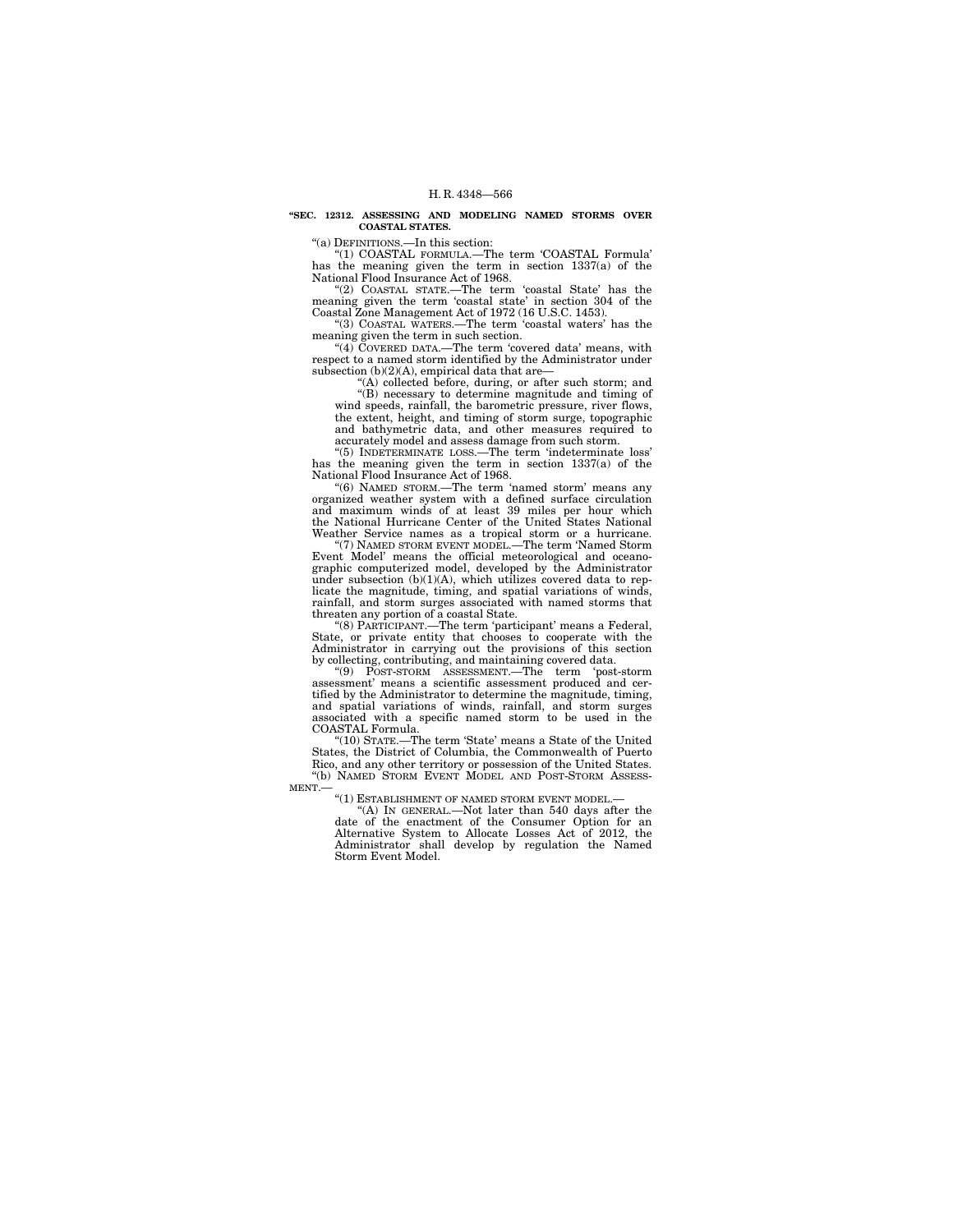**"SEC. 12312. ASSESSING AND MODELING NAMED STORMS OVER COASTAL STATES.**

"(a) DEFINITIONS.—In this section:

"(1) COASTAL FORMULA.—The term 'COASTAL Formula' has the meaning given the term in section 1337(a) of the National Flood Insurance Act of 1968.

"(2) COASTAL STATE.—The term 'coastal State' has the meaning given the term 'coastal state' in section 304 of the Coastal Zone Management Act of 1972 (16 U.S.C. 1453).

"(3) COASTAL WATERS.—The term 'coastal waters' has the meaning given the term in such section.

"(4) COVERED DATA.—The term 'covered data' means, with respect to a named storm identified by the Administrator under subsection (b)(2)(A), empirical data that are—

"(A) collected before, during, or after such storm; and

"(B) necessary to determine magnitude and timing of wind speeds, rainfall, the barometric pressure, river flows, the extent, height, and timing of storm surge, topographic and bathymetric data, and other measures required to accurately model and assess damage from such storm.

"(5) INDETERMINATE LOSS.—The term 'indeterminate loss' has the meaning given the term in section 1337(a) of the National Flood Insurance Act of 1968.

"(6) NAMED STORM.—The term 'named storm' means any organized weather system with a defined surface circulation and maximum winds of at least 39 miles per hour which the National Hurricane Center of the United States National Weather Service names as a tropical storm or a hurricane.

"(7) NAMED STORM EVENT MODEL.—The term 'Named Storm Event Model' means the official meteorological and oceanographic computerized model, developed by the Administrator under subsection (b)(1)(A), which utilizes covered data to replicate the magnitude, timing, and spatial variations of winds, rainfall, and storm surges associated with named storms that threaten any portion of a coastal State.

"(8) PARTICIPANT.—The term 'participant' means a Federal, State, or private entity that chooses to cooperate with the Administrator in carrying out the provisions of this section by collecting, contributing, and maintaining covered data.

"(9) POST-STORM ASSESSMENT.—The term 'post-storm assessment' means a scientific assessment produced and certified by the Administrator to determine the magnitude, timing, and spatial variations of winds, rainfall, and storm surges associated with a specific named storm to be used in the COASTAL Formula.

"(10) STATE.—The term 'State' means a State of the United States, the District of Columbia, the Commonwealth of Puerto Rico, and any other territory or possession of the United States.

"(b) NAMED STORM EVENT MODEL AND POST-STORM ASSESSMENT.—

"(1) ESTABLISHMENT OF NAMED STORM EVENT MODEL.—

"(A) IN GENERAL.—Not later than 540 days after the date of the enactment of the Consumer Option for an Alternative System to Allocate Losses Act of 2012, the Administrator shall develop by regulation the Named Storm Event Model.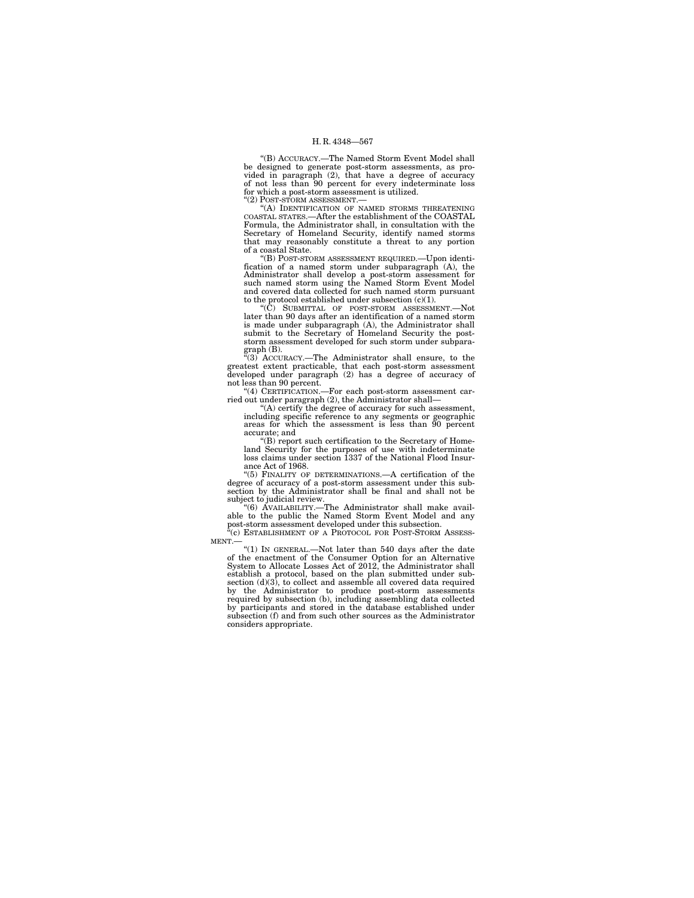"(B) ACCURACY.—The Named Storm Event Model shall be designed to generate post-storm assessments, as provided in paragraph (2), that have a degree of accuracy of not less than 90 percent for every indeterminate loss for which a post-storm assessment is utilized.

"(2) POST-STORM ASSESSMENT.—

"(A) IDENTIFICATION OF NAMED STORMS THREATENING COASTAL STATES.—After the establishment of the COASTAL Formula, the Administrator shall, in consultation with the Secretary of Homeland Security, identify named storms that may reasonably constitute a threat to any portion of a coastal State.

"(B) POST-STORM ASSESSMENT REQUIRED.—Upon identification of a named storm under subparagraph (A), the Administrator shall develop a post-storm assessment for such named storm using the Named Storm Event Model and covered data collected for such named storm pursuant to the protocol established under subsection (c)(1).

"(C) SUBMITTAL OF POST-STORM ASSESSMENT.—Not later than 90 days after an identification of a named storm is made under subparagraph (A), the Administrator shall submit to the Secretary of Homeland Security the post-storm assessment developed for such storm under subparagraph (B).

"(3) ACCURACY.—The Administrator shall ensure, to the greatest extent practicable, that each post-storm assessment developed under paragraph (2) has a degree of accuracy of not less than 90 percent.

"(4) CERTIFICATION.—For each post-storm assessment carried out under paragraph (2), the Administrator shall—

"(A) certify the degree of accuracy for such assessment, including specific reference to any segments or geographic areas for which the assessment is less than 90 percent accurate; and

"(B) report such certification to the Secretary of Homeland Security for the purposes of use with indeterminate loss claims under section 1337 of the National Flood Insurance Act of 1968.

"(5) FINALITY OF DETERMINATIONS.—A certification of the degree of accuracy of a post-storm assessment under this subsection by the Administrator shall be final and shall not be subject to judicial review.

"(6) AVAILABILITY.—The Administrator shall make available to the public the Named Storm Event Model and any post-storm assessment developed under this subsection.

"(c) ESTABLISHMENT OF A PROTOCOL FOR POST-STORM ASSESSMENT.—

"(1) IN GENERAL.—Not later than 540 days after the date of the enactment of the Consumer Option for an Alternative System to Allocate Losses Act of 2012, the Administrator shall establish a protocol, based on the plan submitted under subsection (d)(3), to collect and assemble all covered data required by the Administrator to produce post-storm assessments required by subsection (b), including assembling data collected by participants and stored in the database established under subsection (f) and from such other sources as the Administrator considers appropriate.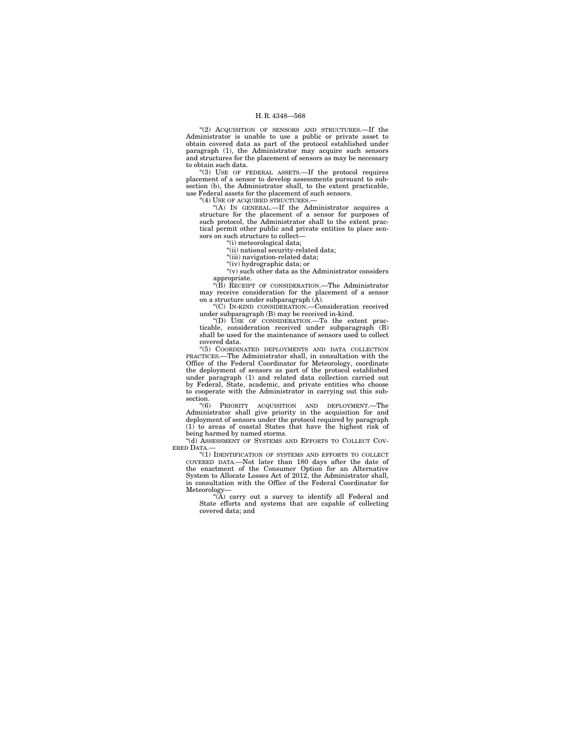"(2) ACQUISITION OF SENSORS AND STRUCTURES.—If the Administrator is unable to use a public or private asset to obtain covered data as part of the protocol established under paragraph (1), the Administrator may acquire such sensors and structures for the placement of sensors as may be necessary to obtain such data.

"(3) USE OF FEDERAL ASSETS.—If the protocol requires placement of a sensor to develop assessments pursuant to subsection (b), the Administrator shall, to the extent practicable, use Federal assets for the placement of such sensors.

"(4) USE OF ACQUIRED STRUCTURES.—

"(A) IN GENERAL.—If the Administrator acquires a structure for the placement of a sensor for purposes of such protocol, the Administrator shall to the extent practical permit other public and private entities to place sensors on such structure to collect—

"(i) meteorological data;

"(ii) national security-related data;

"(iii) navigation-related data;

"(iv) hydrographic data; or

"(v) such other data as the Administrator considers appropriate.

"(B) RECEIPT OF CONSIDERATION.—The Administrator may receive consideration for the placement of a sensor on a structure under subparagraph (A).

"(C) IN-KIND CONSIDERATION.—Consideration received under subparagraph (B) may be received in-kind.

"(D) USE OF CONSIDERATION.—To the extent practicable, consideration received under subparagraph (B) shall be used for the maintenance of sensors used to collect covered data.

"(5) COORDINATED DEPLOYMENTS AND DATA COLLECTION PRACTICES.—The Administrator shall, in consultation with the Office of the Federal Coordinator for Meteorology, coordinate the deployment of sensors as part of the protocol established under paragraph (1) and related data collection carried out by Federal, State, academic, and private entities who choose to cooperate with the Administrator in carrying out this subsection.

"(6) PRIORITY ACQUISITION AND DEPLOYMENT.—The Administrator shall give priority in the acquisition for and deployment of sensors under the protocol required by paragraph (1) to areas of coastal States that have the highest risk of being harmed by named storms.

"(d) ASSESSMENT OF SYSTEMS AND EFFORTS TO COLLECT COVERED DATA.—

"(1) IDENTIFICATION OF SYSTEMS AND EFFORTS TO COLLECT COVERED DATA.—Not later than 180 days after the date of the enactment of the Consumer Option for an Alternative System to Allocate Losses Act of 2012, the Administrator shall, in consultation with the Office of the Federal Coordinator for Meteorology—

"(A) carry out a survey to identify all Federal and State efforts and systems that are capable of collecting covered data; and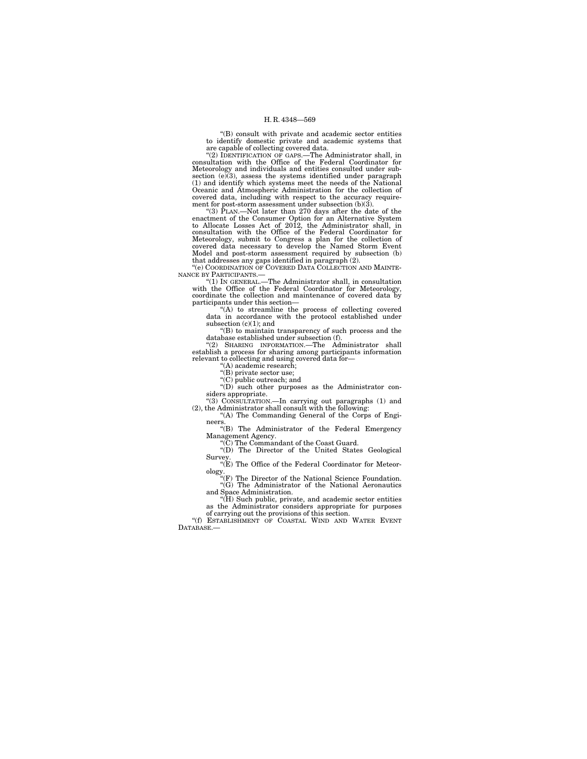"(B) consult with private and academic sector entities to identify domestic private and academic systems that are capable of collecting covered data.

"(2) IDENTIFICATION OF GAPS.—The Administrator shall, in consultation with the Office of the Federal Coordinator for Meteorology and individuals and entities consulted under subsection (e)(3), assess the systems identified under paragraph (1) and identify which systems meet the needs of the National Oceanic and Atmospheric Administration for the collection of covered data, including with respect to the accuracy requirement for post-storm assessment under subsection (b)(3).

"(3) PLAN.—Not later than 270 days after the date of the enactment of the Consumer Option for an Alternative System to Allocate Losses Act of 2012, the Administrator shall, in consultation with the Office of the Federal Coordinator for Meteorology, submit to Congress a plan for the collection of covered data necessary to develop the Named Storm Event Model and post-storm assessment required by subsection (b) that addresses any gaps identified in paragraph (2).

"(e) COORDINATION OF COVERED DATA COLLECTION AND MAINTENANCE BY PARTICIPANTS.—

"(1) IN GENERAL.—The Administrator shall, in consultation with the Office of the Federal Coordinator for Meteorology, coordinate the collection and maintenance of covered data by participants under this section—

"(A) to streamline the process of collecting covered data in accordance with the protocol established under subsection (c)(1); and

"(B) to maintain transparency of such process and the database established under subsection (f).

"(2) SHARING INFORMATION.—The Administrator shall establish a process for sharing among participants information relevant to collecting and using covered data for—

"(A) academic research;

"(B) private sector use;

"(C) public outreach; and

"(D) such other purposes as the Administrator considers appropriate.

"(3) CONSULTATION.—In carrying out paragraphs (1) and (2), the Administrator shall consult with the following:

"(A) The Commanding General of the Corps of Engineers.

"(B) The Administrator of the Federal Emergency Management Agency.

"(C) The Commandant of the Coast Guard.

"(D) The Director of the United States Geological Survey.

"(E) The Office of the Federal Coordinator for Meteorology.

"(F) The Director of the National Science Foundation.

"(G) The Administrator of the National Aeronautics and Space Administration.

"(H) Such public, private, and academic sector entities as the Administrator considers appropriate for purposes of carrying out the provisions of this section.

"(f) ESTABLISHMENT OF COASTAL WIND AND WATER EVENT DATABASE.—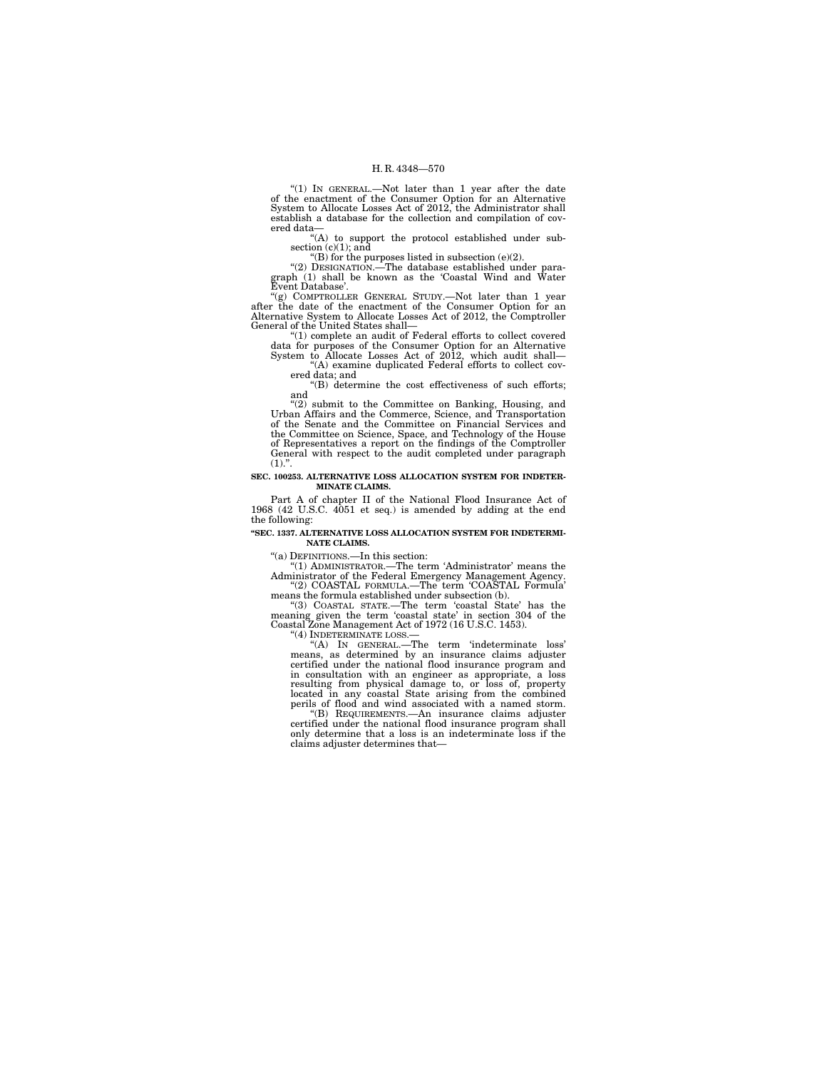"(1) IN GENERAL.—Not later than 1 year after the date of the enactment of the Consumer Option for an Alternative System to Allocate Losses Act of 2012, the Administrator shall establish a database for the collection and compilation of covered data—

"(A) to support the protocol established under subsection (c)(1); and

"(B) for the purposes listed in subsection (e)(2).

"(2) DESIGNATION.—The database established under paragraph (1) shall be known as the 'Coastal Wind and Water Event Database'.

"(g) COMPTROLLER GENERAL STUDY.—Not later than 1 year after the date of the enactment of the Consumer Option for an Alternative System to Allocate Losses Act of 2012, the Comptroller General of the United States shall—

"(1) complete an audit of Federal efforts to collect covered data for purposes of the Consumer Option for an Alternative System to Allocate Losses Act of 2012, which audit shall—

"(A) examine duplicated Federal efforts to collect covered data; and

"(B) determine the cost effectiveness of such efforts; and

"(2) submit to the Committee on Banking, Housing, and Urban Affairs and the Commerce, Science, and Transportation of the Senate and the Committee on Financial Services and the Committee on Science, Space, and Technology of the House of Representatives a report on the findings of the Comptroller General with respect to the audit completed under paragraph (1).".

**SEC. 100253. ALTERNATIVE LOSS ALLOCATION SYSTEM FOR INDETERMINATE CLAIMS.**

Part A of chapter II of the National Flood Insurance Act of 1968 (42 U.S.C. 4051 et seq.) is amended by adding at the end the following:

**"SEC. 1337. ALTERNATIVE LOSS ALLOCATION SYSTEM FOR INDETERMINATE CLAIMS.**

"(a) DEFINITIONS.—In this section:

"(1) ADMINISTRATOR.—The term 'Administrator' means the Administrator of the Federal Emergency Management Agency.

"(2) COASTAL FORMULA.—The term 'COASTAL Formula' means the formula established under subsection (b).

"(3) COASTAL STATE.—The term 'coastal State' has the meaning given the term 'coastal state' in section 304 of the Coastal Zone Management Act of 1972 (16 U.S.C. 1453).

"(4) INDETERMINATE LOSS.—

"(A) IN GENERAL.—The term 'indeterminate loss' means, as determined by an insurance claims adjuster certified under the national flood insurance program and in consultation with an engineer as appropriate, a loss resulting from physical damage to, or loss of, property located in any coastal State arising from the combined perils of flood and wind associated with a named storm.

"(B) REQUIREMENTS.—An insurance claims adjuster certified under the national flood insurance program shall only determine that a loss is an indeterminate loss if the claims adjuster determines that—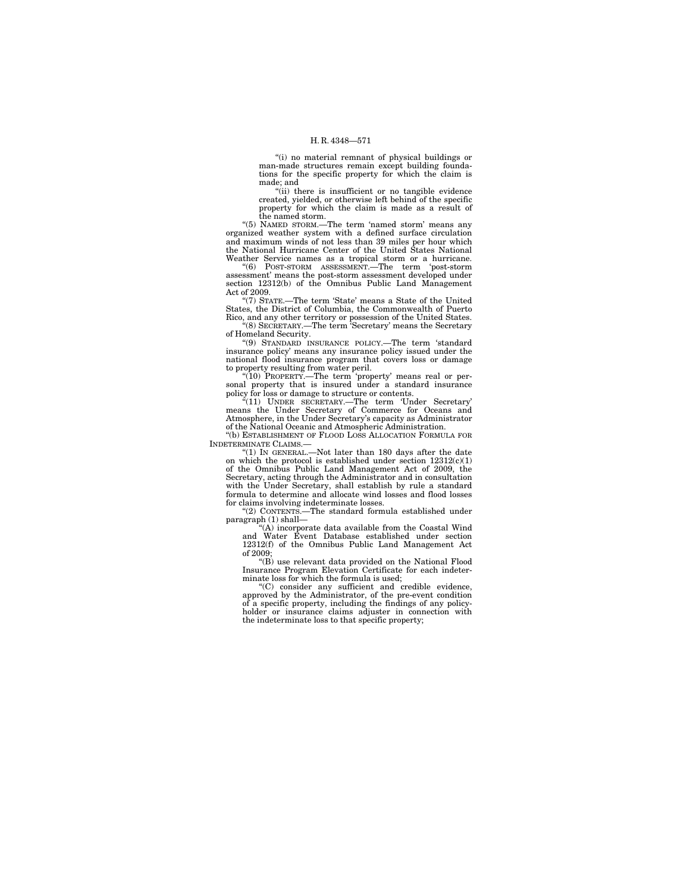"(i) no material remnant of physical buildings or man-made structures remain except building foundations for the specific property for which the claim is made; and

"(ii) there is insufficient or no tangible evidence created, yielded, or otherwise left behind of the specific property for which the claim is made as a result of the named storm.

"(5) NAMED STORM.—The term 'named storm' means any organized weather system with a defined surface circulation and maximum winds of not less than 39 miles per hour which the National Hurricane Center of the United States National Weather Service names as a tropical storm or a hurricane.

"(6) POST-STORM ASSESSMENT.—The term 'post-storm assessment' means the post-storm assessment developed under section 12312(b) of the Omnibus Public Land Management Act of 2009.

"(7) STATE.—The term 'State' means a State of the United States, the District of Columbia, the Commonwealth of Puerto Rico, and any other territory or possession of the United States.

"(8) SECRETARY.—The term 'Secretary' means the Secretary of Homeland Security.

"(9) STANDARD INSURANCE POLICY.—The term 'standard insurance policy' means any insurance policy issued under the national flood insurance program that covers loss or damage to property resulting from water peril.

"(10) PROPERTY.—The term 'property' means real or personal property that is insured under a standard insurance policy for loss or damage to structure or contents.

"(11) UNDER SECRETARY.—The term 'Under Secretary' means the Under Secretary of Commerce for Oceans and Atmosphere, in the Under Secretary's capacity as Administrator of the National Oceanic and Atmospheric Administration.

"(b) ESTABLISHMENT OF FLOOD LOSS ALLOCATION FORMULA FOR INDETERMINATE CLAIMS.—

"(1) IN GENERAL.—Not later than 180 days after the date on which the protocol is established under section 12312(c)(1) of the Omnibus Public Land Management Act of 2009, the Secretary, acting through the Administrator and in consultation with the Under Secretary, shall establish by rule a standard formula to determine and allocate wind losses and flood losses for claims involving indeterminate losses.

"(2) CONTENTS.—The standard formula established under paragraph (1) shall—

"(A) incorporate data available from the Coastal Wind and Water Event Database established under section 12312(f) of the Omnibus Public Land Management Act of 2009;

"(B) use relevant data provided on the National Flood Insurance Program Elevation Certificate for each indeterminate loss for which the formula is used;

"(C) consider any sufficient and credible evidence, approved by the Administrator, of the pre-event condition of a specific property, including the findings of any policyholder or insurance claims adjuster in connection with the indeterminate loss to that specific property;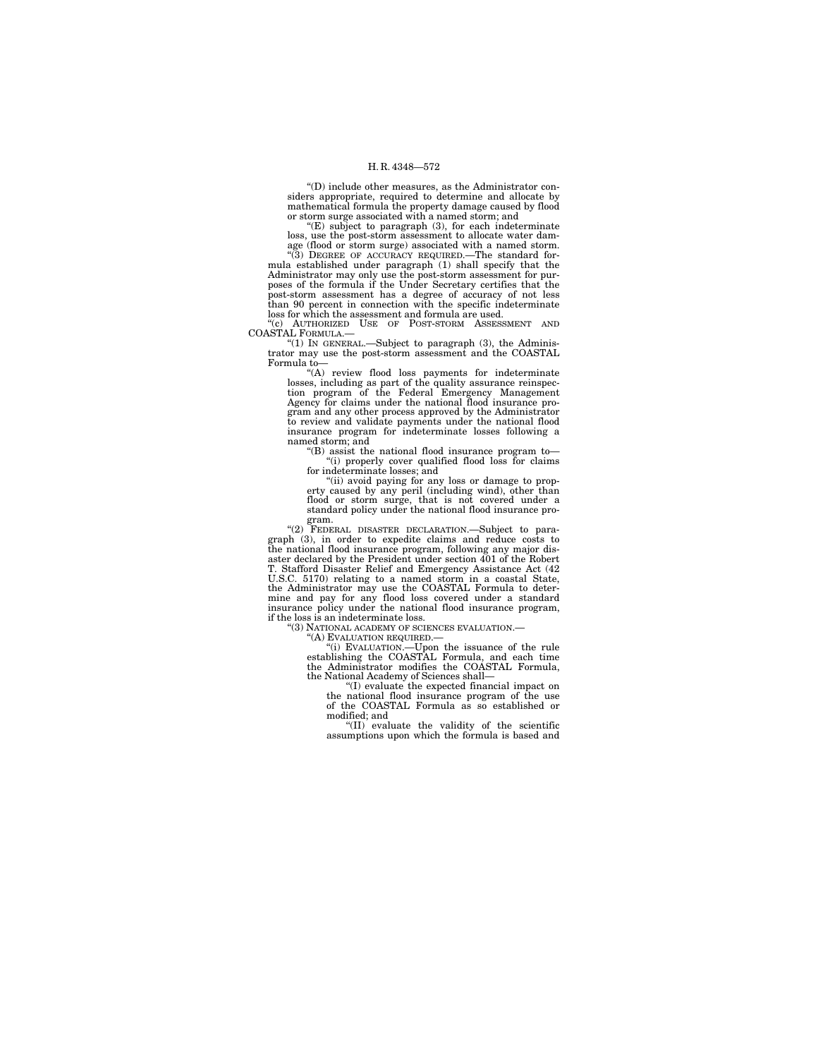"(D) include other measures, as the Administrator considers appropriate, required to determine and allocate by mathematical formula the property damage caused by flood or storm surge associated with a named storm; and

"(E) subject to paragraph (3), for each indeterminate loss, use the post-storm assessment to allocate water damage (flood or storm surge) associated with a named storm.

"(3) DEGREE OF ACCURACY REQUIRED.—The standard formula established under paragraph (1) shall specify that the Administrator may only use the post-storm assessment for purposes of the formula if the Under Secretary certifies that the post-storm assessment has a degree of accuracy of not less than 90 percent in connection with the specific indeterminate loss for which the assessment and formula are used.

"(c) AUTHORIZED USE OF POST-STORM ASSESSMENT AND COASTAL FORMULA.—

"(1) IN GENERAL.—Subject to paragraph (3), the Administrator may use the post-storm assessment and the COASTAL Formula to—

"(A) review flood loss payments for indeterminate losses, including as part of the quality assurance reinspection program of the Federal Emergency Management Agency for claims under the national flood insurance program and any other process approved by the Administrator to review and validate payments under the national flood insurance program for indeterminate losses following a named storm; and

"(B) assist the national flood insurance program to—

"(i) properly cover qualified flood loss for claims for indeterminate losses; and

"(ii) avoid paying for any loss or damage to property caused by any peril (including wind), other than flood or storm surge, that is not covered under a standard policy under the national flood insurance program.

"(2) FEDERAL DISASTER DECLARATION.—Subject to paragraph (3), in order to expedite claims and reduce costs to the national flood insurance program, following any major disaster declared by the President under section 401 of the Robert T. Stafford Disaster Relief and Emergency Assistance Act (42 U.S.C. 5170) relating to a named storm in a coastal State, the Administrator may use the COASTAL Formula to determine and pay for any flood loss covered under a standard insurance policy under the national flood insurance program, if the loss is an indeterminate loss.

"(3) NATIONAL ACADEMY OF SCIENCES EVALUATION.—

"(A) EVALUATION REQUIRED.—

"(i) EVALUATION.—Upon the issuance of the rule establishing the COASTAL Formula, and each time the Administrator modifies the COASTAL Formula, the National Academy of Sciences shall—

"(I) evaluate the expected financial impact on the national flood insurance program of the use of the COASTAL Formula as so established or modified; and

"(II) evaluate the validity of the scientific assumptions upon which the formula is based and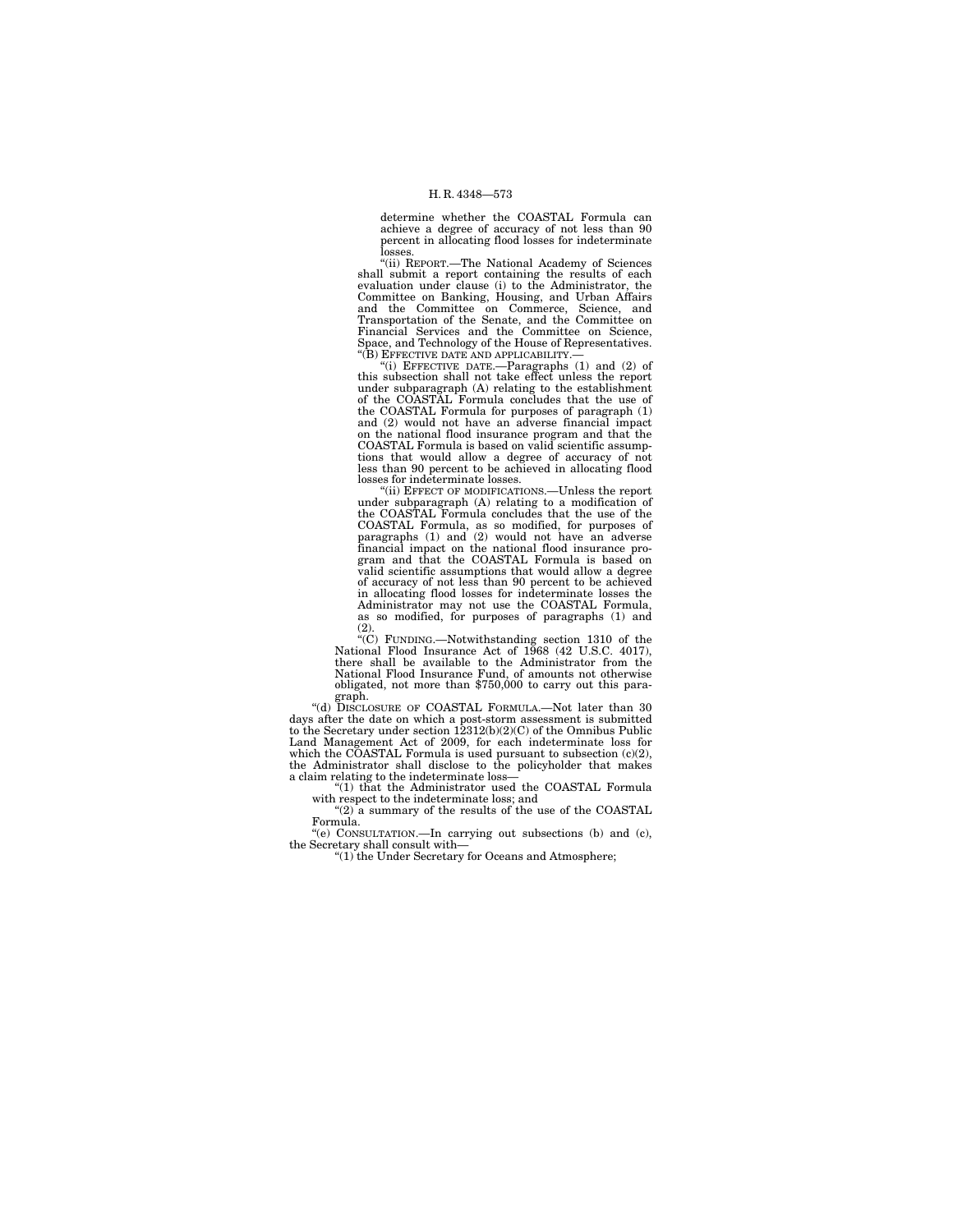determine whether the COASTAL Formula can achieve a degree of accuracy of not less than 90 percent in allocating flood losses for indeterminate losses.

"(ii) REPORT.—The National Academy of Sciences shall submit a report containing the results of each evaluation under clause (i) to the Administrator, the Committee on Banking, Housing, and Urban Affairs and the Committee on Commerce, Science, and Transportation of the Senate, and the Committee on Financial Services and the Committee on Science, Space, and Technology of the House of Representatives.

"(B) EFFECTIVE DATE AND APPLICABILITY.—

"(i) EFFECTIVE DATE.—Paragraphs (1) and (2) of this subsection shall not take effect unless the report under subparagraph (A) relating to the establishment of the COASTAL Formula concludes that the use of the COASTAL Formula for purposes of paragraph (1) and (2) would not have an adverse financial impact on the national flood insurance program and that the COASTAL Formula is based on valid scientific assumptions that would allow a degree of accuracy of not less than 90 percent to be achieved in allocating flood losses for indeterminate losses.

"(ii) EFFECT OF MODIFICATIONS.—Unless the report under subparagraph (A) relating to a modification of the COASTAL Formula concludes that the use of the COASTAL Formula, as so modified, for purposes of paragraphs (1) and (2) would not have an adverse financial impact on the national flood insurance program and that the COASTAL Formula is based on valid scientific assumptions that would allow a degree of accuracy of not less than 90 percent to be achieved in allocating flood losses for indeterminate losses the Administrator may not use the COASTAL Formula, as so modified, for purposes of paragraphs (1) and (2).

"(C) FUNDING.—Notwithstanding section 1310 of the National Flood Insurance Act of 1968 (42 U.S.C. 4017), there shall be available to the Administrator from the National Flood Insurance Fund, of amounts not otherwise obligated, not more than $750,000 to carry out this paragraph.

"(d) DISCLOSURE OF COASTAL FORMULA.—Not later than 30 days after the date on which a post-storm assessment is submitted to the Secretary under section 12312(b)(2)(C) of the Omnibus Public Land Management Act of 2009, for each indeterminate loss for which the COASTAL Formula is used pursuant to subsection (c)(2), the Administrator shall disclose to the policyholder that makes a claim relating to the indeterminate loss—

"(1) that the Administrator used the COASTAL Formula with respect to the indeterminate loss; and

"(2) a summary of the results of the use of the COASTAL Formula.

"(e) CONSULTATION.—In carrying out subsections (b) and (c), the Secretary shall consult with—

"(1) the Under Secretary for Oceans and Atmosphere;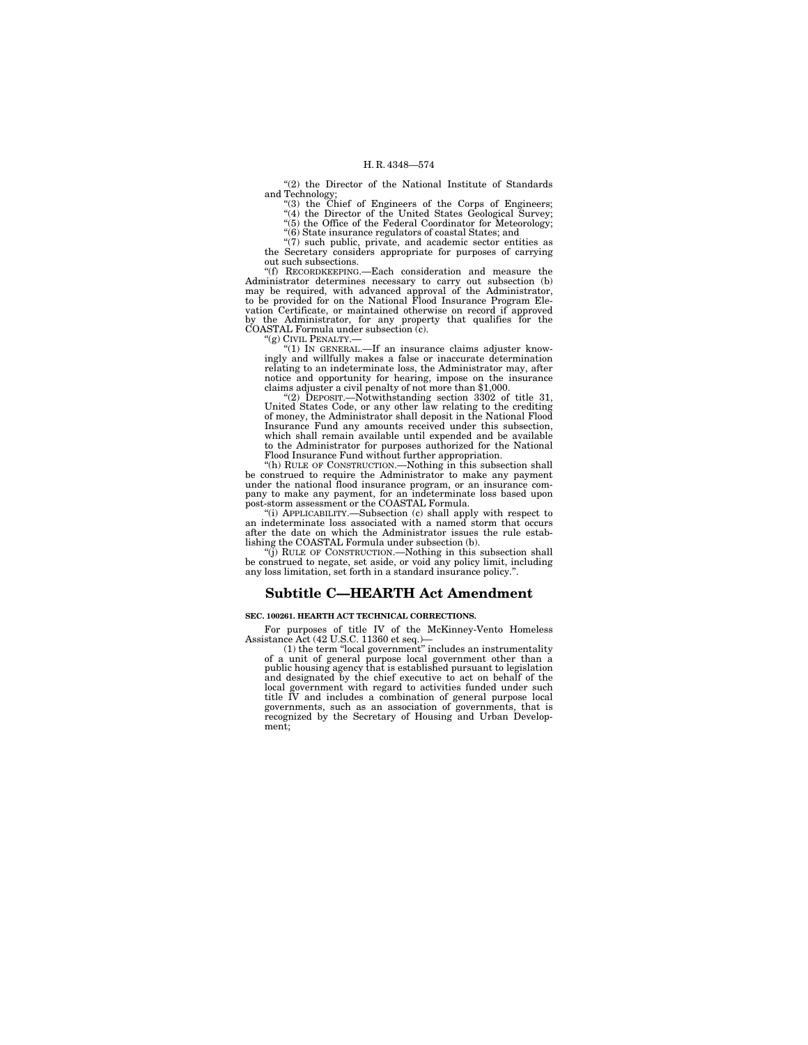"(2) the Director of the National Institute of Standards and Technology;

"(3) the Chief of Engineers of the Corps of Engineers;

"(4) the Director of the United States Geological Survey;

"(5) the Office of the Federal Coordinator for Meteorology;

"(6) State insurance regulators of coastal States; and

"(7) such public, private, and academic sector entities as the Secretary considers appropriate for purposes of carrying out such subsections.

"(f) RECORDKEEPING.—Each consideration and measure the Administrator determines necessary to carry out subsection (b) may be required, with advanced approval of the Administrator, to be provided for on the National Flood Insurance Program Elevation Certificate, or maintained otherwise on record if approved by the Administrator, for any property that qualifies for the COASTAL Formula under subsection (c).

"(g) CIVIL PENALTY.—

"(1) IN GENERAL.—If an insurance claims adjuster knowingly and willfully makes a false or inaccurate determination relating to an indeterminate loss, the Administrator may, after notice and opportunity for hearing, impose on the insurance claims adjuster a civil penalty of not more than $1,000.

"(2) DEPOSIT.—Notwithstanding section 3302 of title 31, United States Code, or any other law relating to the crediting of money, the Administrator shall deposit in the National Flood Insurance Fund any amounts received under this subsection, which shall remain available until expended and be available to the Administrator for purposes authorized for the National Flood Insurance Fund without further appropriation.

"(h) RULE OF CONSTRUCTION.—Nothing in this subsection shall be construed to require the Administrator to make any payment under the national flood insurance program, or an insurance company to make any payment, for an indeterminate loss based upon post-storm assessment or the COASTAL Formula.

"(i) APPLICABILITY.—Subsection (c) shall apply with respect to an indeterminate loss associated with a named storm that occurs after the date on which the Administrator issues the rule establishing the COASTAL Formula under subsection (b).

"(j) RULE OF CONSTRUCTION.—Nothing in this subsection shall be construed to negate, set aside, or void any policy limit, including any loss limitation, set forth in a standard insurance policy.".

## Subtitle C—HEARTH Act Amendment

**SEC. 100261. HEARTH ACT TECHNICAL CORRECTIONS.**

For purposes of title IV of the McKinney-Vento Homeless Assistance Act (42 U.S.C. 11360 et seq.)—

(1) the term "local government" includes an instrumentality of a unit of general purpose local government other than a public housing agency that is established pursuant to legislation and designated by the chief executive to act on behalf of the local government with regard to activities funded under such title IV and includes a combination of general purpose local governments, such as an association of governments, that is recognized by the Secretary of Housing and Urban Development;